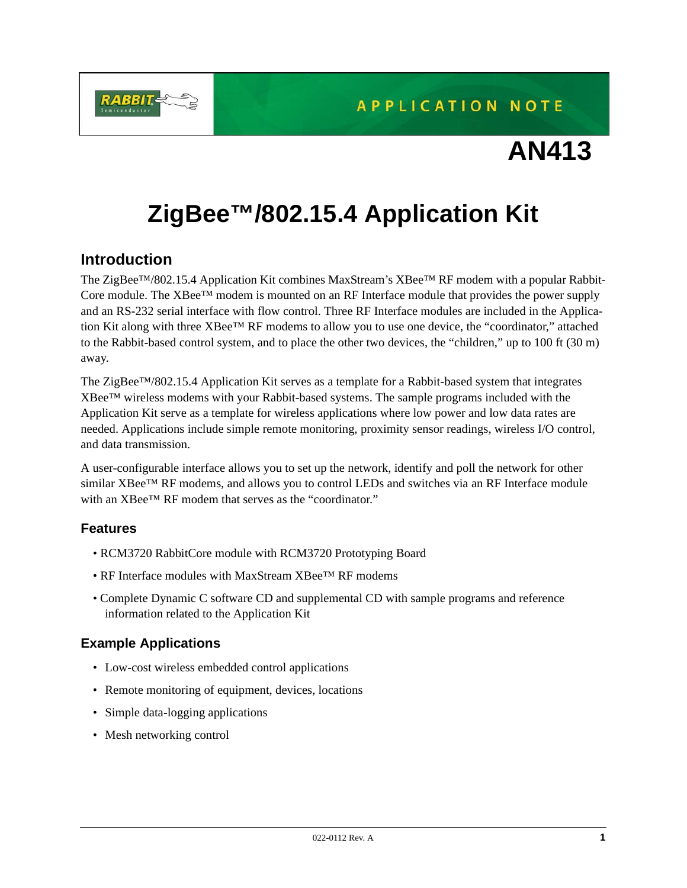APPLICATION NOTE

AN413

# ZigBee™/802.15.4 Application Kit

## Introduction

The ZigBee™/802.15.4 Application Kit combines MaxStream's XBee™ RF modem with a popular RabbitCore module. The XBee™ modem is mounted on an RF Interface module that provides the power supply and an RS-232 serial interface with flow control. Three RF Interface modules are included in the Application Kit along with three XBee™ RF modems to allow you to use one device, the "coordinator," attached to the Rabbit-based control system, and to place the other two devices, the "children," up to 100 ft (30 m) away.

The ZigBee™/802.15.4 Application Kit serves as a template for a Rabbit-based system that integrates XBee™ wireless modems with your Rabbit-based systems. The sample programs included with the Application Kit serve as a template for wireless applications where low power and low data rates are needed. Applications include simple remote monitoring, proximity sensor readings, wireless I/O control, and data transmission.

A user-configurable interface allows you to set up the network, identify and poll the network for other similar XBee™ RF modems, and allows you to control LEDs and switches via an RF Interface module with an XBee™ RF modem that serves as the "coordinator."

### Features

- RCM3720 RabbitCore module with RCM3720 Prototyping Board
- RF Interface modules with MaxStream XBee™ RF modems
- Complete Dynamic C software CD and supplemental CD with sample programs and reference information related to the Application Kit

### Example Applications

- Low-cost wireless embedded control applications
- Remote monitoring of equipment, devices, locations
- Simple data-logging applications
- Mesh networking control

022-0112 Rev. A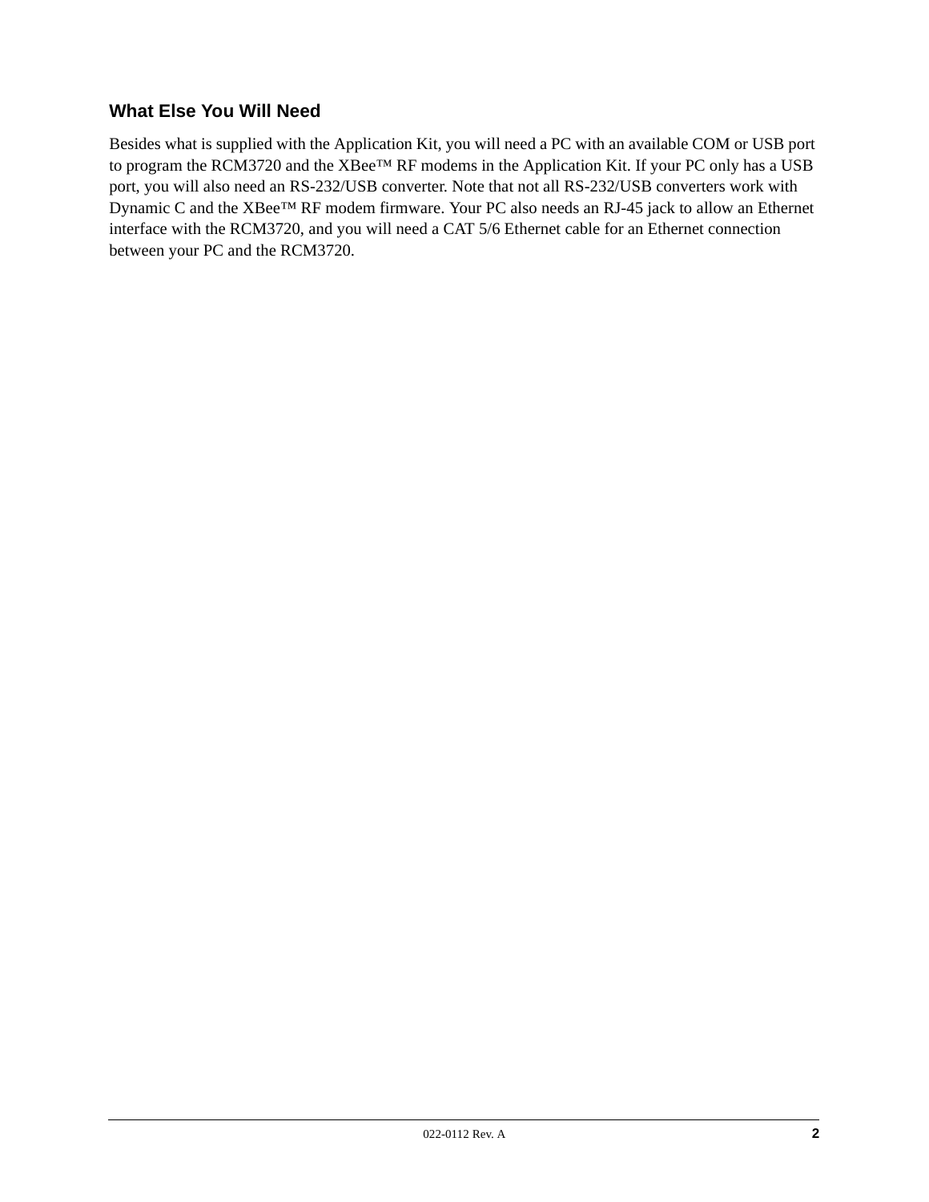### What Else You Will Need

Besides what is supplied with the Application Kit, you will need a PC with an available COM or USB port to program the RCM3720 and the XBee™ RF modems in the Application Kit. If your PC only has a USB port, you will also need an RS-232/USB converter. Note that not all RS-232/USB converters work with Dynamic C and the XBee™ RF modem firmware. Your PC also needs an RJ-45 jack to allow an Ethernet interface with the RCM3720, and you will need a CAT 5/6 Ethernet cable for an Ethernet connection between your PC and the RCM3720.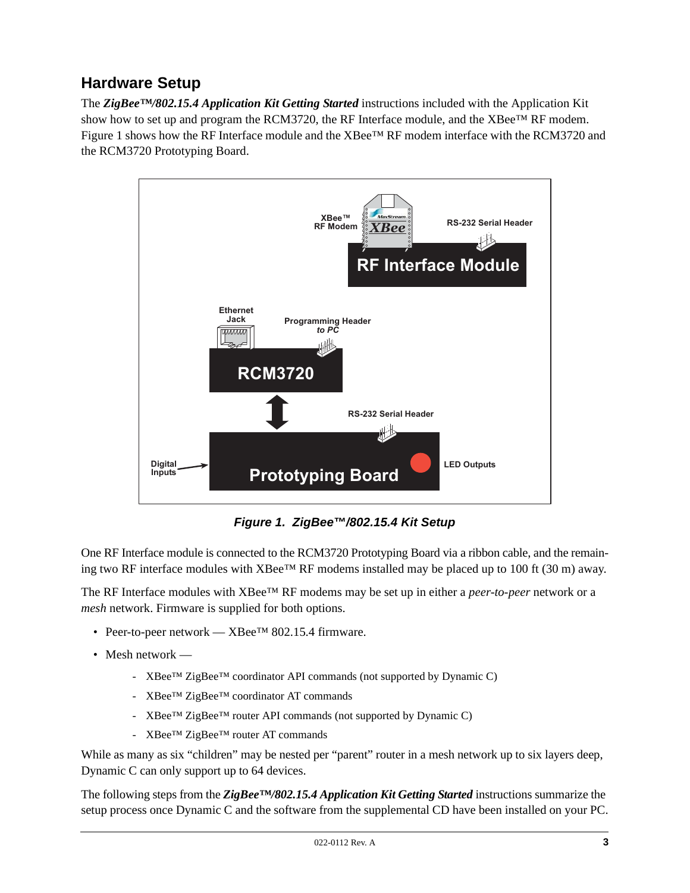## Hardware Setup

The ***ZigBee™/802.15.4 Application Kit Getting Started*** instructions included with the Application Kit show how to set up and program the RCM3720, the RF Interface module, and the XBee™ RF modem. Figure 1 shows how the RF Interface module and the XBee™ RF modem interface with the RCM3720 and the RCM3720 Prototyping Board.

***Figure 1. ZigBee™/802.15.4 Kit Setup***

One RF Interface module is connected to the RCM3720 Prototyping Board via a ribbon cable, and the remaining two RF interface modules with XBee™ RF modems installed may be placed up to 100 ft (30 m) away.

The RF Interface modules with XBee™ RF modems may be set up in either a *peer-to-peer* network or a *mesh* network. Firmware is supplied for both options.

- Peer-to-peer network — XBee™ 802.15.4 firmware.
- Mesh network —
  - XBee™ ZigBee™ coordinator API commands (not supported by Dynamic C)
  - XBee™ ZigBee™ coordinator AT commands
  - XBee™ ZigBee™ router API commands (not supported by Dynamic C)
  - XBee™ ZigBee™ router AT commands

While as many as six "children" may be nested per "parent" router in a mesh network up to six layers deep, Dynamic C can only support up to 64 devices.

The following steps from the ***ZigBee™/802.15.4 Application Kit Getting Started*** instructions summarize the setup process once Dynamic C and the software from the supplemental CD have been installed on your PC.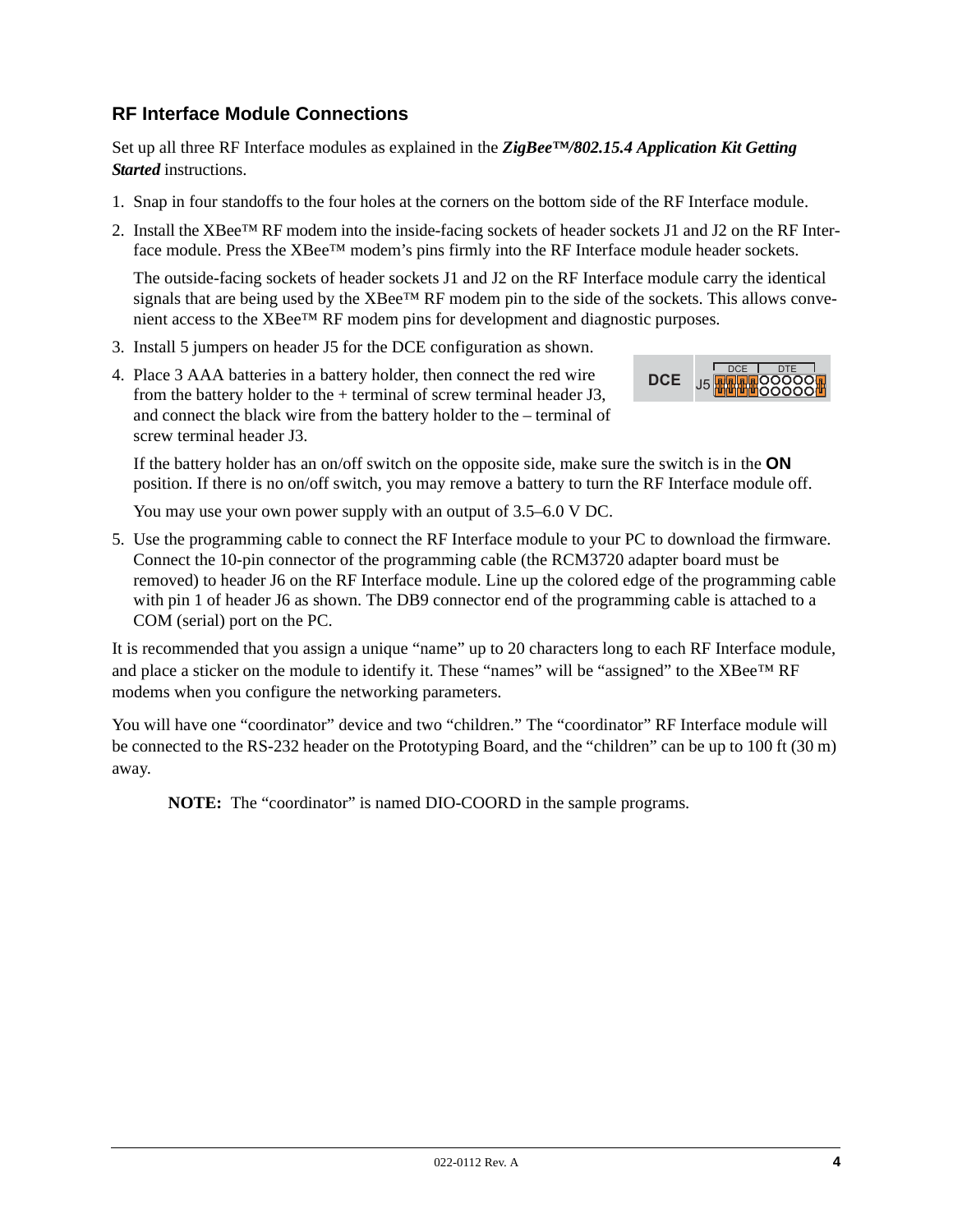## RF Interface Module Connections

Set up all three RF Interface modules as explained in the ***ZigBee™/802.15.4 Application Kit Getting Started*** instructions.

1. Snap in four standoffs to the four holes at the corners on the bottom side of the RF Interface module.
2. Install the XBee™ RF modem into the inside-facing sockets of header sockets J1 and J2 on the RF Interface module. Press the XBee™ modem's pins firmly into the RF Interface module header sockets.

   The outside-facing sockets of header sockets J1 and J2 on the RF Interface module carry the identical signals that are being used by the XBee™ RF modem pin to the side of the sockets. This allows convenient access to the XBee™ RF modem pins for development and diagnostic purposes.
3. Install 5 jumpers on header J5 for the DCE configuration as shown.
4. Place 3 AAA batteries in a battery holder, then connect the red wire from the battery holder to the + terminal of screw terminal header J3, and connect the black wire from the battery holder to the – terminal of screw terminal header J3.

   If the battery holder has an on/off switch on the opposite side, make sure the switch is in the **ON** position. If there is no on/off switch, you may remove a battery to turn the RF Interface module off.

   You may use your own power supply with an output of 3.5–6.0 V DC.
5. Use the programming cable to connect the RF Interface module to your PC to download the firmware. Connect the 10-pin connector of the programming cable (the RCM3720 adapter board must be removed) to header J6 on the RF Interface module. Line up the colored edge of the programming cable with pin 1 of header J6 as shown. The DB9 connector end of the programming cable is attached to a COM (serial) port on the PC.

It is recommended that you assign a unique "name" up to 20 characters long to each RF Interface module, and place a sticker on the module to identify it. These "names" will be "assigned" to the XBee™ RF modems when you configure the networking parameters.

You will have one "coordinator" device and two "children." The "coordinator" RF Interface module will be connected to the RS-232 header on the Prototyping Board, and the "children" can be up to 100 ft (30 m) away.

> **NOTE:** The "coordinator" is named DIO-COORD in the sample programs.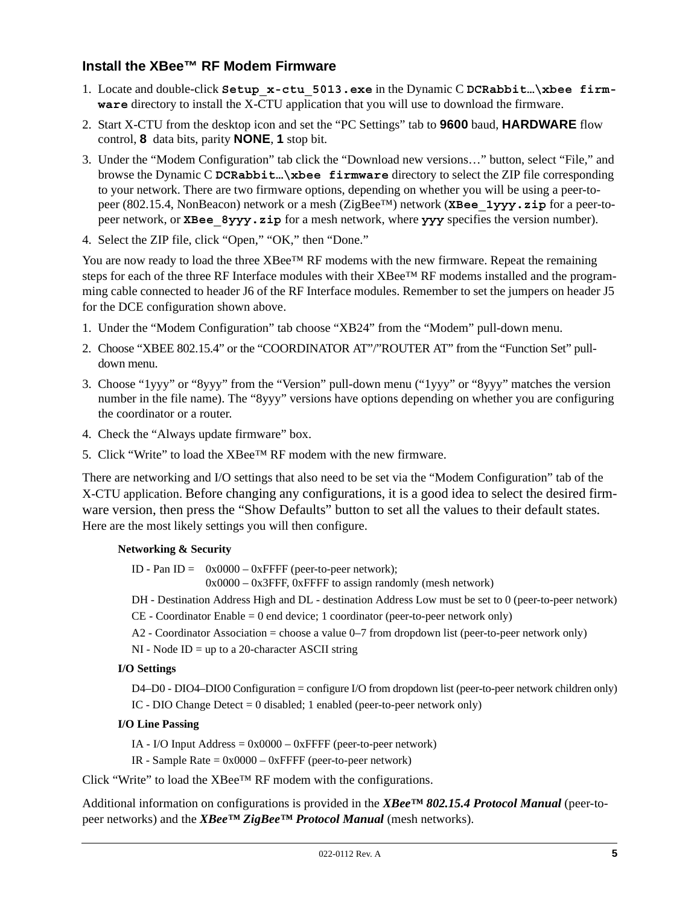## Install the XBee™ RF Modem Firmware

1. Locate and double-click **Setup_x-ctu_5013.exe** in the Dynamic C **DCRabbit...\xbee firmware** directory to install the X-CTU application that you will use to download the firmware.
2. Start X-CTU from the desktop icon and set the "PC Settings" tab to **9600** baud, **HARDWARE** flow control, **8** data bits, parity **NONE**, **1** stop bit.
3. Under the "Modem Configuration" tab click the "Download new versions…" button, select "File," and browse the Dynamic C **DCRabbit...\xbee firmware** directory to select the ZIP file corresponding to your network. There are two firmware options, depending on whether you will be using a peer-to-peer (802.15.4, NonBeacon) network or a mesh (ZigBee™) network (**XBee_1yyy.zip** for a peer-to-peer network, or **XBee_8yyy.zip** for a mesh network, where **yyy** specifies the version number).
4. Select the ZIP file, click "Open," "OK," then "Done."

You are now ready to load the three XBee™ RF modems with the new firmware. Repeat the remaining steps for each of the three RF Interface modules with their XBee™ RF modems installed and the programming cable connected to header J6 of the RF Interface modules. Remember to set the jumpers on header J5 for the DCE configuration shown above.

1. Under the "Modem Configuration" tab choose "XB24" from the "Modem" pull-down menu.
2. Choose "XBEE 802.15.4" or the "COORDINATOR AT"/"ROUTER AT" from the "Function Set" pull-down menu.
3. Choose "1yyy" or "8yyy" from the "Version" pull-down menu ("1yyy" or "8yyy" matches the version number in the file name). The "8yyy" versions have options depending on whether you are configuring the coordinator or a router.
4. Check the "Always update firmware" box.
5. Click "Write" to load the XBee™ RF modem with the new firmware.

There are networking and I/O settings that also need to be set via the "Modem Configuration" tab of the X-CTU application. Before changing any configurations, it is a good idea to select the desired firmware version, then press the "Show Defaults" button to set all the values to their default states. Here are the most likely settings you will then configure.

**Networking & Security**

ID - Pan ID = 0x0000 – 0xFFFF (peer-to-peer network);
0x0000 – 0x3FFF, 0xFFFF to assign randomly (mesh network)

DH - Destination Address High and DL - destination Address Low must be set to 0 (peer-to-peer network)

CE - Coordinator Enable = 0 end device; 1 coordinator (peer-to-peer network only)

A2 - Coordinator Association = choose a value 0–7 from dropdown list (peer-to-peer network only)

NI - Node ID = up to a 20-character ASCII string

**I/O Settings**

D4–D0 - DIO4–DIO0 Configuration = configure I/O from dropdown list (peer-to-peer network children only)

IC - DIO Change Detect = 0 disabled; 1 enabled (peer-to-peer network only)

**I/O Line Passing**

IA - I/O Input Address = 0x0000 – 0xFFFF (peer-to-peer network)

IR - Sample Rate = 0x0000 – 0xFFFF (peer-to-peer network)

Click "Write" to load the XBee™ RF modem with the configurations.

Additional information on configurations is provided in the ***XBee™ 802.15.4 Protocol Manual*** (peer-to-peer networks) and the ***XBee™ ZigBee™ Protocol Manual*** (mesh networks).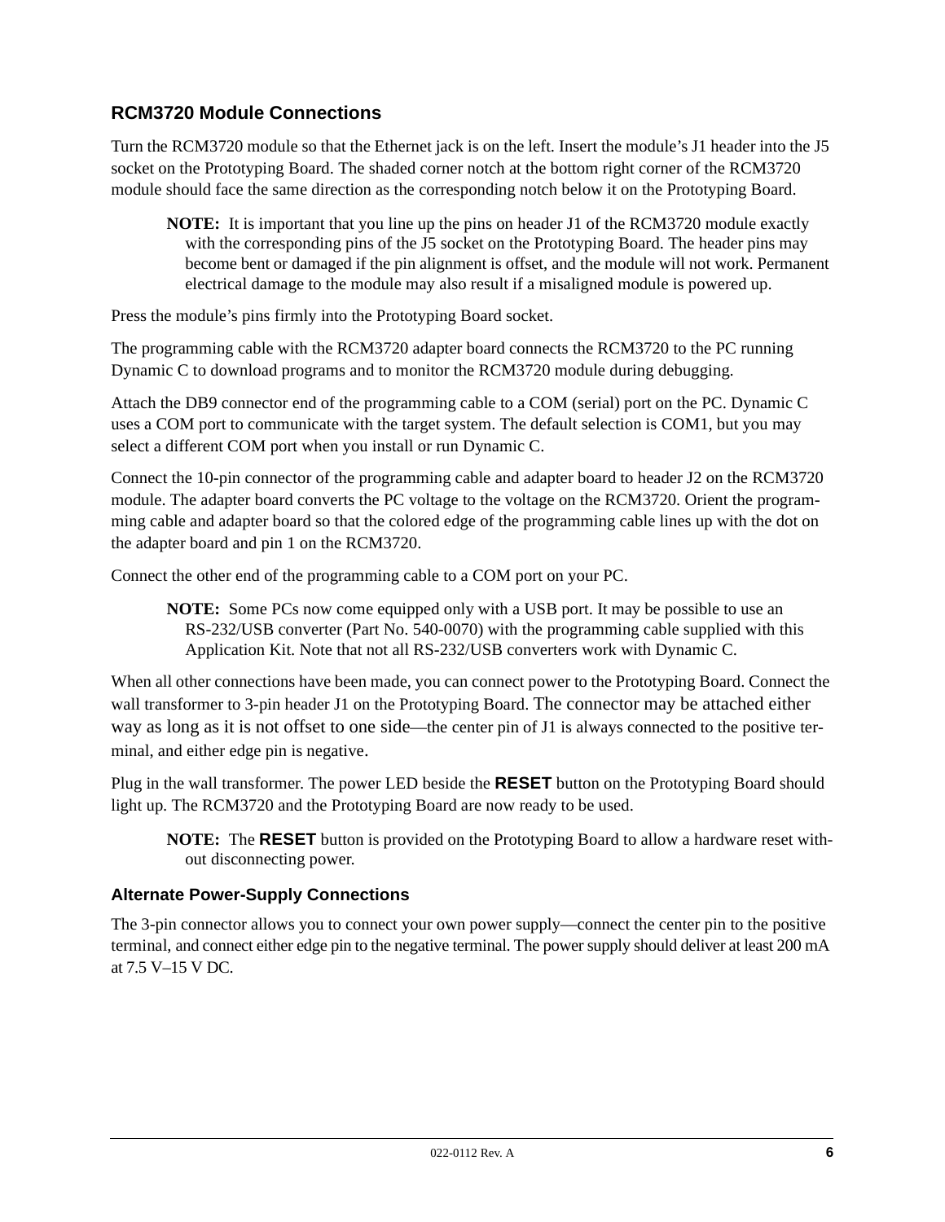## RCM3720 Module Connections

Turn the RCM3720 module so that the Ethernet jack is on the left. Insert the module's J1 header into the J5 socket on the Prototyping Board. The shaded corner notch at the bottom right corner of the RCM3720 module should face the same direction as the corresponding notch below it on the Prototyping Board.

> **NOTE:** It is important that you line up the pins on header J1 of the RCM3720 module exactly with the corresponding pins of the J5 socket on the Prototyping Board. The header pins may become bent or damaged if the pin alignment is offset, and the module will not work. Permanent electrical damage to the module may also result if a misaligned module is powered up.

Press the module's pins firmly into the Prototyping Board socket.

The programming cable with the RCM3720 adapter board connects the RCM3720 to the PC running Dynamic C to download programs and to monitor the RCM3720 module during debugging.

Attach the DB9 connector end of the programming cable to a COM (serial) port on the PC. Dynamic C uses a COM port to communicate with the target system. The default selection is COM1, but you may select a different COM port when you install or run Dynamic C.

Connect the 10-pin connector of the programming cable and adapter board to header J2 on the RCM3720 module. The adapter board converts the PC voltage to the voltage on the RCM3720. Orient the programming cable and adapter board so that the colored edge of the programming cable lines up with the dot on the adapter board and pin 1 on the RCM3720.

Connect the other end of the programming cable to a COM port on your PC.

> **NOTE:** Some PCs now come equipped only with a USB port. It may be possible to use an RS-232/USB converter (Part No. 540-0070) with the programming cable supplied with this Application Kit. Note that not all RS-232/USB converters work with Dynamic C.

When all other connections have been made, you can connect power to the Prototyping Board. Connect the wall transformer to 3-pin header J1 on the Prototyping Board. The connector may be attached either way as long as it is not offset to one side—the center pin of J1 is always connected to the positive terminal, and either edge pin is negative.

Plug in the wall transformer. The power LED beside the **RESET** button on the Prototyping Board should light up. The RCM3720 and the Prototyping Board are now ready to be used.

> **NOTE:** The **RESET** button is provided on the Prototyping Board to allow a hardware reset without disconnecting power.

### Alternate Power-Supply Connections

The 3-pin connector allows you to connect your own power supply—connect the center pin to the positive terminal, and connect either edge pin to the negative terminal. The power supply should deliver at least 200 mA at 7.5 V–15 V DC.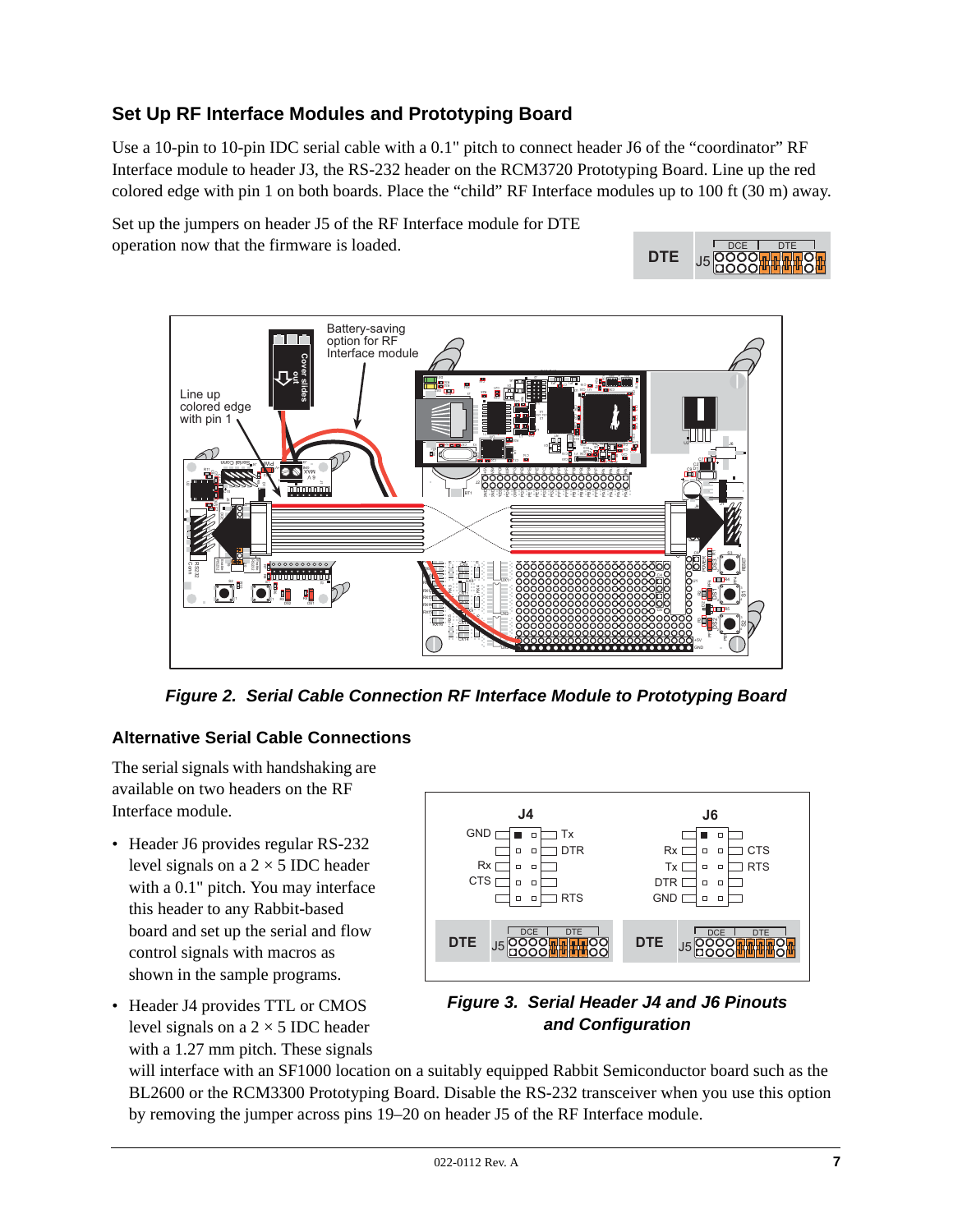## Set Up RF Interface Modules and Prototyping Board

Use a 10-pin to 10-pin IDC serial cable with a 0.1" pitch to connect header J6 of the "coordinator" RF Interface module to header J3, the RS-232 header on the RCM3720 Prototyping Board. Line up the red colored edge with pin 1 on both boards. Place the "child" RF Interface modules up to 100 ft (30 m) away.

Set up the jumpers on header J5 of the RF Interface module for DTE operation now that the firmware is loaded.

*Figure 2. Serial Cable Connection RF Interface Module to Prototyping Board*

### Alternative Serial Cable Connections

The serial signals with handshaking are available on two headers on the RF Interface module.

- Header J6 provides regular RS-232 level signals on a 2 × 5 IDC header with a 0.1" pitch. You may interface this header to any Rabbit-based board and set up the serial and flow control signals with macros as shown in the sample programs.
- Header J4 provides TTL or CMOS level signals on a 2 × 5 IDC header with a 1.27 mm pitch. These signals will interface with an SF1000 location on a suitably equipped Rabbit Semiconductor board such as the BL2600 or the RCM3300 Prototyping Board. Disable the RS-232 transceiver when you use this option by removing the jumper across pins 19–20 on header J5 of the RF Interface module.

*Figure 3. Serial Header J4 and J6 Pinouts and Configuration*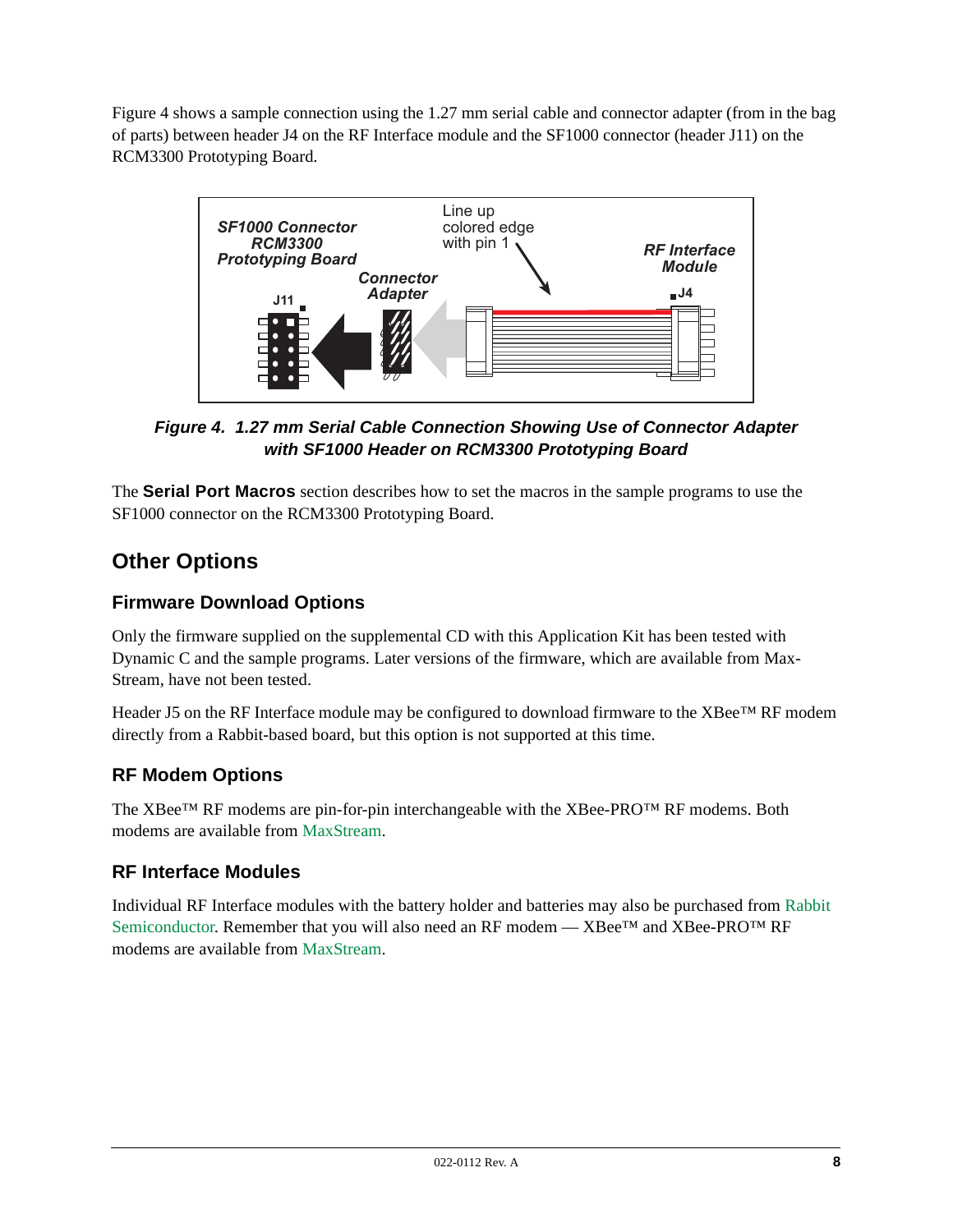Figure 4 shows a sample connection using the 1.27 mm serial cable and connector adapter (from in the bag of parts) between header J4 on the RF Interface module and the SF1000 connector (header J11) on the RCM3300 Prototyping Board.

***Figure 4. 1.27 mm Serial Cable Connection Showing Use of Connector Adapter with SF1000 Header on RCM3300 Prototyping Board***

The **Serial Port Macros** section describes how to set the macros in the sample programs to use the SF1000 connector on the RCM3300 Prototyping Board.

## Other Options

### Firmware Download Options

Only the firmware supplied on the supplemental CD with this Application Kit has been tested with Dynamic C and the sample programs. Later versions of the firmware, which are available from Max-Stream, have not been tested.

Header J5 on the RF Interface module may be configured to download firmware to the XBee™ RF modem directly from a Rabbit-based board, but this option is not supported at this time.

### RF Modem Options

The XBee™ RF modems are pin-for-pin interchangeable with the XBee-PRO™ RF modems. Both modems are available from MaxStream.

### RF Interface Modules

Individual RF Interface modules with the battery holder and batteries may also be purchased from Rabbit Semiconductor. Remember that you will also need an RF modem — XBee™ and XBee-PRO™ RF modems are available from MaxStream.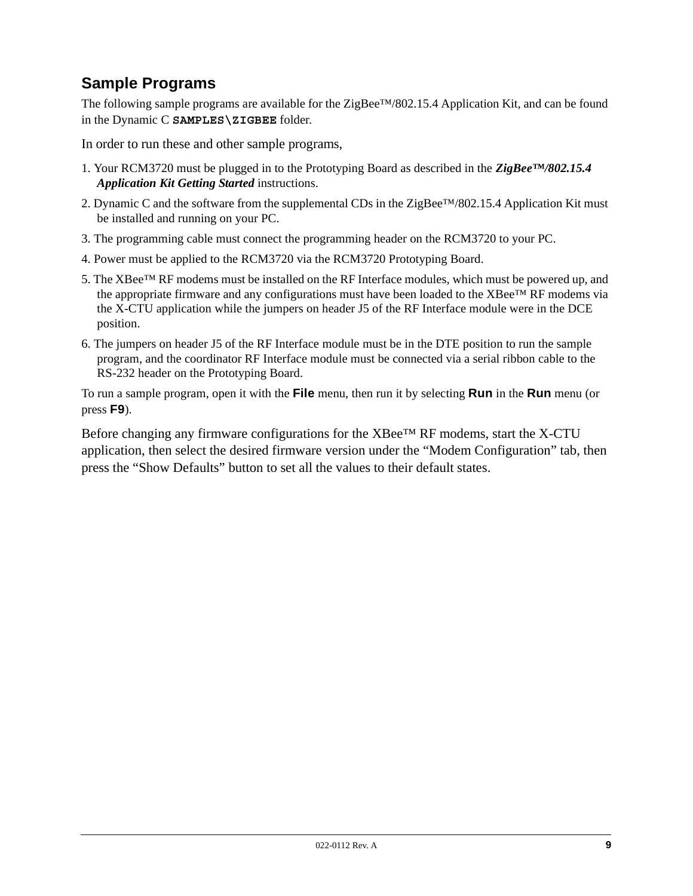## Sample Programs

The following sample programs are available for the ZigBee™/802.15.4 Application Kit, and can be found in the Dynamic C **SAMPLES\ZIGBEE** folder.

In order to run these and other sample programs,

1. Your RCM3720 must be plugged in to the Prototyping Board as described in the ***ZigBee™/802.15.4 Application Kit Getting Started*** instructions.
2. Dynamic C and the software from the supplemental CDs in the ZigBee™/802.15.4 Application Kit must be installed and running on your PC.
3. The programming cable must connect the programming header on the RCM3720 to your PC.
4. Power must be applied to the RCM3720 via the RCM3720 Prototyping Board.
5. The XBee™ RF modems must be installed on the RF Interface modules, which must be powered up, and the appropriate firmware and any configurations must have been loaded to the XBee™ RF modems via the X-CTU application while the jumpers on header J5 of the RF Interface module were in the DCE position.
6. The jumpers on header J5 of the RF Interface module must be in the DTE position to run the sample program, and the coordinator RF Interface module must be connected via a serial ribbon cable to the RS-232 header on the Prototyping Board.

To run a sample program, open it with the **File** menu, then run it by selecting **Run** in the **Run** menu (or press **F9**).

Before changing any firmware configurations for the XBee™ RF modems, start the X-CTU application, then select the desired firmware version under the “Modem Configuration” tab, then press the “Show Defaults” button to set all the values to their default states.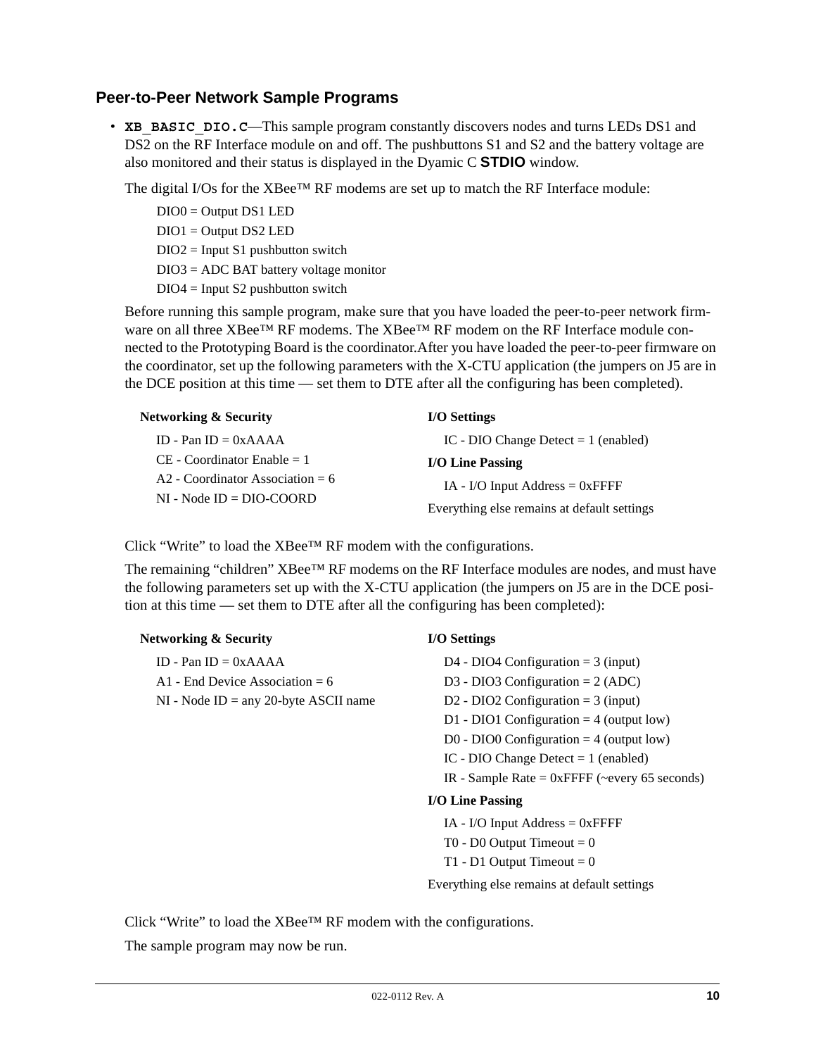### Peer-to-Peer Network Sample Programs

- **`XB_BASIC_DIO.C`**—This sample program constantly discovers nodes and turns LEDs DS1 and DS2 on the RF Interface module on and off. The pushbuttons S1 and S2 and the battery voltage are also monitored and their status is displayed in the Dyamic C **STDIO** window.

  The digital I/Os for the XBee™ RF modems are set up to match the RF Interface module:

  DIO0 = Output DS1 LED
  DIO1 = Output DS2 LED
  DIO2 = Input S1 pushbutton switch
  DIO3 = ADC BAT battery voltage monitor
  DIO4 = Input S2 pushbutton switch

  Before running this sample program, make sure that you have loaded the peer-to-peer network firmware on all three XBee™ RF modems. The XBee™ RF modem on the RF Interface module connected to the Prototyping Board is the coordinator.After you have loaded the peer-to-peer firmware on the coordinator, set up the following parameters with the X-CTU application (the jumpers on J5 are in the DCE position at this time — set them to DTE after all the configuring has been completed).

  **Networking & Security**

  ID - Pan ID = 0xAAAA
  CE - Coordinator Enable = 1
  A2 - Coordinator Association = 6
  NI - Node ID = DIO-COORD

  **I/O Settings**

  IC - DIO Change Detect = 1 (enabled)

  **I/O Line Passing**

  IA - I/O Input Address = 0xFFFF

  Everything else remains at default settings

  Click "Write" to load the XBee™ RF modem with the configurations.

  The remaining "children" XBee™ RF modems on the RF Interface modules are nodes, and must have the following parameters set up with the X-CTU application (the jumpers on J5 are in the DCE position at this time — set them to DTE after all the configuring has been completed):

  **Networking & Security**

  ID - Pan ID = 0xAAAA
  A1 - End Device Association = 6
  NI - Node ID = any 20-byte ASCII name

  **I/O Settings**

  D4 - DIO4 Configuration = 3 (input)
  D3 - DIO3 Configuration = 2 (ADC)
  D2 - DIO2 Configuration = 3 (input)
  D1 - DIO1 Configuration = 4 (output low)
  D0 - DIO0 Configuration = 4 (output low)
  IC - DIO Change Detect = 1 (enabled)
  IR - Sample Rate = 0xFFFF (~every 65 seconds)

  **I/O Line Passing**

  IA - I/O Input Address = 0xFFFF
  T0 - D0 Output Timeout = 0
  T1 - D1 Output Timeout = 0

  Everything else remains at default settings

  Click "Write" to load the XBee™ RF modem with the configurations.

  The sample program may now be run.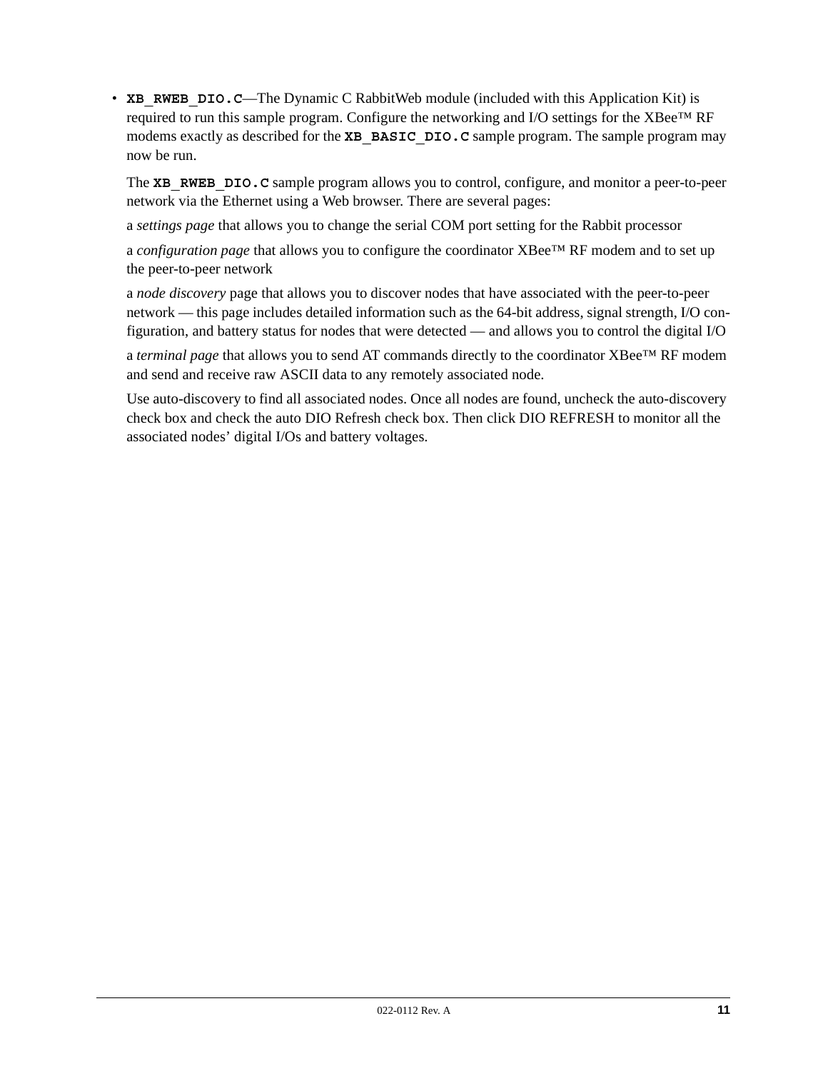- **`XB_RWEB_DIO.C`**—The Dynamic C RabbitWeb module (included with this Application Kit) is required to run this sample program. Configure the networking and I/O settings for the XBee™ RF modems exactly as described for the **`XB_BASIC_DIO.C`** sample program. The sample program may now be run.

  The **`XB_RWEB_DIO.C`** sample program allows you to control, configure, and monitor a peer-to-peer network via the Ethernet using a Web browser. There are several pages:

  a *settings page* that allows you to change the serial COM port setting for the Rabbit processor

  a *configuration page* that allows you to configure the coordinator XBee™ RF modem and to set up the peer-to-peer network

  a *node discovery* page that allows you to discover nodes that have associated with the peer-to-peer network — this page includes detailed information such as the 64-bit address, signal strength, I/O configuration, and battery status for nodes that were detected — and allows you to control the digital I/O

  a *terminal page* that allows you to send AT commands directly to the coordinator XBee™ RF modem and send and receive raw ASCII data to any remotely associated node.

  Use auto-discovery to find all associated nodes. Once all nodes are found, uncheck the auto-discovery check box and check the auto DIO Refresh check box. Then click DIO REFRESH to monitor all the associated nodes' digital I/Os and battery voltages.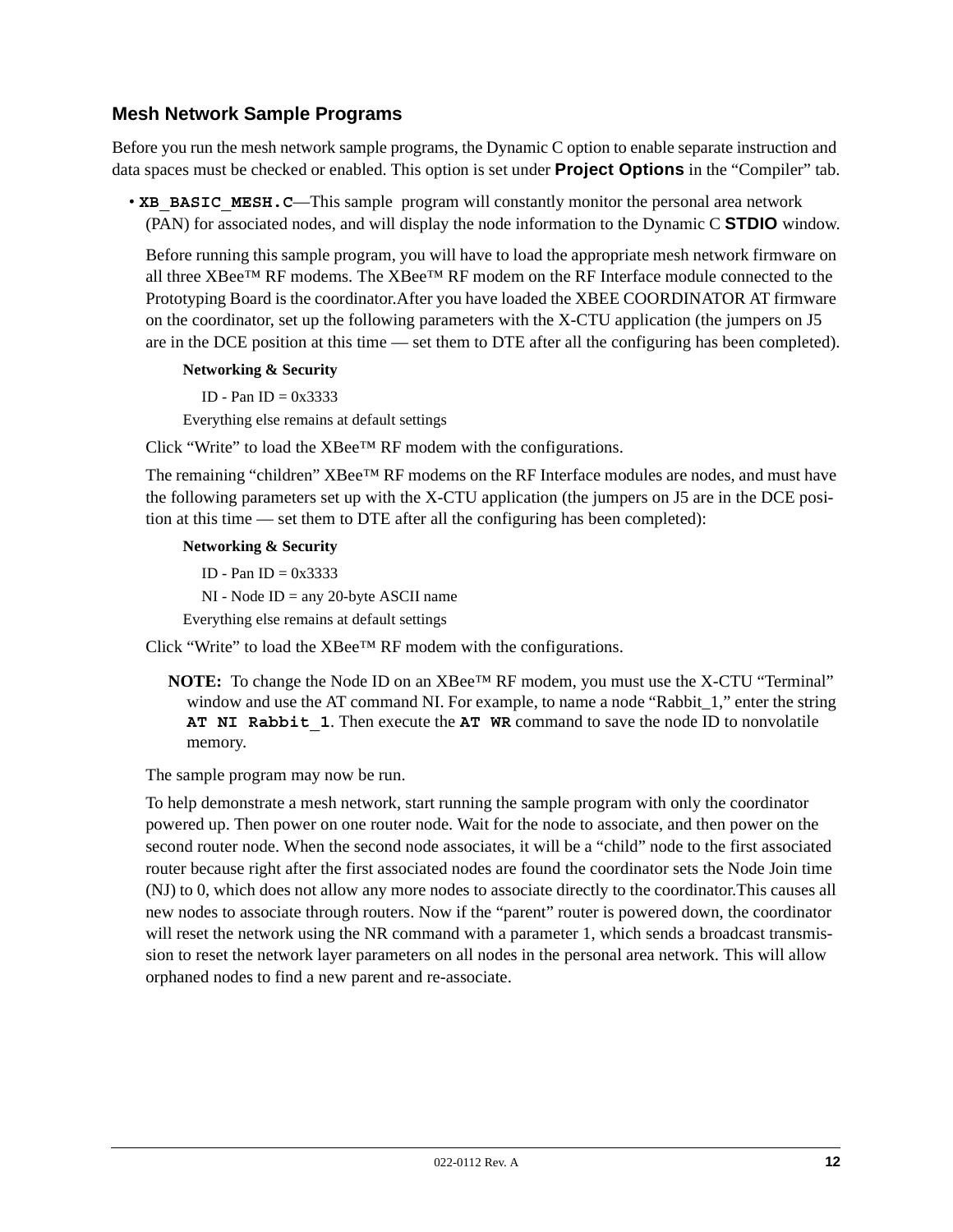### Mesh Network Sample Programs

Before you run the mesh network sample programs, the Dynamic C option to enable separate instruction and data spaces must be checked or enabled. This option is set under **Project Options** in the "Compiler" tab.

- **`XB_BASIC_MESH.C`**—This sample program will constantly monitor the personal area network (PAN) for associated nodes, and will display the node information to the Dynamic C **STDIO** window.

  Before running this sample program, you will have to load the appropriate mesh network firmware on all three XBee™ RF modems. The XBee™ RF modem on the RF Interface module connected to the Prototyping Board is the coordinator.After you have loaded the XBEE COORDINATOR AT firmware on the coordinator, set up the following parameters with the X-CTU application (the jumpers on J5 are in the DCE position at this time — set them to DTE after all the configuring has been completed).

  **Networking & Security**

  ID - Pan ID = 0x3333

  Everything else remains at default settings

  Click "Write" to load the XBee™ RF modem with the configurations.

  The remaining "children" XBee™ RF modems on the RF Interface modules are nodes, and must have the following parameters set up with the X-CTU application (the jumpers on J5 are in the DCE position at this time — set them to DTE after all the configuring has been completed):

  **Networking & Security**

  ID - Pan ID = 0x3333

  NI - Node ID = any 20-byte ASCII name

  Everything else remains at default settings

  Click "Write" to load the XBee™ RF modem with the configurations.

  **NOTE:** To change the Node ID on an XBee™ RF modem, you must use the X-CTU "Terminal" window and use the AT command NI. For example, to name a node "Rabbit_1," enter the string **`AT NI Rabbit_1`**. Then execute the **`AT WR`** command to save the node ID to nonvolatile memory.

  The sample program may now be run.

  To help demonstrate a mesh network, start running the sample program with only the coordinator powered up. Then power on one router node. Wait for the node to associate, and then power on the second router node. When the second node associates, it will be a "child" node to the first associated router because right after the first associated nodes are found the coordinator sets the Node Join time (NJ) to 0, which does not allow any more nodes to associate directly to the coordinator.This causes all new nodes to associate through routers. Now if the "parent" router is powered down, the coordinator will reset the network using the NR command with a parameter 1, which sends a broadcast transmission to reset the network layer parameters on all nodes in the personal area network. This will allow orphaned nodes to find a new parent and re-associate.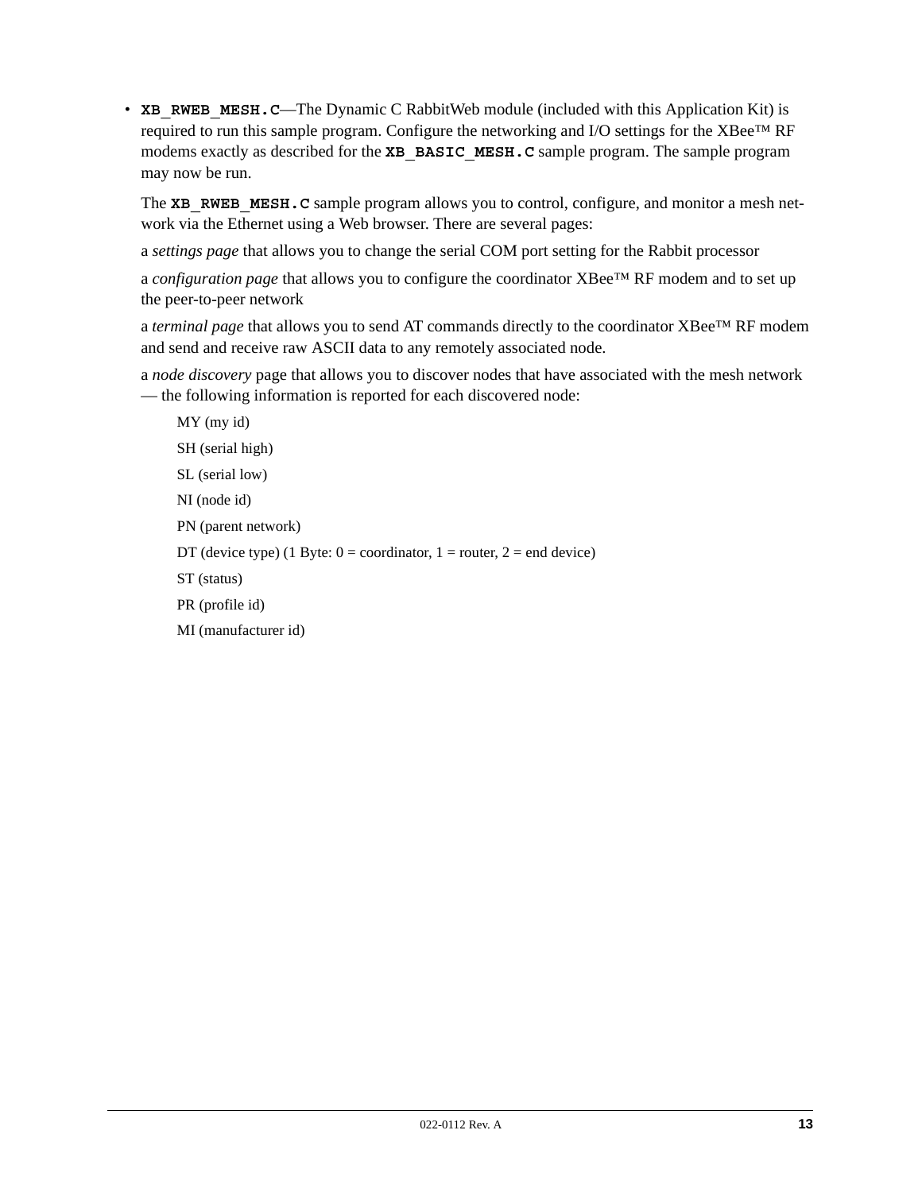- **XB_RWEB_MESH.C**—The Dynamic C RabbitWeb module (included with this Application Kit) is required to run this sample program. Configure the networking and I/O settings for the XBee™ RF modems exactly as described for the **XB_BASIC_MESH.C** sample program. The sample program may now be run.

  The **XB_RWEB_MESH.C** sample program allows you to control, configure, and monitor a mesh network via the Ethernet using a Web browser. There are several pages:

  a *settings page* that allows you to change the serial COM port setting for the Rabbit processor

  a *configuration page* that allows you to configure the coordinator XBee™ RF modem and to set up the peer-to-peer network

  a *terminal page* that allows you to send AT commands directly to the coordinator XBee™ RF modem and send and receive raw ASCII data to any remotely associated node.

  a *node discovery* page that allows you to discover nodes that have associated with the mesh network — the following information is reported for each discovered node:

  MY (my id)

  SH (serial high)

  SL (serial low)

  NI (node id)

  PN (parent network)

  DT (device type) (1 Byte: 0 = coordinator, 1 = router, 2 = end device)

  ST (status)

  PR (profile id)

  MI (manufacturer id)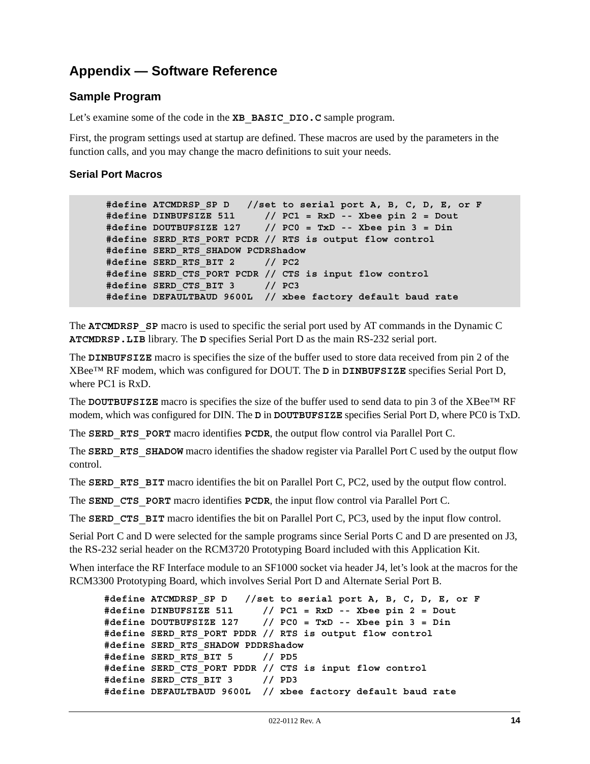# Appendix — Software Reference

## Sample Program

Let's examine some of the code in the **XB_BASIC_DIO.C** sample program.

First, the program settings used at startup are defined. These macros are used by the parameters in the function calls, and you may change the macro definitions to suit your needs.

### Serial Port Macros

```
#define ATCMDRSP_SP D   //set to serial port A, B, C, D, E, or F
#define DINBUFSIZE 511     // PC1 = RxD -- Xbee pin 2 = Dout
#define DOUTBUFSIZE 127    // PC0 = TxD -- Xbee pin 3 = Din
#define SERD_RTS_PORT PCDR // RTS is output flow control
#define SERD_RTS_SHADOW PCDRShadow
#define SERD_RTS_BIT 2     // PC2
#define SERD_CTS_PORT PCDR // CTS is input flow control
#define SERD_CTS_BIT 3     // PC3
#define DEFAULTBAUD 9600L  // xbee factory default baud rate
```

The **ATCMDRSP_SP** macro is used to specific the serial port used by AT commands in the Dynamic C **ATCMDRSP.LIB** library. The **D** specifies Serial Port D as the main RS-232 serial port.

The **DINBUFSIZE** macro is specifies the size of the buffer used to store data received from pin 2 of the XBee™ RF modem, which was configured for DOUT. The **D** in **DINBUFSIZE** specifies Serial Port D, where PC1 is RxD.

The **DOUTBUFSIZE** macro is specifies the size of the buffer used to send data to pin 3 of the XBee™ RF modem, which was configured for DIN. The **D** in **DOUTBUFSIZE** specifies Serial Port D, where PC0 is TxD.

The **SERD_RTS_PORT** macro identifies **PCDR**, the output flow control via Parallel Port C.

The **SERD_RTS_SHADOW** macro identifies the shadow register via Parallel Port C used by the output flow control.

The **SERD_RTS_BIT** macro identifies the bit on Parallel Port C, PC2, used by the output flow control.

The **SEND_CTS_PORT** macro identifies **PCDR**, the input flow control via Parallel Port C.

The **SERD_CTS_BIT** macro identifies the bit on Parallel Port C, PC3, used by the input flow control.

Serial Port C and D were selected for the sample programs since Serial Ports C and D are presented on J3, the RS-232 serial header on the RCM3720 Prototyping Board included with this Application Kit.

When interface the RF Interface module to an SF1000 socket via header J4, let's look at the macros for the RCM3300 Prototyping Board, which involves Serial Port D and Alternate Serial Port B.

```
#define ATCMDRSP_SP D   //set to serial port A, B, C, D, E, or F
#define DINBUFSIZE 511     // PC1 = RxD -- Xbee pin 2 = Dout
#define DOUTBUFSIZE 127    // PC0 = TxD -- Xbee pin 3 = Din
#define SERD_RTS_PORT PDDR // RTS is output flow control
#define SERD_RTS_SHADOW PDDRShadow
#define SERD_RTS_BIT 5     // PD5
#define SERD_CTS_PORT PDDR // CTS is input flow control
#define SERD_CTS_BIT 3     // PD3
#define DEFAULTBAUD 9600L  // xbee factory default baud rate
```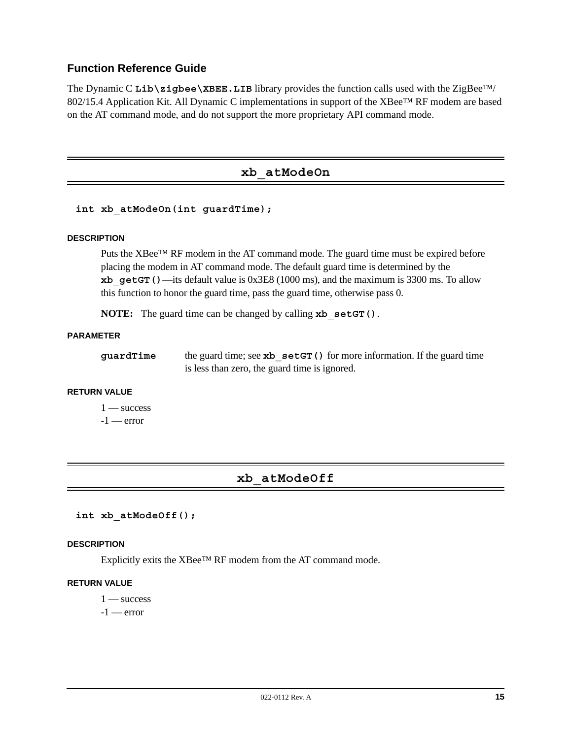## Function Reference Guide

The Dynamic C **`Lib\zigbee\XBEE.LIB`** library provides the function calls used with the ZigBee™/ 802/15.4 Application Kit. All Dynamic C implementations in support of the XBee™ RF modem are based on the AT command mode, and do not support the more proprietary API command mode.

---

### xb_atModeOn

```
int xb_atModeOn(int guardTime);
```

#### DESCRIPTION

Puts the XBee™ RF modem in the AT command mode. The guard time must be expired before placing the modem in AT command mode. The default guard time is determined by the **`xb_getGT()`**—its default value is 0x3E8 (1000 ms), and the maximum is 3300 ms. To allow this function to honor the guard time, pass the guard time, otherwise pass 0.

**NOTE:** The guard time can be changed by calling **`xb_setGT()`**.

#### PARAMETER

**`guardTime`** the guard time; see **`xb_setGT()`** for more information. If the guard time is less than zero, the guard time is ignored.

#### RETURN VALUE

1 — success
-1 — error

---

### xb_atModeOff

```
int xb_atModeOff();
```

#### DESCRIPTION

Explicitly exits the XBee™ RF modem from the AT command mode.

#### RETURN VALUE

1 — success
-1 — error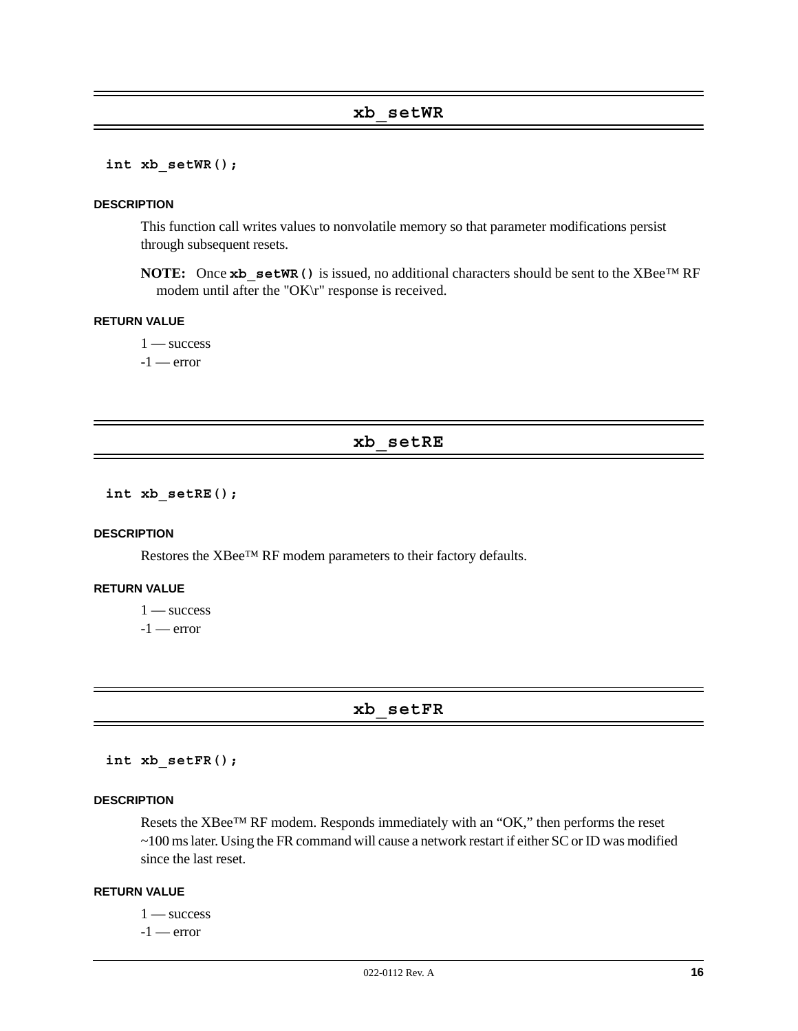## xb_setWR

```
int xb_setWR();
```

#### DESCRIPTION

This function call writes values to nonvolatile memory so that parameter modifications persist through subsequent resets.

**NOTE:** Once **`xb_setWR()`** is issued, no additional characters should be sent to the XBee™ RF modem until after the "OK\r" response is received.

#### RETURN VALUE

1 — success
-1 — error

## xb_setRE

```
int xb_setRE();
```

#### DESCRIPTION

Restores the XBee™ RF modem parameters to their factory defaults.

#### RETURN VALUE

1 — success
-1 — error

## xb_setFR

```
int xb_setFR();
```

#### DESCRIPTION

Resets the XBee™ RF modem. Responds immediately with an "OK," then performs the reset ~100 ms later. Using the FR command will cause a network restart if either SC or ID was modified since the last reset.

#### RETURN VALUE

1 — success
-1 — error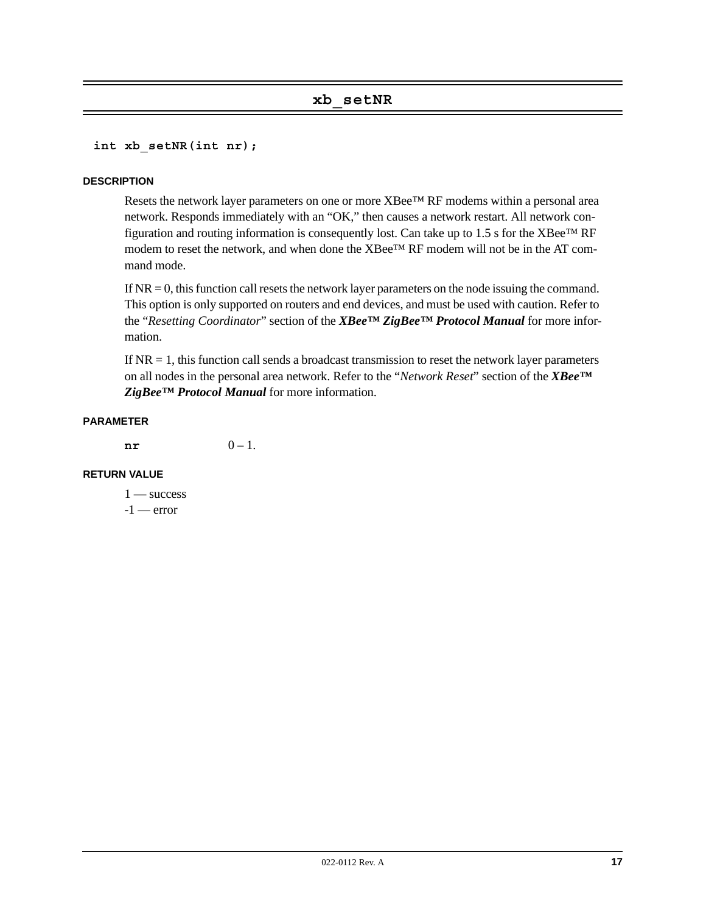## xb_setNR

```
int xb_setNR(int nr);
```

#### DESCRIPTION

Resets the network layer parameters on one or more XBee™ RF modems within a personal area network. Responds immediately with an "OK," then causes a network restart. All network configuration and routing information is consequently lost. Can take up to 1.5 s for the XBee™ RF modem to reset the network, and when done the XBee™ RF modem will not be in the AT command mode.

If NR = 0, this function call resets the network layer parameters on the node issuing the command. This option is only supported on routers and end devices, and must be used with caution. Refer to the "*Resetting Coordinator*" section of the ***XBee™ ZigBee™ Protocol Manual*** for more information.

If NR = 1, this function call sends a broadcast transmission to reset the network layer parameters on all nodes in the personal area network. Refer to the "*Network Reset*" section of the ***XBee™ ZigBee™ Protocol Manual*** for more information.

#### PARAMETER

**nr** 0 – 1.

#### RETURN VALUE

1 — success
-1 — error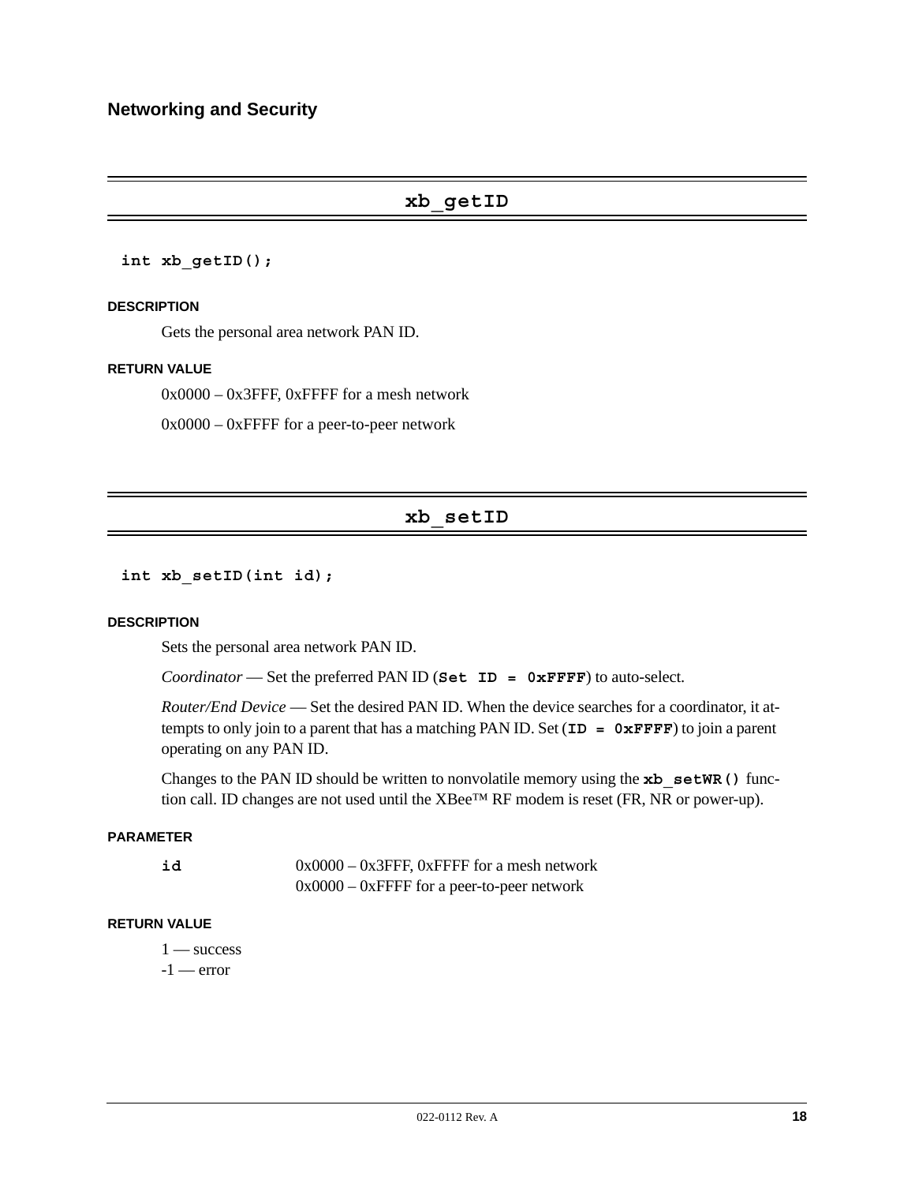## Networking and Security

### xb_getID

```
int xb_getID();
```

#### DESCRIPTION

Gets the personal area network PAN ID.

#### RETURN VALUE

0x0000 – 0x3FFF, 0xFFFF for a mesh network

0x0000 – 0xFFFF for a peer-to-peer network

### xb_setID

```
int xb_setID(int id);
```

#### DESCRIPTION

Sets the personal area network PAN ID.

*Coordinator* — Set the preferred PAN ID (**`Set ID = 0xFFFF`**) to auto-select.

*Router/End Device* — Set the desired PAN ID. When the device searches for a coordinator, it attempts to only join to a parent that has a matching PAN ID. Set (**`ID = 0xFFFF`**) to join a parent operating on any PAN ID.

Changes to the PAN ID should be written to nonvolatile memory using the **`xb_setWR()`** function call. ID changes are not used until the XBee™ RF modem is reset (FR, NR or power-up).

#### PARAMETER

| | |
|---|---|
| **`id`** | 0x0000 – 0x3FFF, 0xFFFF for a mesh network<br>0x0000 – 0xFFFF for a peer-to-peer network |

#### RETURN VALUE

1 — success
-1 — error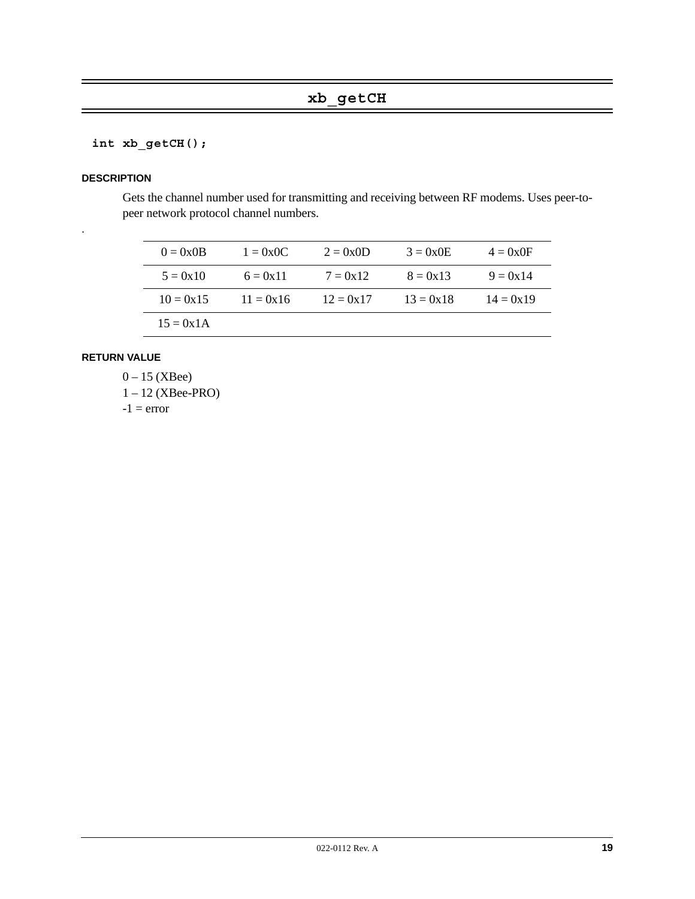## xb_getCH

```
int xb_getCH();
```

#### DESCRIPTION

Gets the channel number used for transmitting and receiving between RF modems. Uses peer-to-peer network protocol channel numbers.

.

| | | | | |
|---|---|---|---|---|
| 0 = 0x0B | 1 = 0x0C | 2 = 0x0D | 3 = 0x0E | 4 = 0x0F |
| 5 = 0x10 | 6 = 0x11 | 7 = 0x12 | 8 = 0x13 | 9 = 0x14 |
| 10 = 0x15 | 11 = 0x16 | 12 = 0x17 | 13 = 0x18 | 14 = 0x19 |
| 15 = 0x1A | | | | |

#### RETURN VALUE

0 – 15 (XBee)
1 – 12 (XBee-PRO)
-1 = error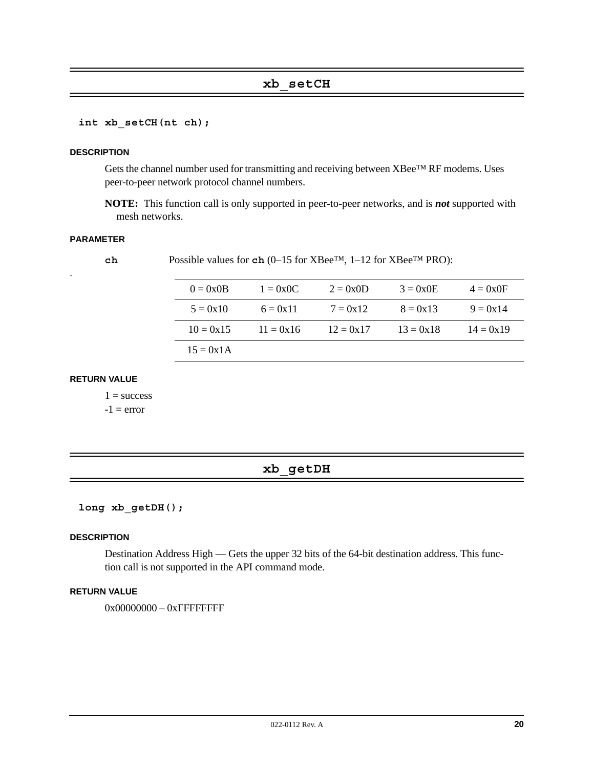## xb_setCH

```
int xb_setCH(nt ch);
```

#### DESCRIPTION

Gets the channel number used for transmitting and receiving between XBee™ RF modems. Uses peer-to-peer network protocol channel numbers.

**NOTE:** This function call is only supported in peer-to-peer networks, and is ***not*** supported with mesh networks.

#### PARAMETER

**ch** Possible values for **ch** (0–15 for XBee™, 1–12 for XBee™ PRO):

| | | | | |
|---|---|---|---|---|
| 0 = 0x0B | 1 = 0x0C | 2 = 0x0D | 3 = 0x0E | 4 = 0x0F |
| 5 = 0x10 | 6 = 0x11 | 7 = 0x12 | 8 = 0x13 | 9 = 0x14 |
| 10 = 0x15 | 11 = 0x16 | 12 = 0x17 | 13 = 0x18 | 14 = 0x19 |
| 15 = 0x1A | | | | |

#### RETURN VALUE

1 = success
-1 = error

## xb_getDH

```
long xb_getDH();
```

#### DESCRIPTION

Destination Address High — Gets the upper 32 bits of the 64-bit destination address. This function call is not supported in the API command mode.

#### RETURN VALUE

0x00000000 – 0xFFFFFFFF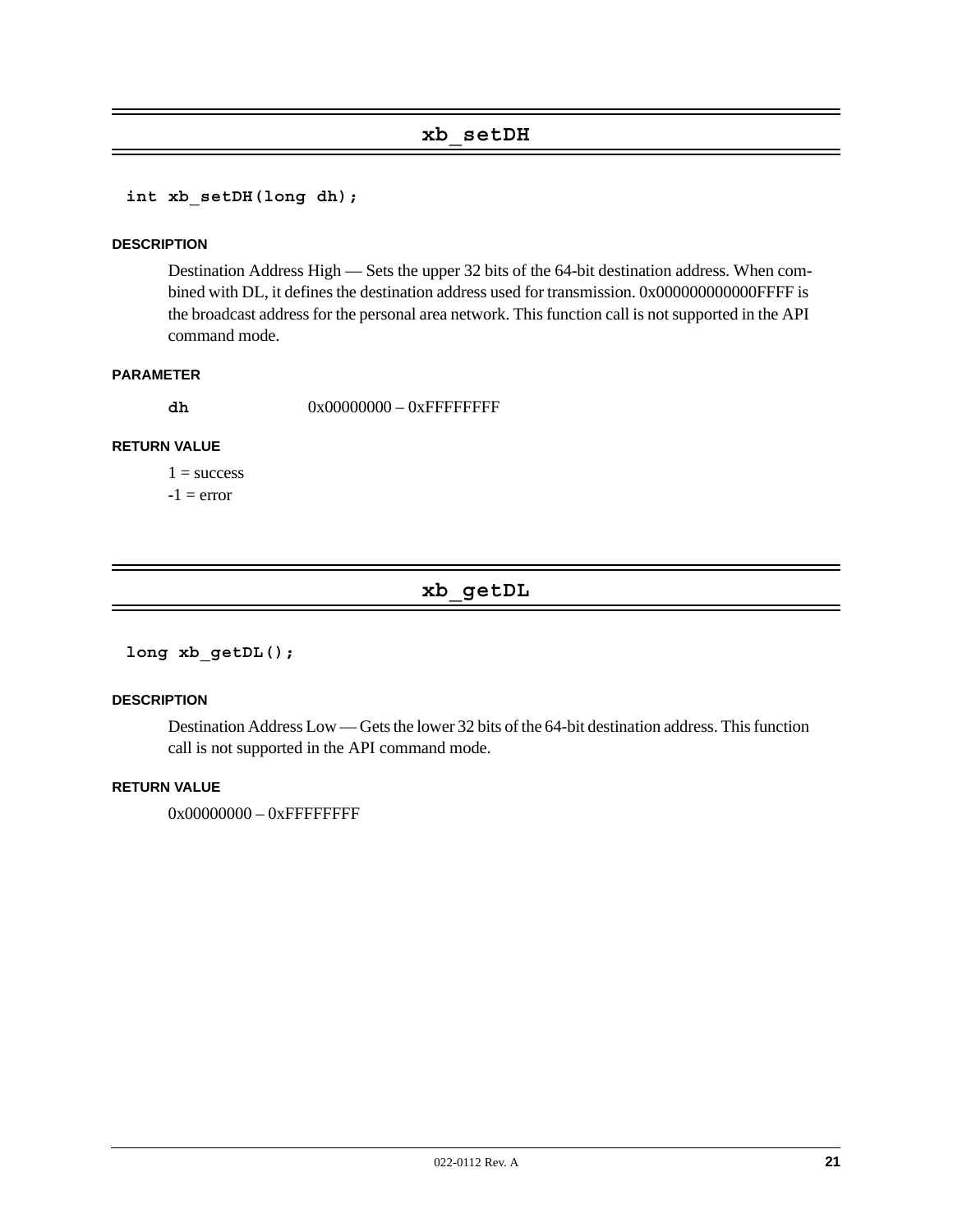## xb_setDH

```
int xb_setDH(long dh);
```

#### DESCRIPTION

Destination Address High — Sets the upper 32 bits of the 64-bit destination address. When combined with DL, it defines the destination address used for transmission. 0x000000000000FFFF is the broadcast address for the personal area network. This function call is not supported in the API command mode.

#### PARAMETER

**dh** 0x00000000 – 0xFFFFFFFF

#### RETURN VALUE

1 = success
-1 = error

## xb_getDL

```
long xb_getDL();
```

#### DESCRIPTION

Destination Address Low — Gets the lower 32 bits of the 64-bit destination address. This function call is not supported in the API command mode.

#### RETURN VALUE

0x00000000 – 0xFFFFFFFF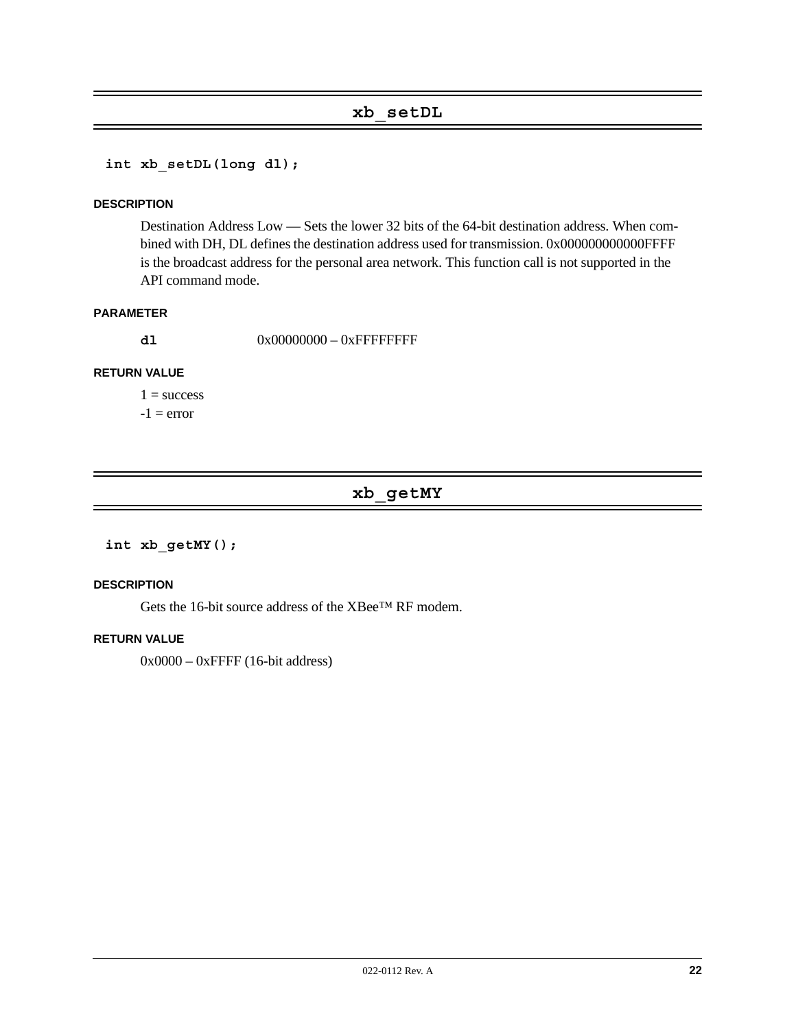## xb_setDL

```
int xb_setDL(long dl);
```

#### DESCRIPTION

Destination Address Low — Sets the lower 32 bits of the 64-bit destination address. When combined with DH, DL defines the destination address used for transmission. 0x000000000000FFFF is the broadcast address for the personal area network. This function call is not supported in the API command mode.

#### PARAMETER

**dl** 0x00000000 – 0xFFFFFFFF

#### RETURN VALUE

1 = success
-1 = error

## xb_getMY

```
int xb_getMY();
```

#### DESCRIPTION

Gets the 16-bit source address of the XBee™ RF modem.

#### RETURN VALUE

0x0000 – 0xFFFF (16-bit address)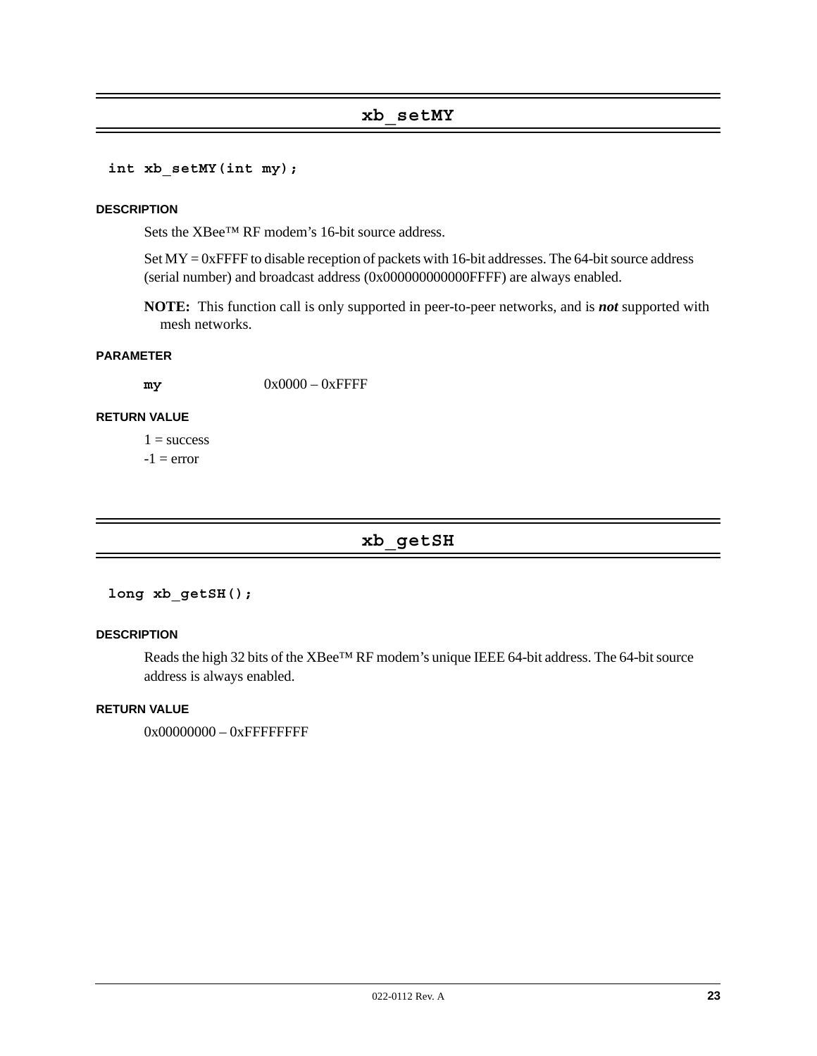## xb_setMY

```
int xb_setMY(int my);
```

#### DESCRIPTION

Sets the XBee™ RF modem's 16-bit source address.

Set MY = 0xFFFF to disable reception of packets with 16-bit addresses. The 64-bit source address (serial number) and broadcast address (0x000000000000FFFF) are always enabled.

**NOTE:** This function call is only supported in peer-to-peer networks, and is ***not*** supported with mesh networks.

#### PARAMETER

**`my`** 0x0000 – 0xFFFF

#### RETURN VALUE

1 = success
-1 = error

## xb_getSH

```
long xb_getSH();
```

#### DESCRIPTION

Reads the high 32 bits of the XBee™ RF modem's unique IEEE 64-bit address. The 64-bit source address is always enabled.

#### RETURN VALUE

0x00000000 – 0xFFFFFFFF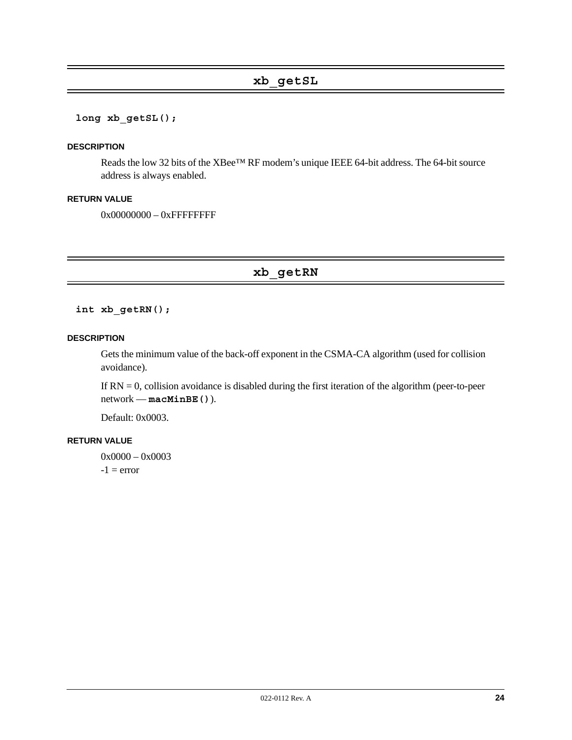## xb_getSL

```
long xb_getSL();
```

#### DESCRIPTION

Reads the low 32 bits of the XBee™ RF modem's unique IEEE 64-bit address. The 64-bit source address is always enabled.

#### RETURN VALUE

0x00000000 – 0xFFFFFFFF

## xb_getRN

```
int xb_getRN();
```

#### DESCRIPTION

Gets the minimum value of the back-off exponent in the CSMA-CA algorithm (used for collision avoidance).

If RN = 0, collision avoidance is disabled during the first iteration of the algorithm (peer-to-peer network — **macMinBE()**).

Default: 0x0003.

#### RETURN VALUE

0x0000 – 0x0003
-1 = error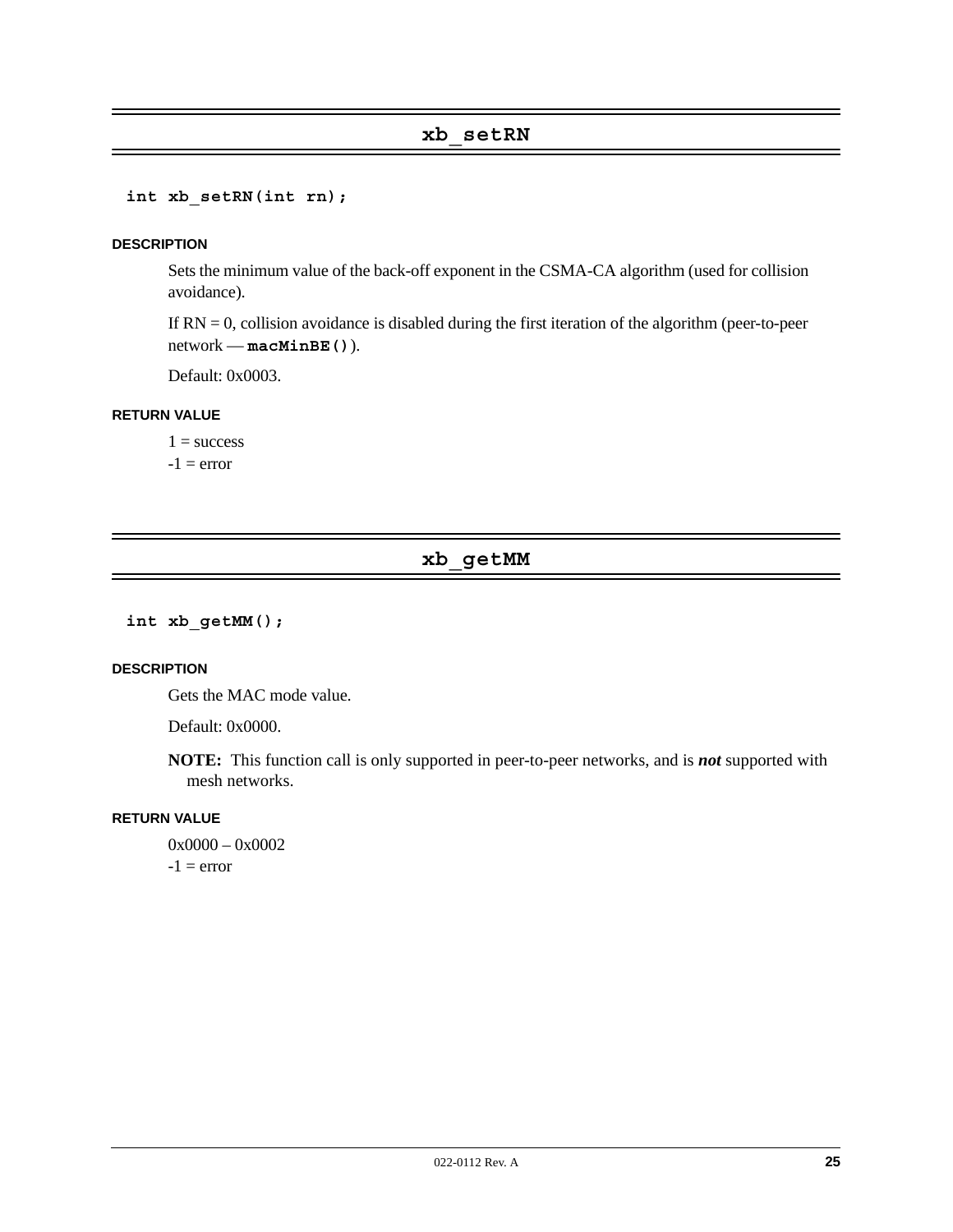## xb_setRN

```
int xb_setRN(int rn);
```

#### DESCRIPTION

Sets the minimum value of the back-off exponent in the CSMA-CA algorithm (used for collision avoidance).

If RN = 0, collision avoidance is disabled during the first iteration of the algorithm (peer-to-peer network — **`macMinBE()`**).

Default: 0x0003.

#### RETURN VALUE

1 = success
-1 = error

## xb_getMM

```
int xb_getMM();
```

#### DESCRIPTION

Gets the MAC mode value.

Default: 0x0000.

**NOTE:** This function call is only supported in peer-to-peer networks, and is ***not*** supported with mesh networks.

#### RETURN VALUE

0x0000 – 0x0002
-1 = error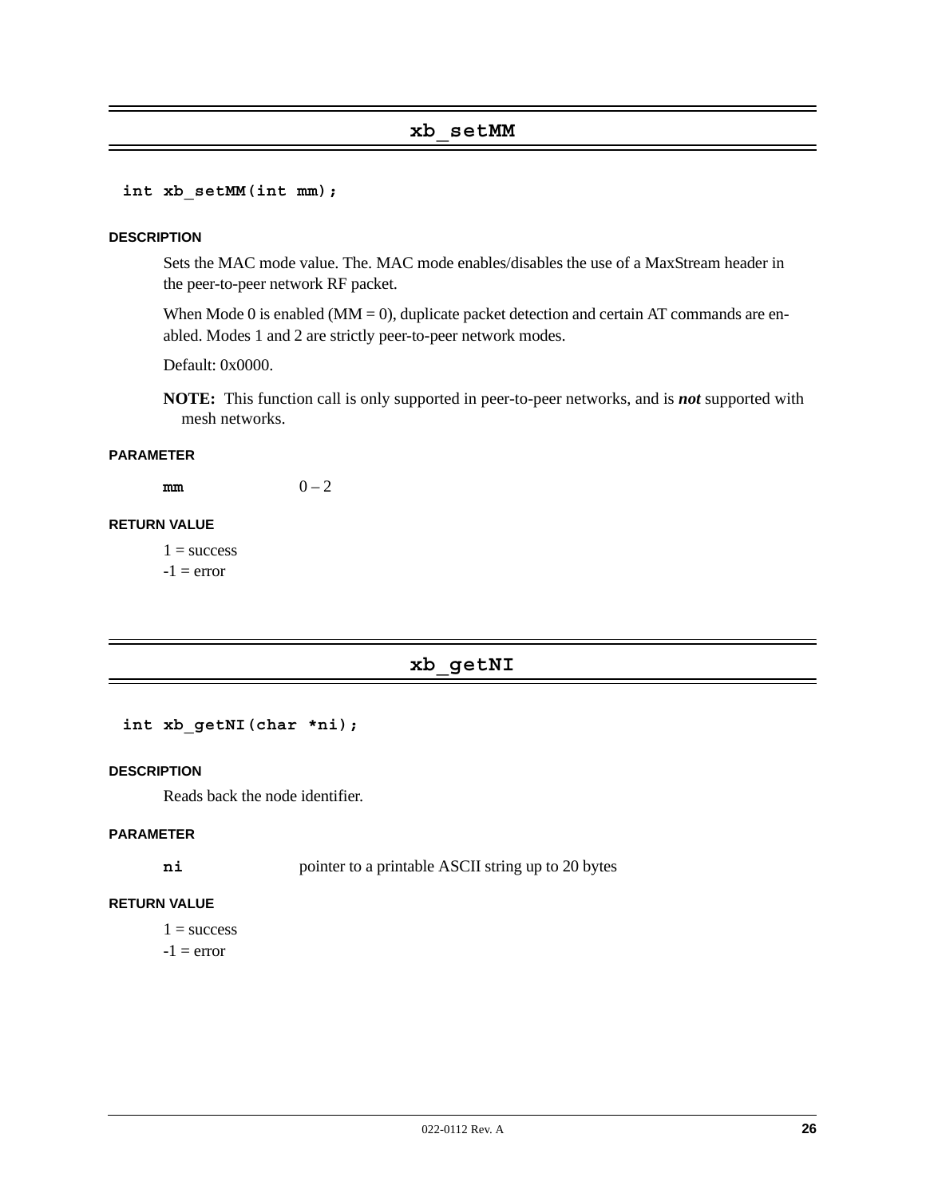## xb_setMM

```
int xb_setMM(int mm);
```

#### DESCRIPTION

Sets the MAC mode value. The. MAC mode enables/disables the use of a MaxStream header in the peer-to-peer network RF packet.

When Mode 0 is enabled (MM = 0), duplicate packet detection and certain AT commands are enabled. Modes 1 and 2 are strictly peer-to-peer network modes.

Default: 0x0000.

**NOTE:** This function call is only supported in peer-to-peer networks, and is ***not*** supported with mesh networks.

#### PARAMETER

**`mm`** 0 – 2

#### RETURN VALUE

1 = success
-1 = error

## xb_getNI

```
int xb_getNI(char *ni);
```

#### DESCRIPTION

Reads back the node identifier.

#### PARAMETER

**`ni`** pointer to a printable ASCII string up to 20 bytes

#### RETURN VALUE

1 = success
-1 = error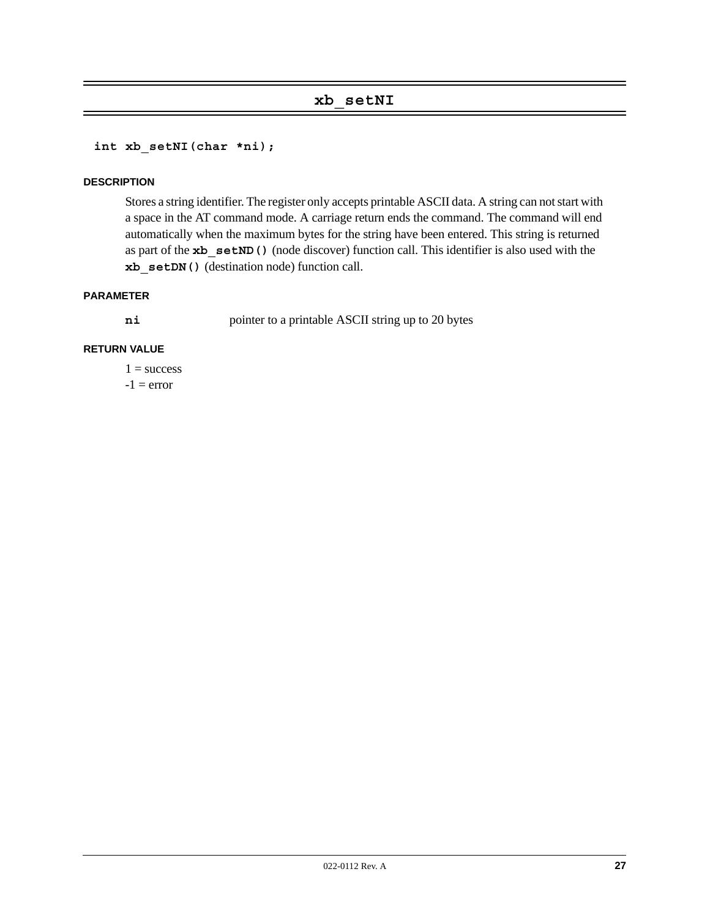## xb_setNI

```
int xb_setNI(char *ni);
```

#### DESCRIPTION

Stores a string identifier. The register only accepts printable ASCII data. A string can not start with a space in the AT command mode. A carriage return ends the command. The command will end automatically when the maximum bytes for the string have been entered. This string is returned as part of the **`xb_setND()`** (node discover) function call. This identifier is also used with the **`xb_setDN()`** (destination node) function call.

#### PARAMETER

**`ni`** pointer to a printable ASCII string up to 20 bytes

#### RETURN VALUE

1 = success
-1 = error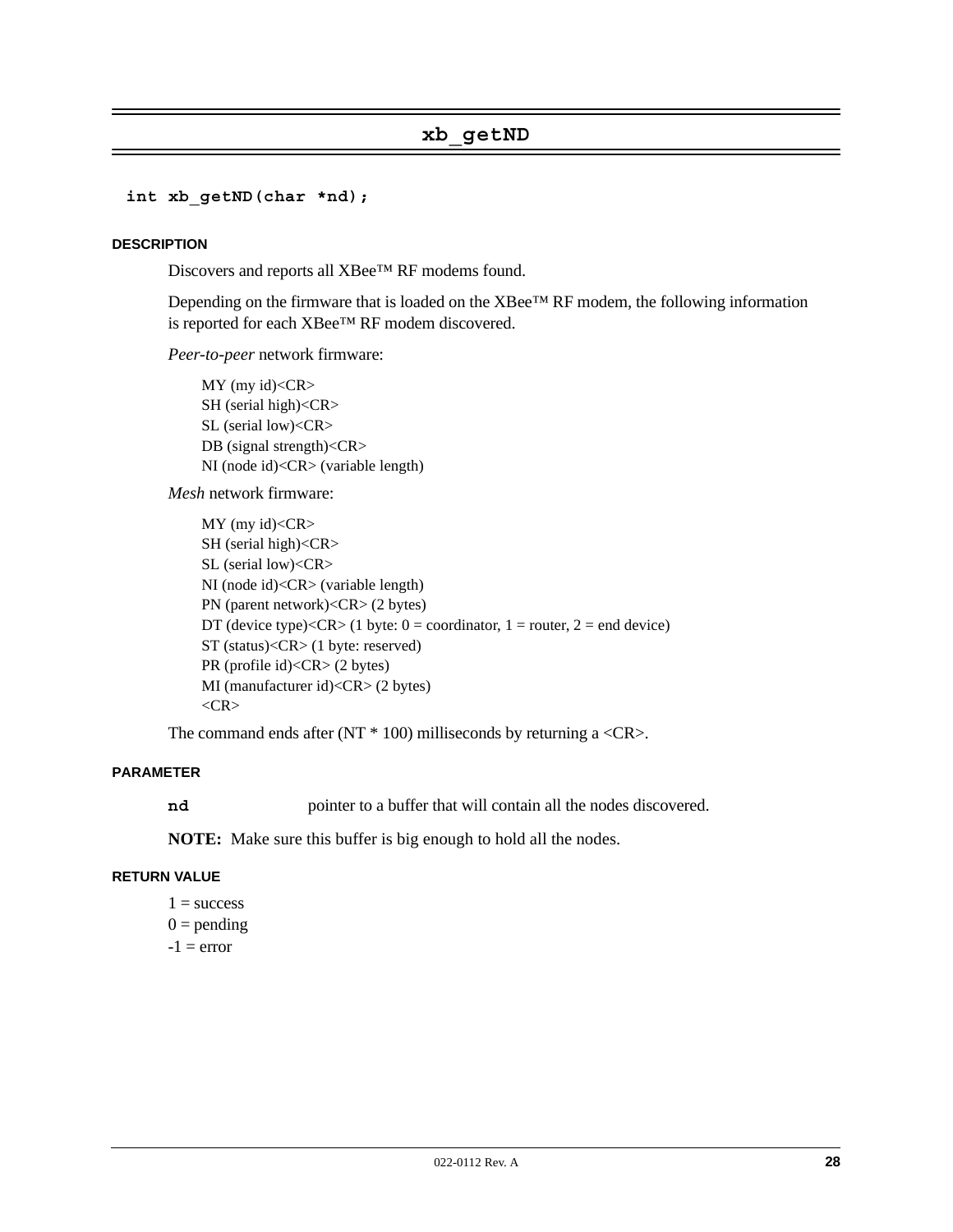## xb_getND

```
int xb_getND(char *nd);
```

#### DESCRIPTION

Discovers and reports all XBee™ RF modems found.

Depending on the firmware that is loaded on the XBee™ RF modem, the following information is reported for each XBee™ RF modem discovered.

*Peer-to-peer* network firmware:

MY (my id)<CR>
SH (serial high)<CR>
SL (serial low)<CR>
DB (signal strength)<CR>
NI (node id)<CR> (variable length)

*Mesh* network firmware:

MY (my id)<CR>
SH (serial high)<CR>
SL (serial low)<CR>
NI (node id)<CR> (variable length)
PN (parent network)<CR> (2 bytes)
DT (device type)<CR> (1 byte: 0 = coordinator, 1 = router, 2 = end device)
ST (status)<CR> (1 byte: reserved)
PR (profile id)<CR> (2 bytes)
MI (manufacturer id)<CR> (2 bytes)
<CR>

The command ends after (NT * 100) milliseconds by returning a <CR>.

#### PARAMETER

**nd** pointer to a buffer that will contain all the nodes discovered.

**NOTE:** Make sure this buffer is big enough to hold all the nodes.

#### RETURN VALUE

1 = success
0 = pending
-1 = error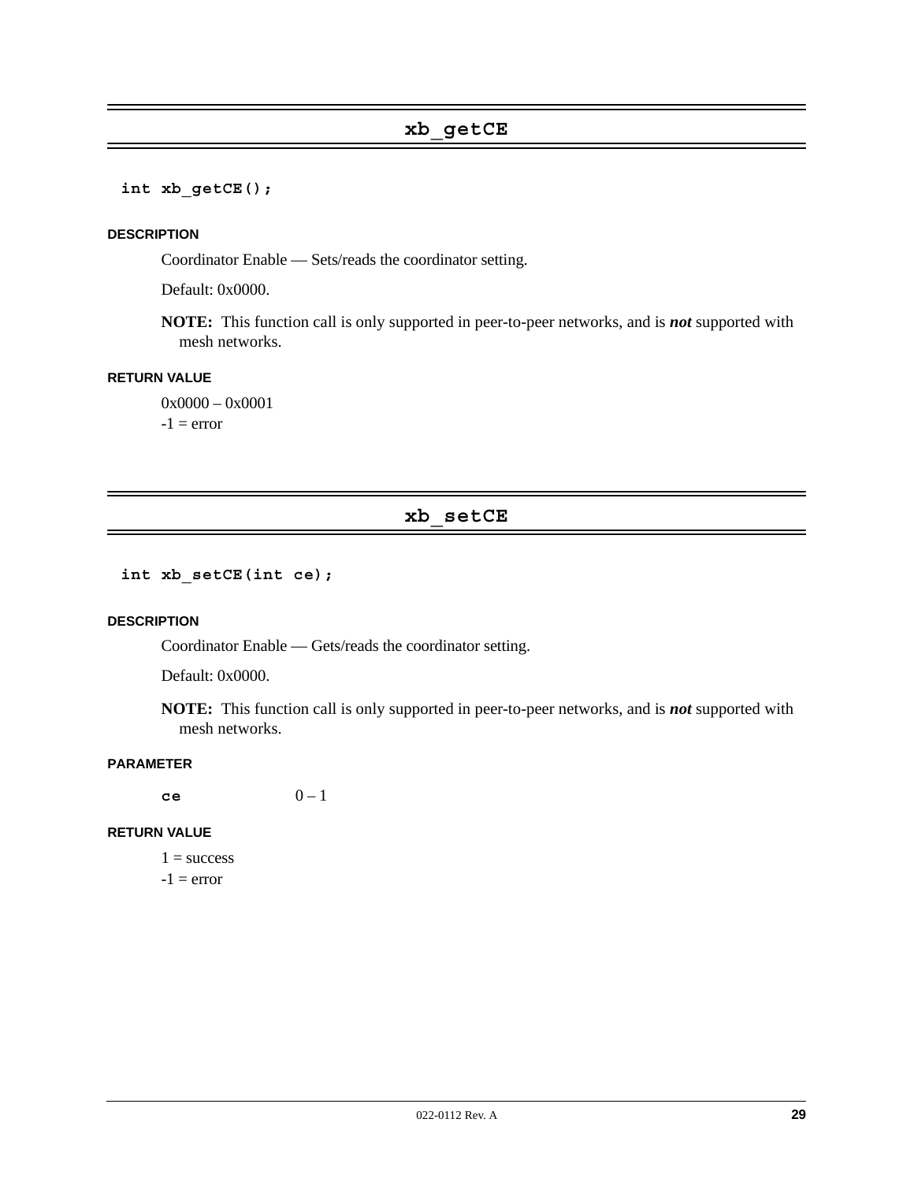## xb_getCE

```
int xb_getCE();
```

#### DESCRIPTION

Coordinator Enable — Sets/reads the coordinator setting.

Default: 0x0000.

**NOTE:** This function call is only supported in peer-to-peer networks, and is ***not*** supported with mesh networks.

#### RETURN VALUE

0x0000 – 0x0001
-1 = error

## xb_setCE

```
int xb_setCE(int ce);
```

#### DESCRIPTION

Coordinator Enable — Gets/reads the coordinator setting.

Default: 0x0000.

**NOTE:** This function call is only supported in peer-to-peer networks, and is ***not*** supported with mesh networks.

#### PARAMETER

**`ce`** 0 – 1

#### RETURN VALUE

1 = success
-1 = error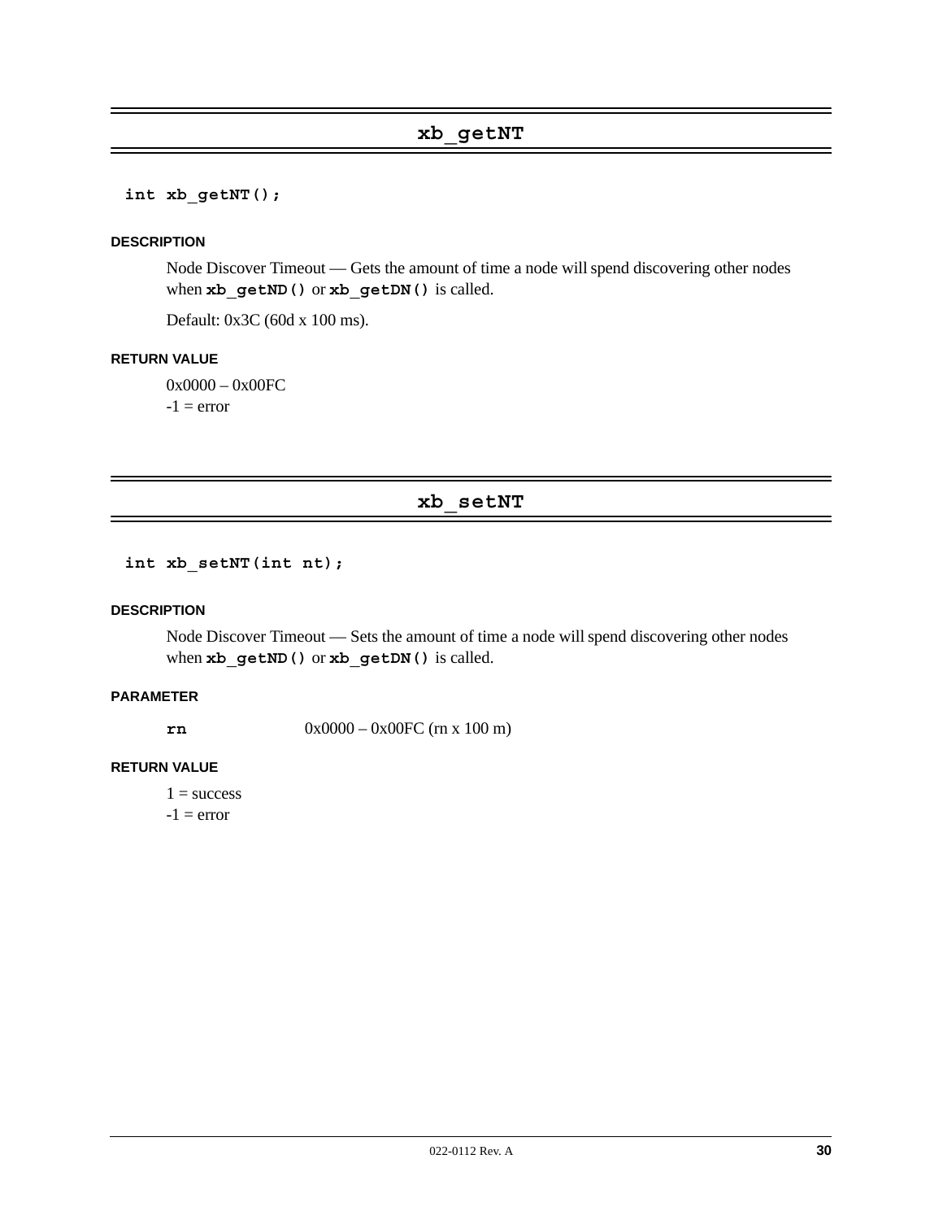## xb_getNT

```
int xb_getNT();
```

#### DESCRIPTION

Node Discover Timeout — Gets the amount of time a node will spend discovering other nodes when **xb_getND()** or **xb_getDN()** is called.

Default: 0x3C (60d x 100 ms).

#### RETURN VALUE

0x0000 – 0x00FC
-1 = error

## xb_setNT

```
int xb_setNT(int nt);
```

#### DESCRIPTION

Node Discover Timeout — Sets the amount of time a node will spend discovering other nodes when **xb_getND()** or **xb_getDN()** is called.

#### PARAMETER

**rn** 0x0000 – 0x00FC (rn x 100 m)

#### RETURN VALUE

1 = success
-1 = error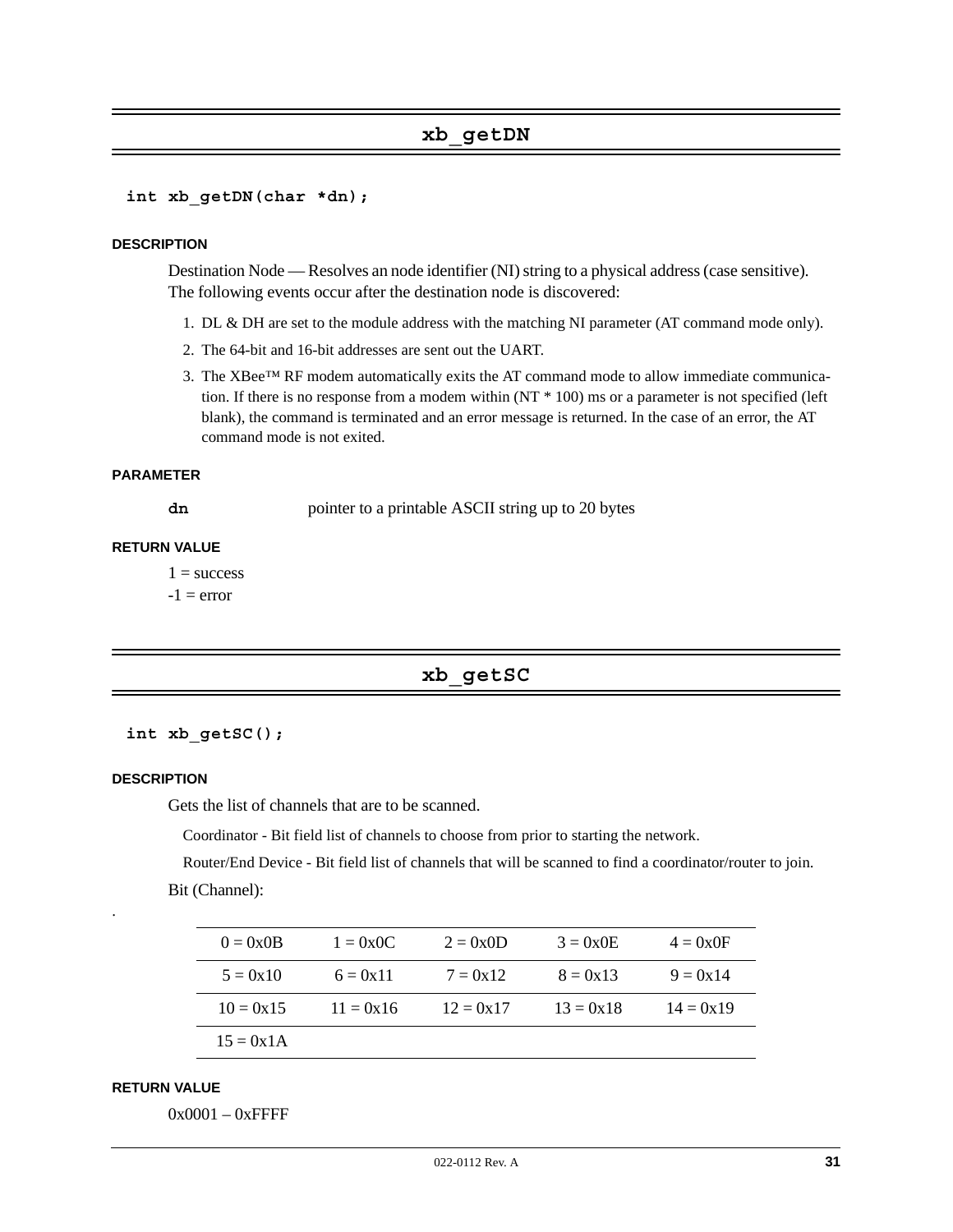## xb_getDN

```
int xb_getDN(char *dn);
```

#### DESCRIPTION

Destination Node — Resolves an node identifier (NI) string to a physical address (case sensitive). The following events occur after the destination node is discovered:

1. DL & DH are set to the module address with the matching NI parameter (AT command mode only).
2. The 64-bit and 16-bit addresses are sent out the UART.
3. The XBee™ RF modem automatically exits the AT command mode to allow immediate communication. If there is no response from a modem within (NT * 100) ms or a parameter is not specified (left blank), the command is terminated and an error message is returned. In the case of an error, the AT command mode is not exited.

#### PARAMETER

**dn** pointer to a printable ASCII string up to 20 bytes

#### RETURN VALUE

1 = success
-1 = error

## xb_getSC

```
int xb_getSC();
```

#### DESCRIPTION

Gets the list of channels that are to be scanned.

Coordinator - Bit field list of channels to choose from prior to starting the network.

Router/End Device - Bit field list of channels that will be scanned to find a coordinator/router to join.

Bit (Channel):

| | | | | |
|---|---|---|---|---|
| 0 = 0x0B | 1 = 0x0C | 2 = 0x0D | 3 = 0x0E | 4 = 0x0F |
| 5 = 0x10 | 6 = 0x11 | 7 = 0x12 | 8 = 0x13 | 9 = 0x14 |
| 10 = 0x15 | 11 = 0x16 | 12 = 0x17 | 13 = 0x18 | 14 = 0x19 |
| 15 = 0x1A | | | | |

#### RETURN VALUE

0x0001 – 0xFFFF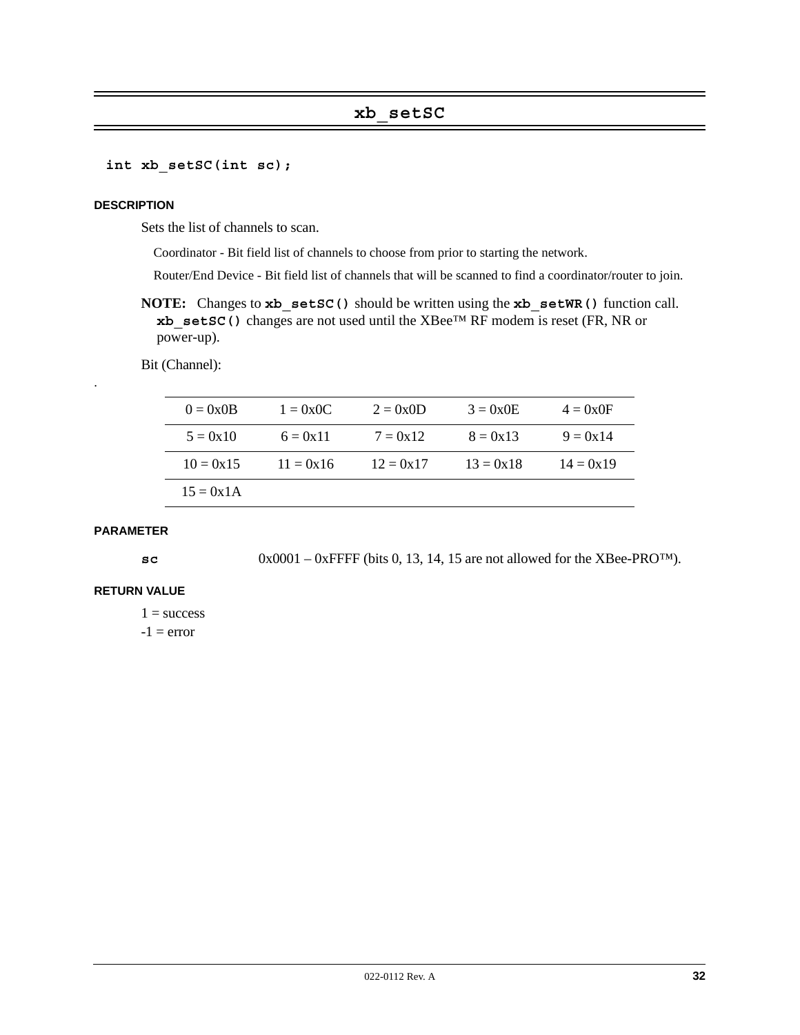# xb_setSC

```
int xb_setSC(int sc);
```

### DESCRIPTION

Sets the list of channels to scan.

Coordinator - Bit field list of channels to choose from prior to starting the network.

Router/End Device - Bit field list of channels that will be scanned to find a coordinator/router to join.

**NOTE:** Changes to **`xb_setSC()`** should be written using the **`xb_setWR()`** function call. **`xb_setSC()`** changes are not used until the XBee™ RF modem is reset (FR, NR or power-up).

Bit (Channel):

.

| | | | | |
|---|---|---|---|---|
| 0 = 0x0B | 1 = 0x0C | 2 = 0x0D | 3 = 0x0E | 4 = 0x0F |
| 5 = 0x10 | 6 = 0x11 | 7 = 0x12 | 8 = 0x13 | 9 = 0x14 |
| 10 = 0x15 | 11 = 0x16 | 12 = 0x17 | 13 = 0x18 | 14 = 0x19 |
| 15 = 0x1A | | | | |

### PARAMETER

**`sc`** 0x0001 – 0xFFFF (bits 0, 13, 14, 15 are not allowed for the XBee-PRO™).

### RETURN VALUE

1 = success

-1 = error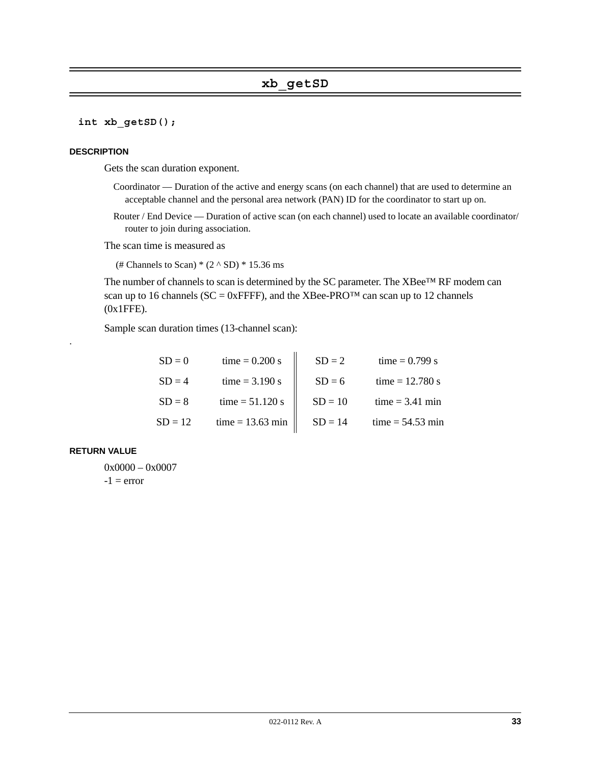## xb_getSD

```
int xb_getSD();
```

### DESCRIPTION

Gets the scan duration exponent.

Coordinator — Duration of the active and energy scans (on each channel) that are used to determine an acceptable channel and the personal area network (PAN) ID for the coordinator to start up on.

Router / End Device — Duration of active scan (on each channel) used to locate an available coordinator/ router to join during association.

The scan time is measured as

(# Channels to Scan) * (2 ^ SD) * 15.36 ms

The number of channels to scan is determined by the SC parameter. The XBee™ RF modem can scan up to 16 channels (SC = 0xFFFF), and the XBee-PRO™ can scan up to 12 channels (0x1FFE).

Sample scan duration times (13-channel scan):

| | | | |
|---|---|---|---|
| SD = 0 | time = 0.200 s | SD = 2 | time = 0.799 s |
| SD = 4 | time = 3.190 s | SD = 6 | time = 12.780 s |
| SD = 8 | time = 51.120 s | SD = 10 | time = 3.41 min |
| SD = 12 | time = 13.63 min | SD = 14 | time = 54.53 min |

### RETURN VALUE

0x0000 – 0x0007
-1 = error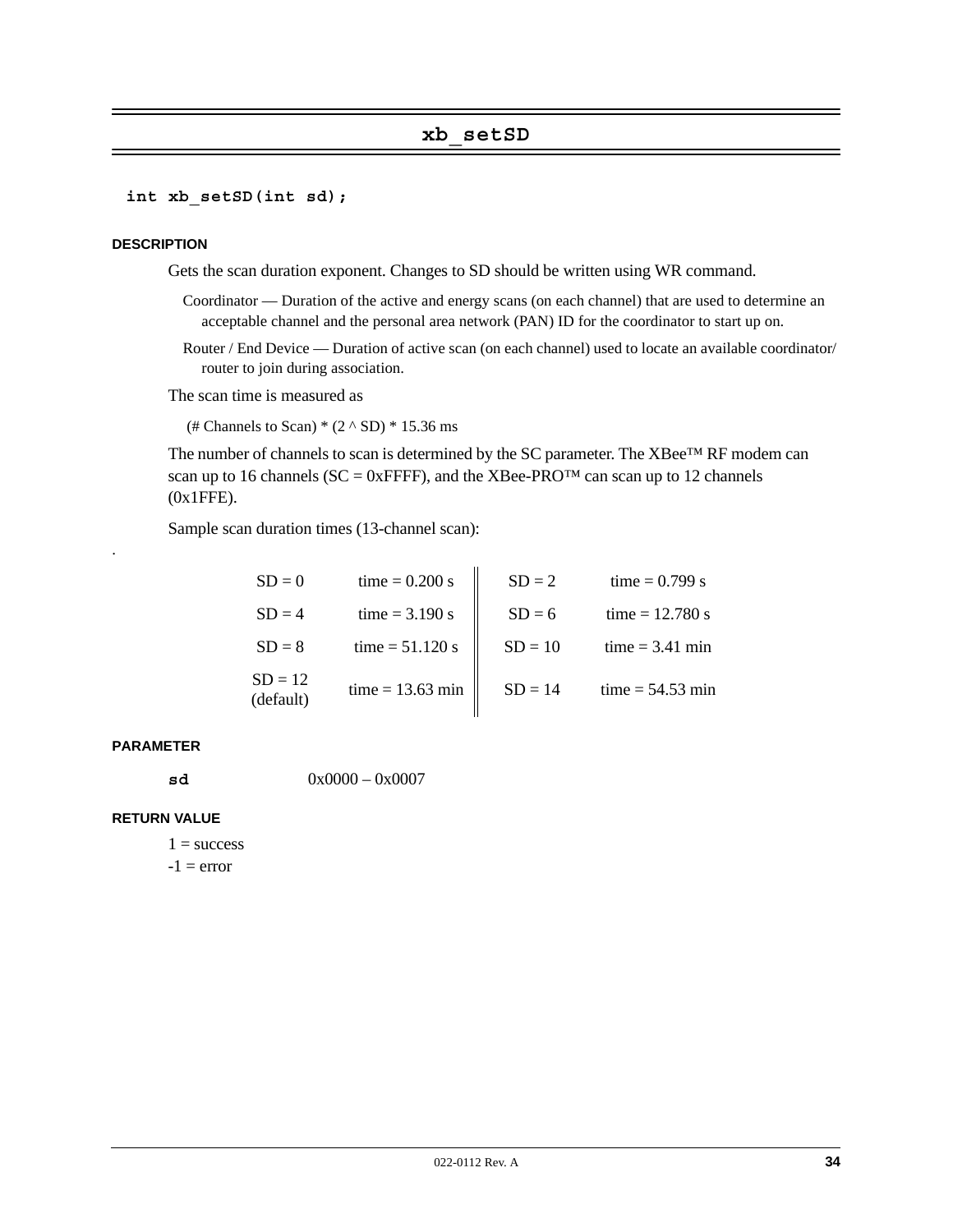# xb_setSD

```
int xb_setSD(int sd);
```

### DESCRIPTION

Gets the scan duration exponent. Changes to SD should be written using WR command.

Coordinator — Duration of the active and energy scans (on each channel) that are used to determine an acceptable channel and the personal area network (PAN) ID for the coordinator to start up on.

Router / End Device — Duration of active scan (on each channel) used to locate an available coordinator/ router to join during association.

The scan time is measured as

(# Channels to Scan) * (2 ^ SD) * 15.36 ms

The number of channels to scan is determined by the SC parameter. The XBee™ RF modem can scan up to 16 channels (SC = 0xFFFF), and the XBee-PRO™ can scan up to 12 channels (0x1FFE).

Sample scan duration times (13-channel scan):

| | | | |
|---|---|---|---|
| SD = 0 | time = 0.200 s | SD = 2 | time = 0.799 s |
| SD = 4 | time = 3.190 s | SD = 6 | time = 12.780 s |
| SD = 8 | time = 51.120 s | SD = 10 | time = 3.41 min |
| SD = 12 (default) | time = 13.63 min | SD = 14 | time = 54.53 min |

### PARAMETER

**sd** 0x0000 – 0x0007

### RETURN VALUE

1 = success
-1 = error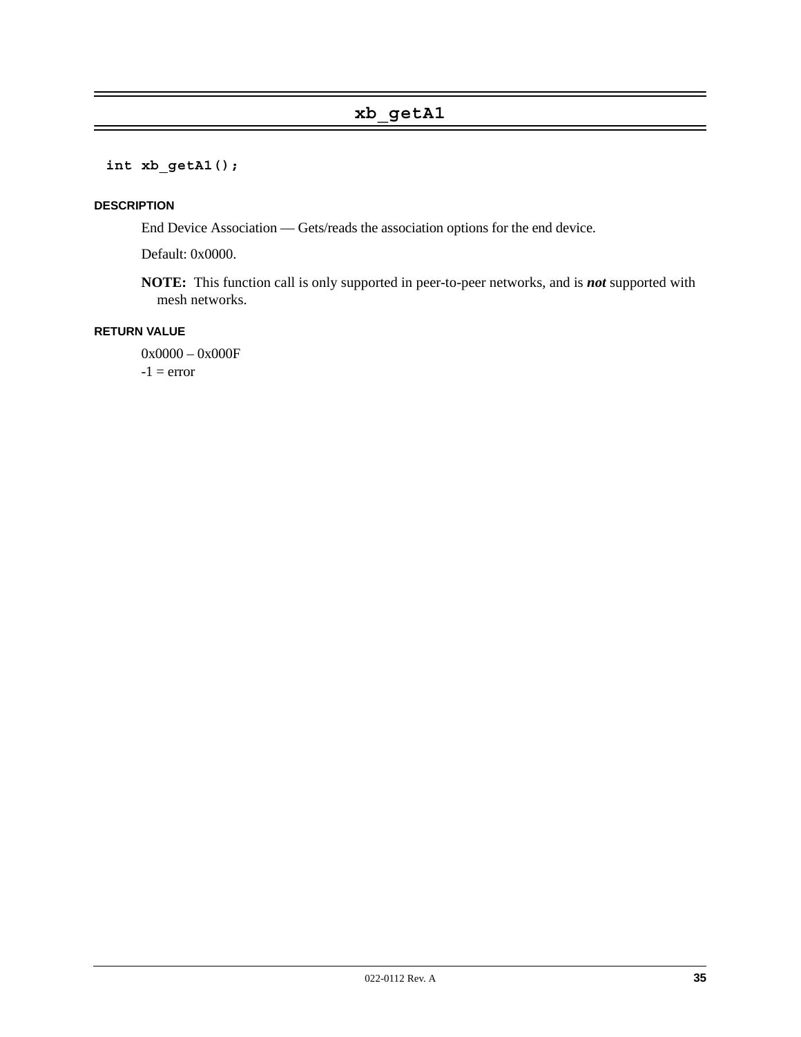# xb_getA1

```
int xb_getA1();
```

### DESCRIPTION

End Device Association — Gets/reads the association options for the end device.

Default: 0x0000.

**NOTE:** This function call is only supported in peer-to-peer networks, and is ***not*** supported with mesh networks.

### RETURN VALUE

0x0000 – 0x000F
-1 = error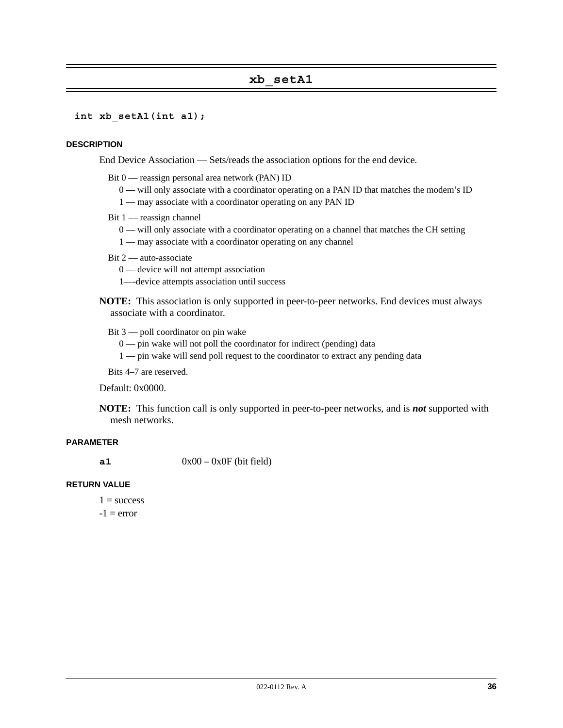# xb_setA1

```
int xb_setA1(int a1);
```

### DESCRIPTION

End Device Association — Sets/reads the association options for the end device.

Bit 0 — reassign personal area network (PAN) ID

0 — will only associate with a coordinator operating on a PAN ID that matches the modem's ID

1 — may associate with a coordinator operating on any PAN ID

Bit 1 — reassign channel

0 — will only associate with a coordinator operating on a channel that matches the CH setting

1 — may associate with a coordinator operating on any channel

Bit 2 — auto-associate

0 — device will not attempt association

1—-device attempts association until success

**NOTE:** This association is only supported in peer-to-peer networks. End devices must always associate with a coordinator.

Bit 3 — poll coordinator on pin wake

0 — pin wake will not poll the coordinator for indirect (pending) data

1 — pin wake will send poll request to the coordinator to extract any pending data

Bits 4–7 are reserved.

Default: 0x0000.

**NOTE:** This function call is only supported in peer-to-peer networks, and is ***not*** supported with mesh networks.

### PARAMETER

**a1** 0x00 – 0x0F (bit field)

### RETURN VALUE

1 = success

-1 = error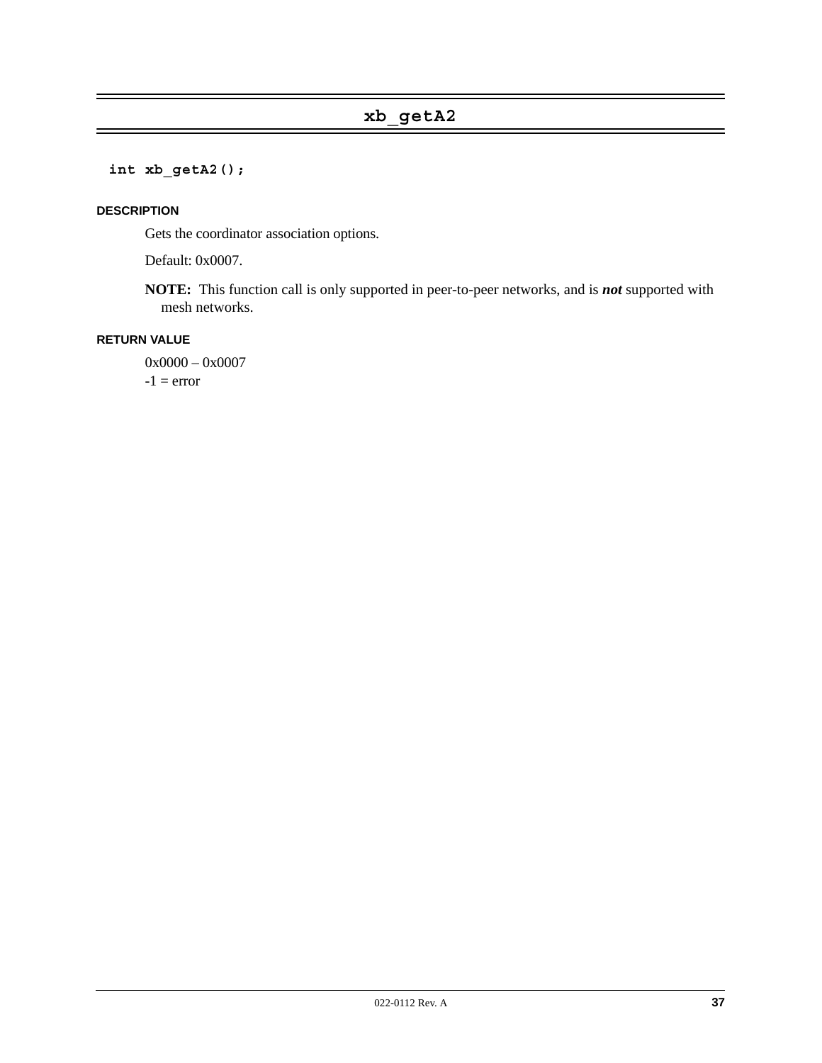# xb_getA2

```
int xb_getA2();
```

### DESCRIPTION

Gets the coordinator association options.

Default: 0x0007.

**NOTE:** This function call is only supported in peer-to-peer networks, and is ***not*** supported with mesh networks.

### RETURN VALUE

0x0000 – 0x0007
-1 = error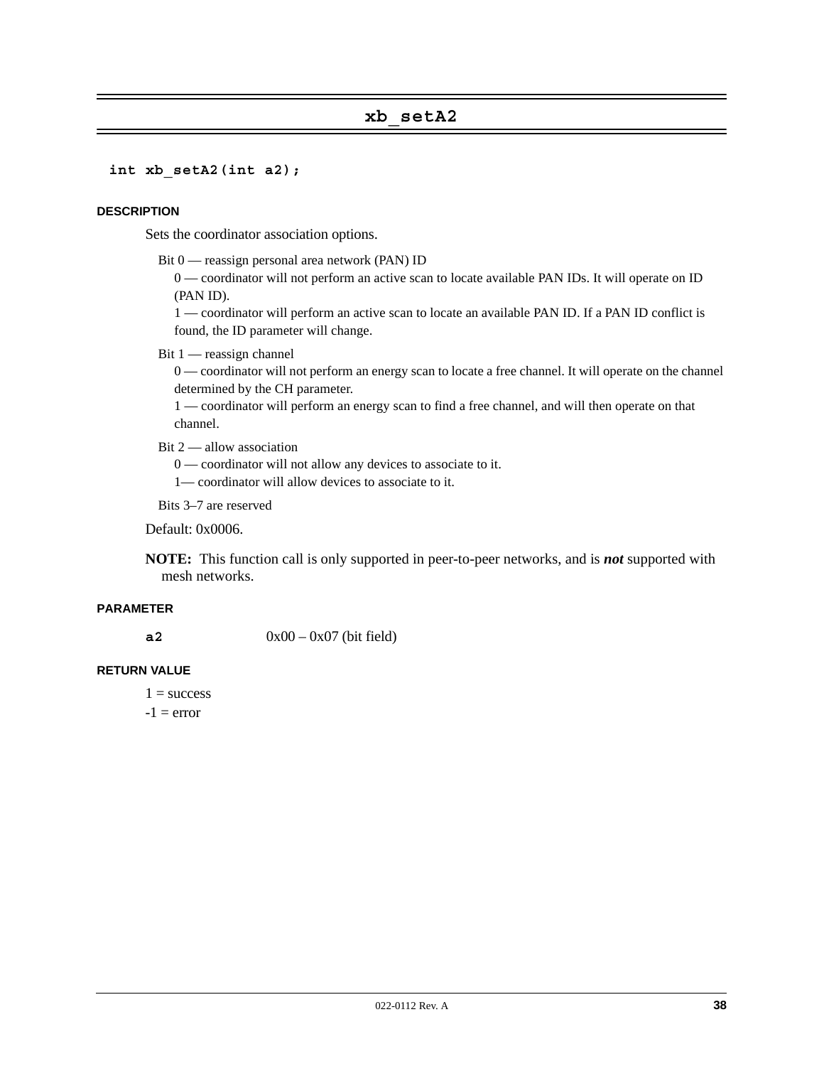# xb_setA2

```
int xb_setA2(int a2);
```

### DESCRIPTION

Sets the coordinator association options.

Bit 0 — reassign personal area network (PAN) ID

- 0 — coordinator will not perform an active scan to locate available PAN IDs. It will operate on ID (PAN ID).
- 1 — coordinator will perform an active scan to locate an available PAN ID. If a PAN ID conflict is found, the ID parameter will change.

Bit 1 — reassign channel

- 0 — coordinator will not perform an energy scan to locate a free channel. It will operate on the channel determined by the CH parameter.
- 1 — coordinator will perform an energy scan to find a free channel, and will then operate on that channel.

Bit 2 — allow association

- 0 — coordinator will not allow any devices to associate to it.
- 1— coordinator will allow devices to associate to it.

Bits 3–7 are reserved

Default: 0x0006.

**NOTE:** This function call is only supported in peer-to-peer networks, and is ***not*** supported with mesh networks.

### PARAMETER

| | |
|---|---|
| **a2** | 0x00 – 0x07 (bit field) |

### RETURN VALUE

1 = success

-1 = error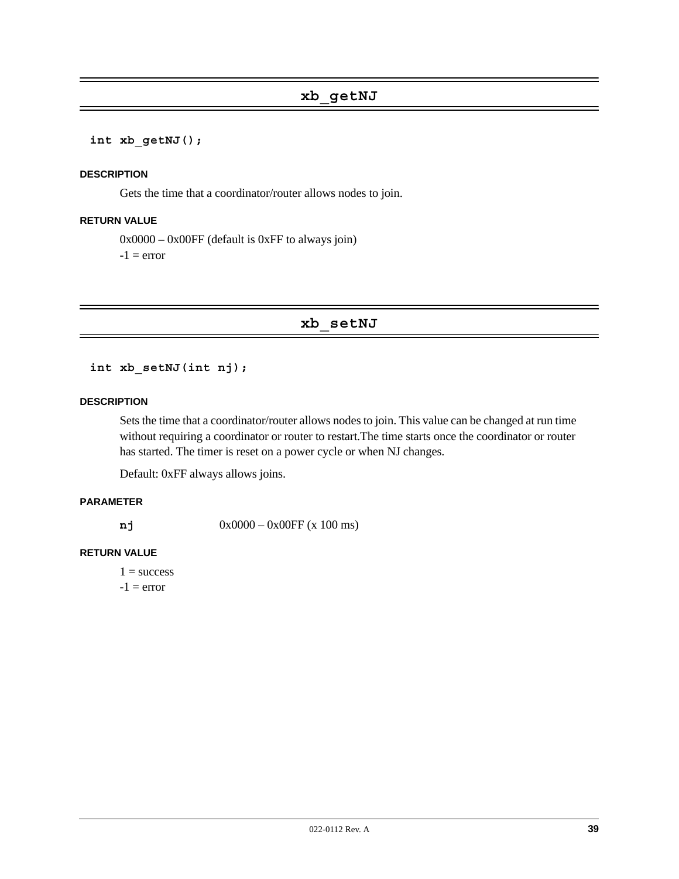## xb_getNJ

```
int xb_getNJ();
```

#### DESCRIPTION

Gets the time that a coordinator/router allows nodes to join.

#### RETURN VALUE

0x0000 – 0x00FF (default is 0xFF to always join)

-1 = error

## xb_setNJ

```
int xb_setNJ(int nj);
```

#### DESCRIPTION

Sets the time that a coordinator/router allows nodes to join. This value can be changed at run time without requiring a coordinator or router to restart.The time starts once the coordinator or router has started. The timer is reset on a power cycle or when NJ changes.

Default: 0xFF always allows joins.

#### PARAMETER

**nj** 0x0000 – 0x00FF (x 100 ms)

#### RETURN VALUE

1 = success

-1 = error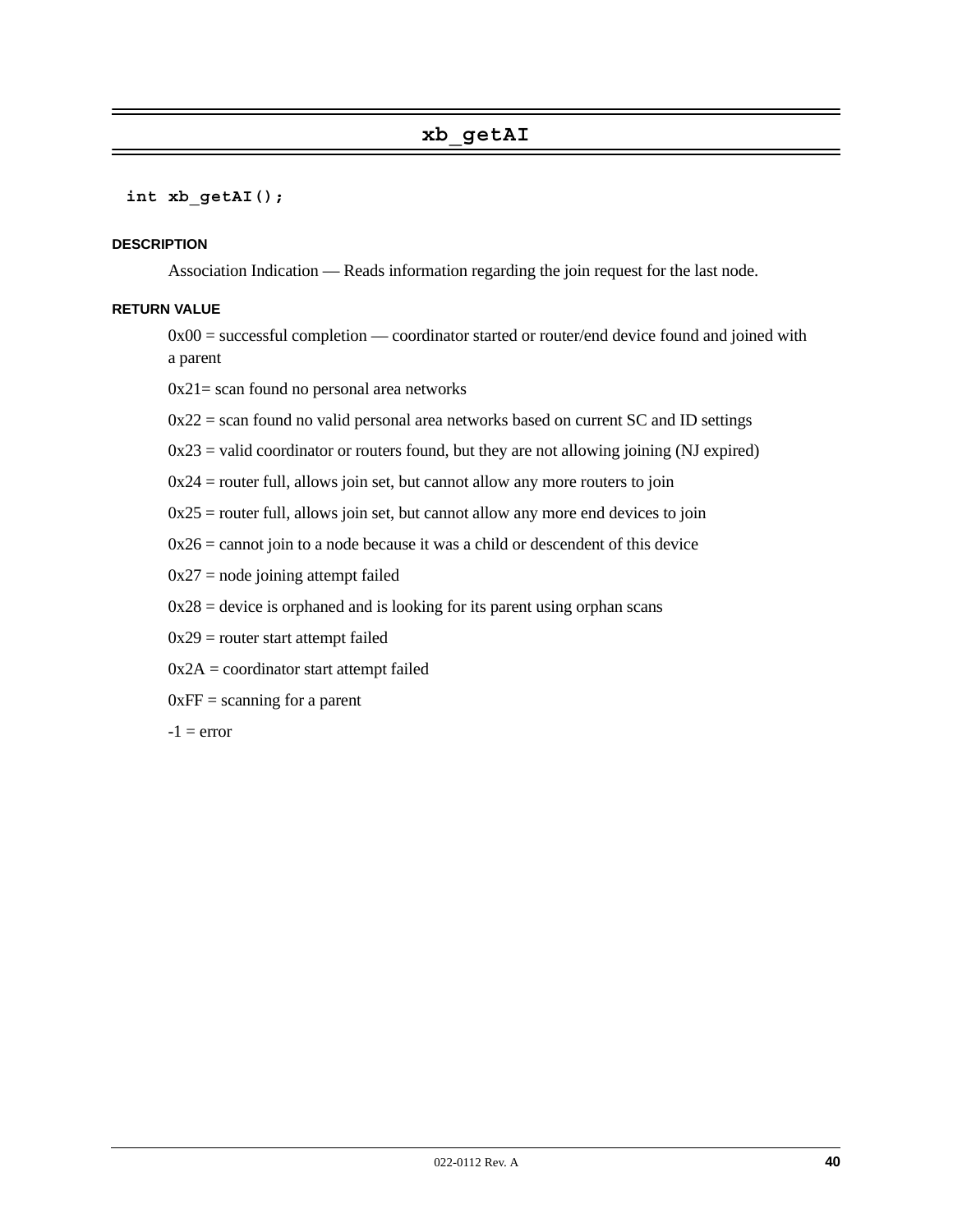## xb_getAI

```
int xb_getAI();
```

#### DESCRIPTION

Association Indication — Reads information regarding the join request for the last node.

#### RETURN VALUE

0x00 = successful completion — coordinator started or router/end device found and joined with a parent

0x21= scan found no personal area networks

0x22 = scan found no valid personal area networks based on current SC and ID settings

0x23 = valid coordinator or routers found, but they are not allowing joining (NJ expired)

0x24 = router full, allows join set, but cannot allow any more routers to join

0x25 = router full, allows join set, but cannot allow any more end devices to join

0x26 = cannot join to a node because it was a child or descendent of this device

0x27 = node joining attempt failed

0x28 = device is orphaned and is looking for its parent using orphan scans

0x29 = router start attempt failed

0x2A = coordinator start attempt failed

0xFF = scanning for a parent

-1 = error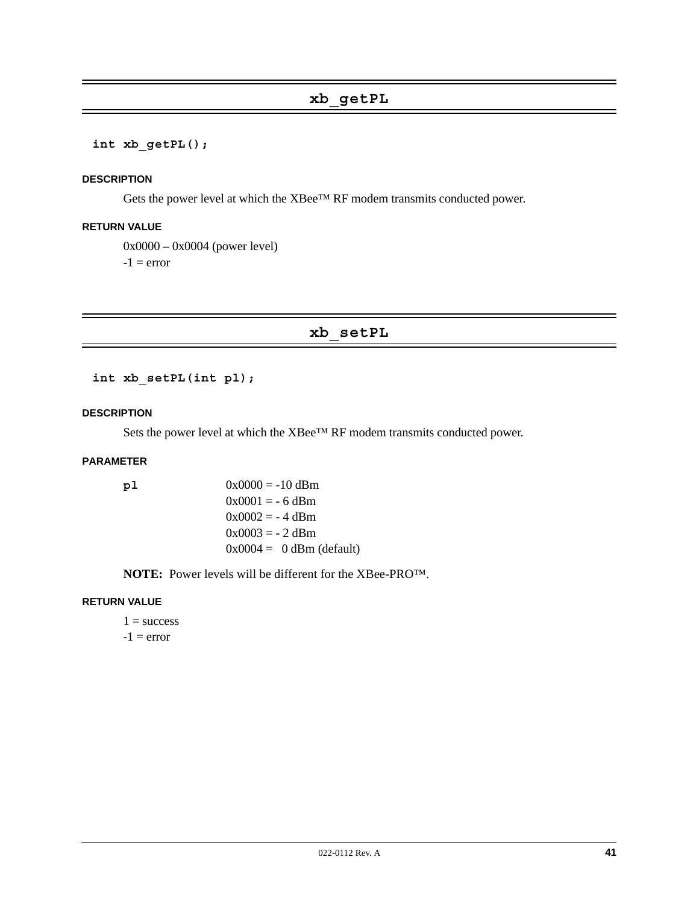## xb_getPL

```
int xb_getPL();
```

#### DESCRIPTION

Gets the power level at which the XBee™ RF modem transmits conducted power.

#### RETURN VALUE

0x0000 – 0x0004 (power level)
-1 = error

## xb_setPL

```
int xb_setPL(int pl);
```

#### DESCRIPTION

Sets the power level at which the XBee™ RF modem transmits conducted power.

#### PARAMETER

**pl**

0x0000 = -10 dBm
0x0001 = - 6 dBm
0x0002 = - 4 dBm
0x0003 = - 2 dBm
0x0004 = 0 dBm (default)

**NOTE:** Power levels will be different for the XBee-PRO™.

#### RETURN VALUE

1 = success
-1 = error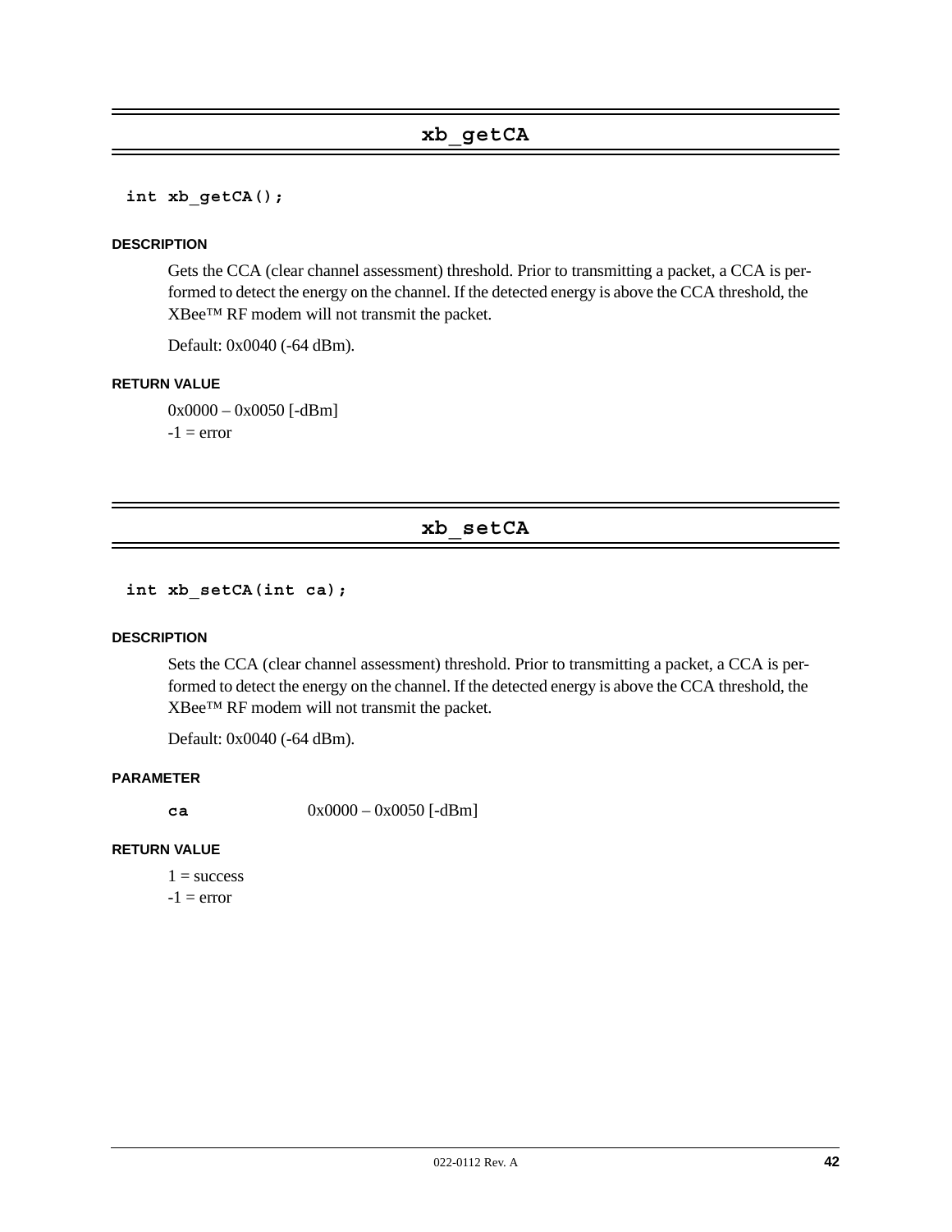## xb_getCA

```
int xb_getCA();
```

#### DESCRIPTION

Gets the CCA (clear channel assessment) threshold. Prior to transmitting a packet, a CCA is performed to detect the energy on the channel. If the detected energy is above the CCA threshold, the XBee™ RF modem will not transmit the packet.

Default: 0x0040 (-64 dBm).

#### RETURN VALUE

0x0000 – 0x0050 [-dBm]
-1 = error

## xb_setCA

```
int xb_setCA(int ca);
```

#### DESCRIPTION

Sets the CCA (clear channel assessment) threshold. Prior to transmitting a packet, a CCA is performed to detect the energy on the channel. If the detected energy is above the CCA threshold, the XBee™ RF modem will not transmit the packet.

Default: 0x0040 (-64 dBm).

#### PARAMETER

**ca** 0x0000 – 0x0050 [-dBm]

#### RETURN VALUE

1 = success
-1 = error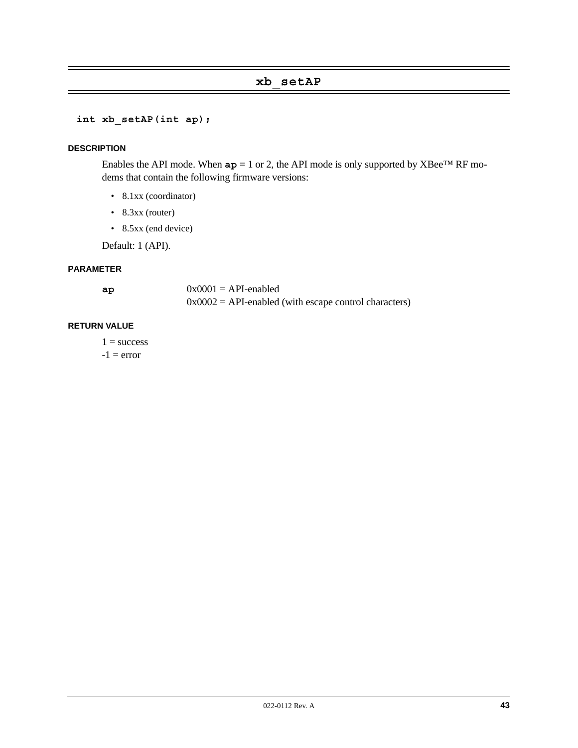## xb_setAP

```
int xb_setAP(int ap);
```

#### DESCRIPTION

Enables the API mode. When **ap** = 1 or 2, the API mode is only supported by XBee™ RF modems that contain the following firmware versions:

- 8.1xx (coordinator)
- 8.3xx (router)
- 8.5xx (end device)

Default: 1 (API).

#### PARAMETER

| | |
|---|---|
| **ap** | 0x0001 = API-enabled<br>0x0002 = API-enabled (with escape control characters) |

#### RETURN VALUE

1 = success
-1 = error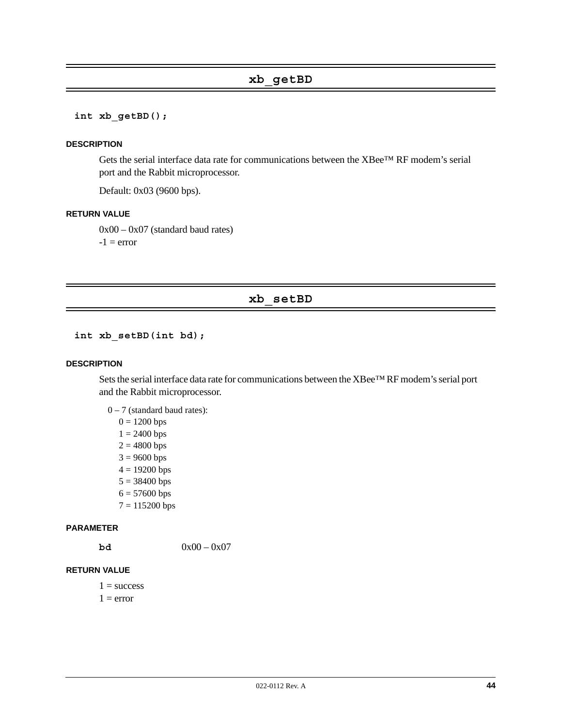## xb_getBD

```
int xb_getBD();
```

**DESCRIPTION**

Gets the serial interface data rate for communications between the XBee™ RF modem's serial port and the Rabbit microprocessor.

Default: 0x03 (9600 bps).

**RETURN VALUE**

0x00 – 0x07 (standard baud rates)
-1 = error

## xb_setBD

```
int xb_setBD(int bd);
```

**DESCRIPTION**

Sets the serial interface data rate for communications between the XBee™ RF modem's serial port and the Rabbit microprocessor.

0 – 7 (standard baud rates):
- 0 = 1200 bps
- 1 = 2400 bps
- 2 = 4800 bps
- 3 = 9600 bps
- 4 = 19200 bps
- 5 = 38400 bps
- 6 = 57600 bps
- 7 = 115200 bps

**PARAMETER**

**bd** 0x00 – 0x07

**RETURN VALUE**

1 = success
1 = error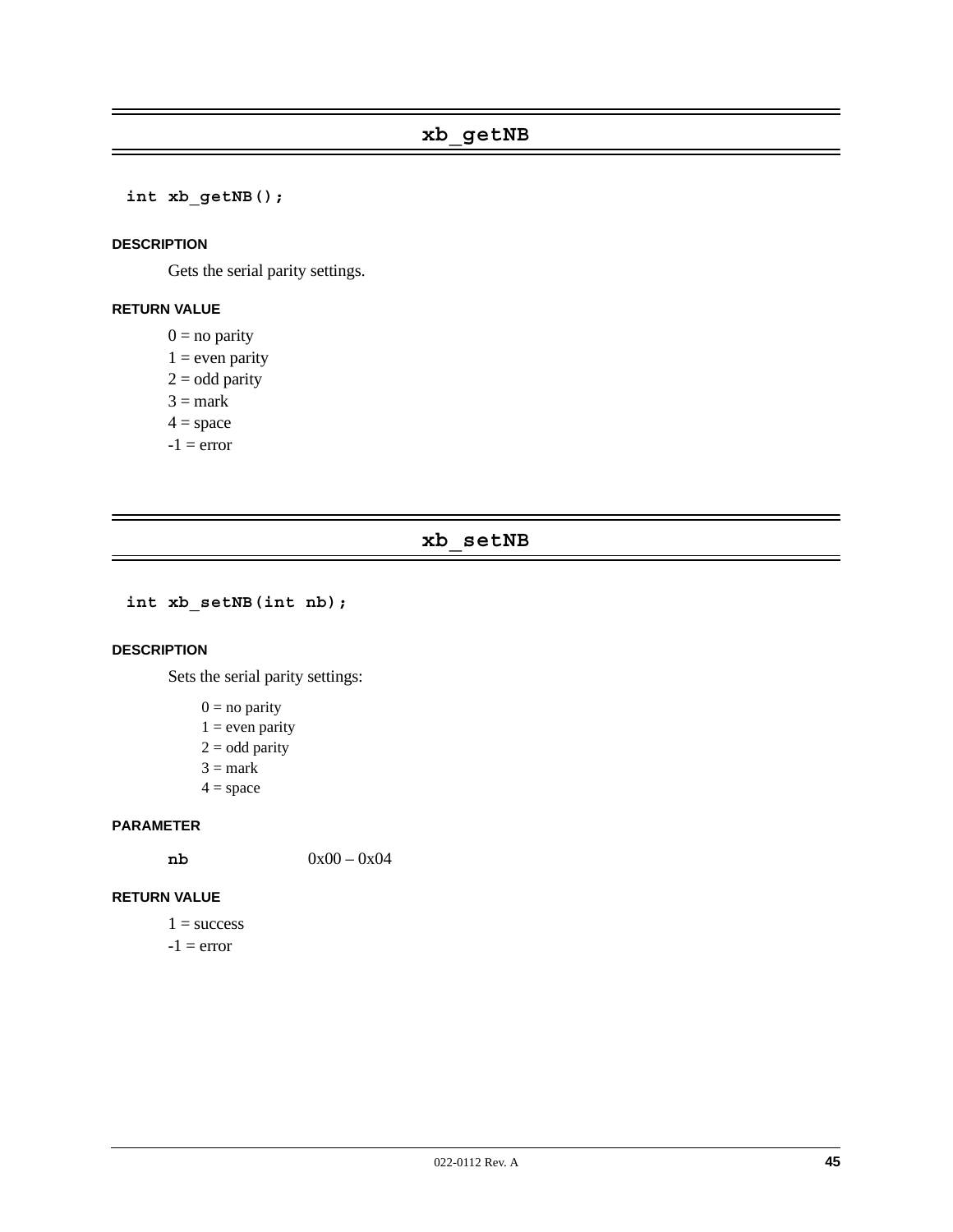## xb_getNB

```
int xb_getNB();
```

#### DESCRIPTION

Gets the serial parity settings.

#### RETURN VALUE

0 = no parity
1 = even parity
2 = odd parity
3 = mark
4 = space
-1 = error

## xb_setNB

```
int xb_setNB(int nb);
```

#### DESCRIPTION

Sets the serial parity settings:

0 = no parity
1 = even parity
2 = odd parity
3 = mark
4 = space

#### PARAMETER

**nb** 0x00 – 0x04

#### RETURN VALUE

1 = success
-1 = error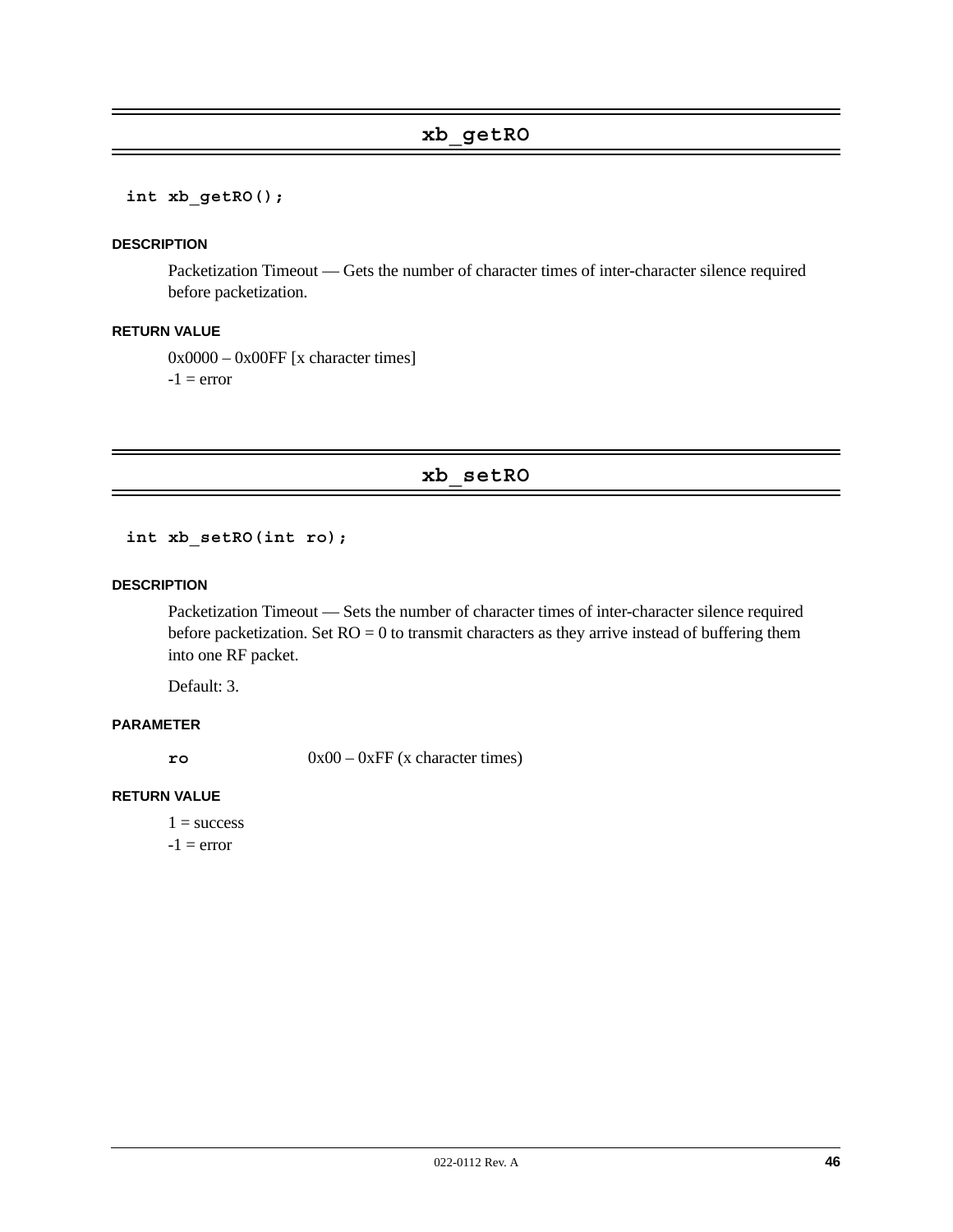## xb_getRO

```
int xb_getRO();
```

#### DESCRIPTION

Packetization Timeout — Gets the number of character times of inter-character silence required before packetization.

#### RETURN VALUE

0x0000 – 0x00FF [x character times]
-1 = error

## xb_setRO

```
int xb_setRO(int ro);
```

#### DESCRIPTION

Packetization Timeout — Sets the number of character times of inter-character silence required before packetization. Set RO = 0 to transmit characters as they arrive instead of buffering them into one RF packet.

Default: 3.

#### PARAMETER

**ro** 0x00 – 0xFF (x character times)

#### RETURN VALUE

1 = success
-1 = error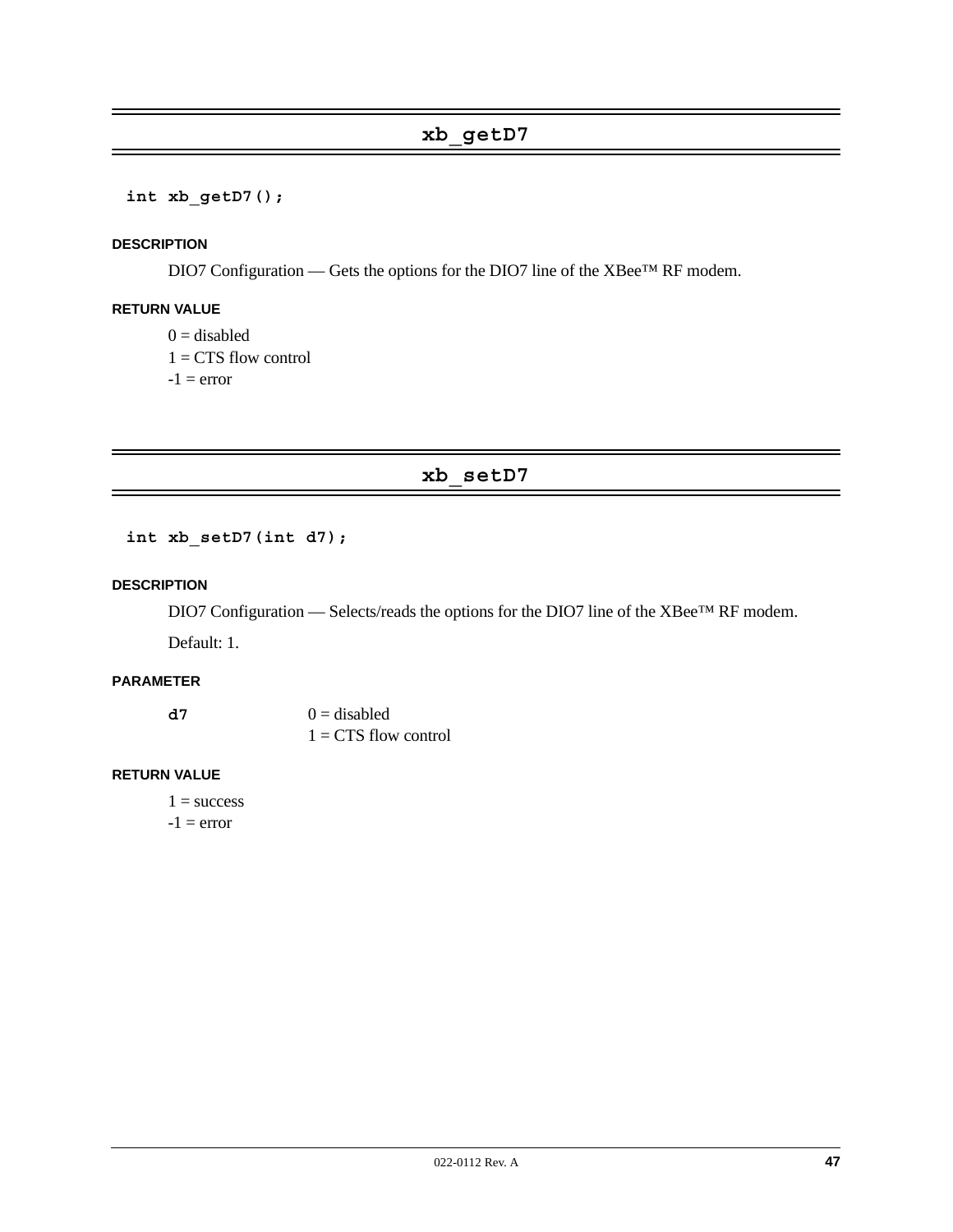## xb_getD7

```
int xb_getD7();
```

**DESCRIPTION**

DIO7 Configuration — Gets the options for the DIO7 line of the XBee™ RF modem.

**RETURN VALUE**

0 = disabled
1 = CTS flow control
-1 = error

## xb_setD7

```
int xb_setD7(int d7);
```

**DESCRIPTION**

DIO7 Configuration — Selects/reads the options for the DIO7 line of the XBee™ RF modem.

Default: 1.

**PARAMETER**

| | |
|---|---|
| **d7** | 0 = disabled<br>1 = CTS flow control |

**RETURN VALUE**

1 = success
-1 = error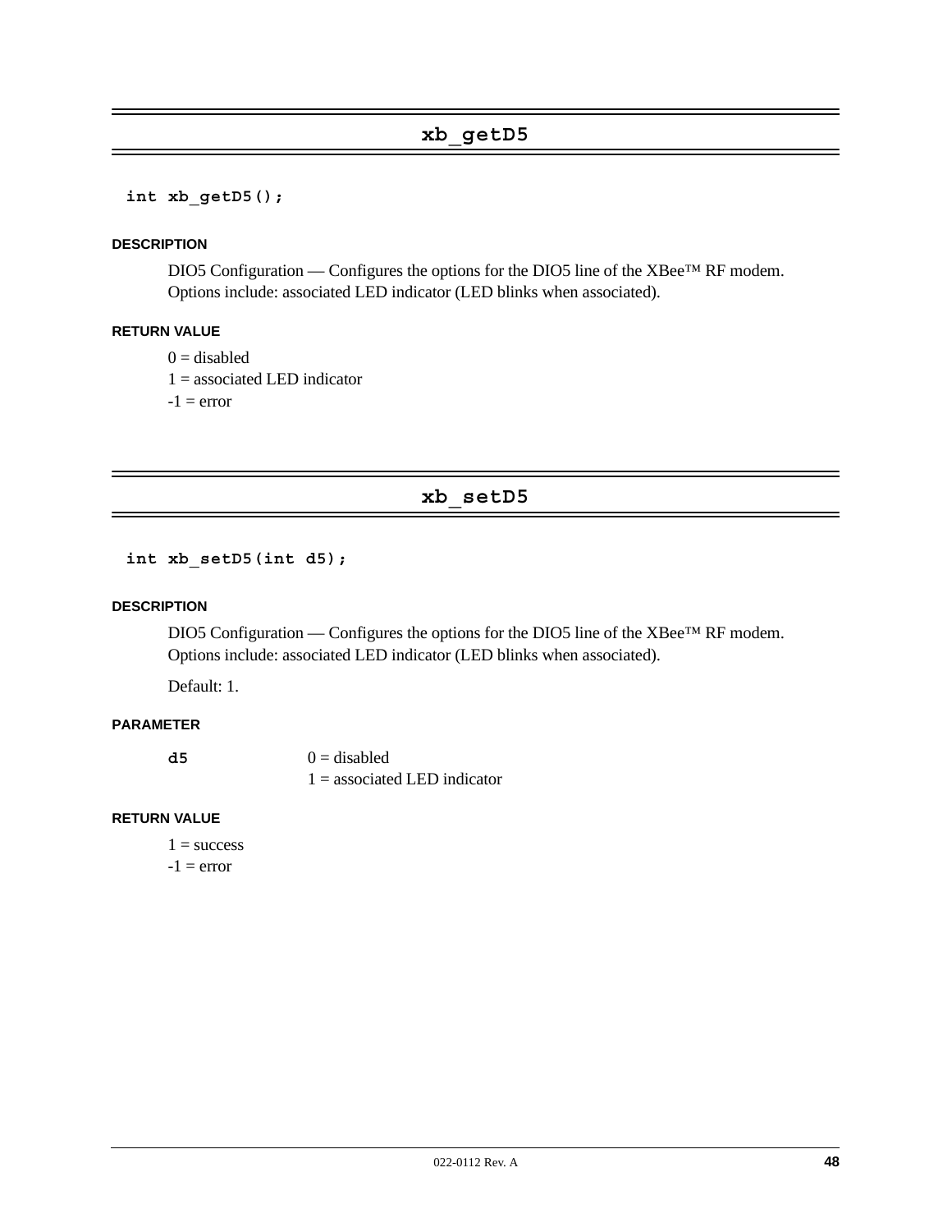## xb_getD5

```
int xb_getD5();
```

**DESCRIPTION**

DIO5 Configuration — Configures the options for the DIO5 line of the XBee™ RF modem. Options include: associated LED indicator (LED blinks when associated).

**RETURN VALUE**

0 = disabled
1 = associated LED indicator
-1 = error

## xb_setD5

```
int xb_setD5(int d5);
```

**DESCRIPTION**

DIO5 Configuration — Configures the options for the DIO5 line of the XBee™ RF modem. Options include: associated LED indicator (LED blinks when associated).

Default: 1.

**PARAMETER**

**d5** 0 = disabled
1 = associated LED indicator

**RETURN VALUE**

1 = success
-1 = error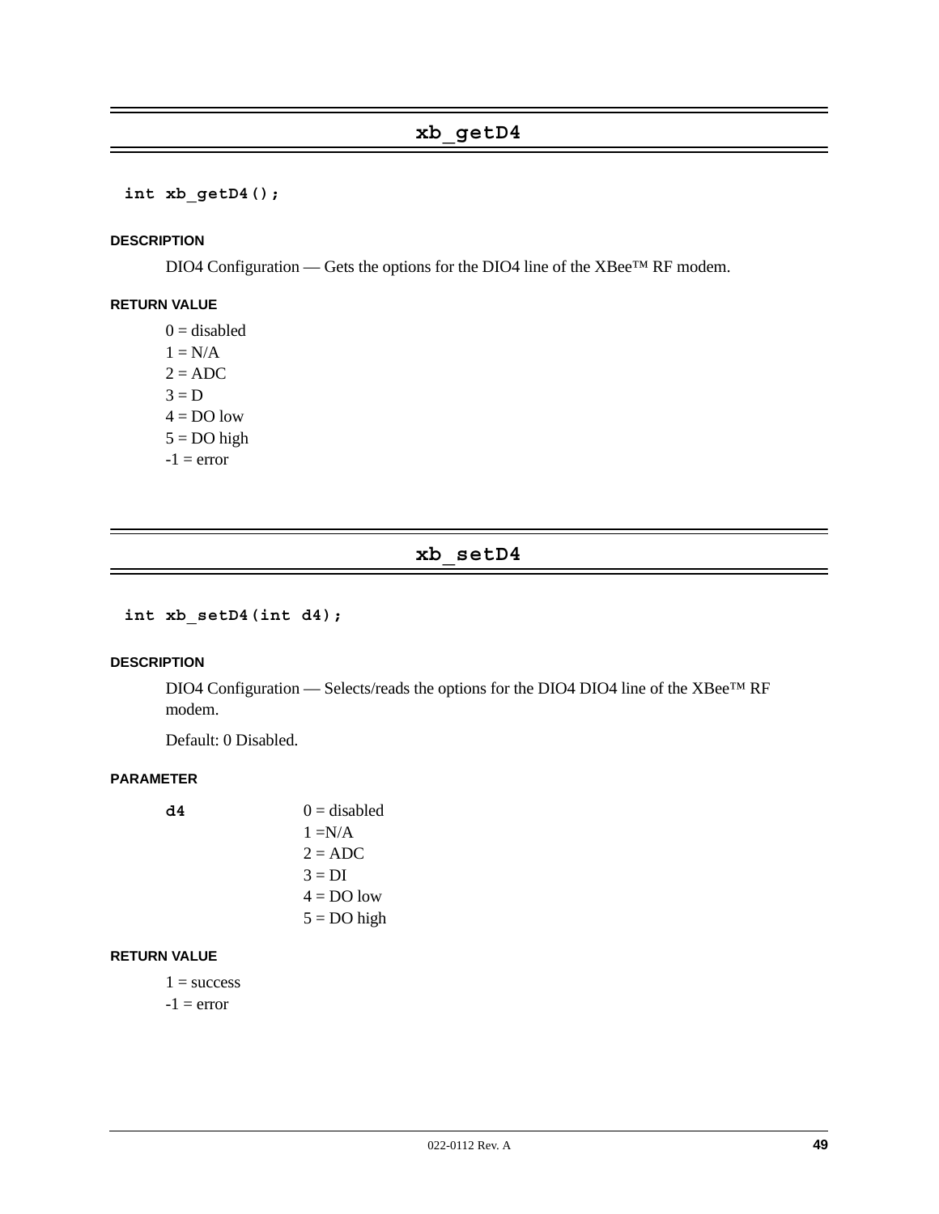## xb_getD4

```
int xb_getD4();
```

#### DESCRIPTION

DIO4 Configuration — Gets the options for the DIO4 line of the XBee™ RF modem.

#### RETURN VALUE

0 = disabled
1 = N/A
2 = ADC
3 = D
4 = DO low
5 = DO high
-1 = error

## xb_setD4

```
int xb_setD4(int d4);
```

#### DESCRIPTION

DIO4 Configuration — Selects/reads the options for the DIO4 DIO4 line of the XBee™ RF modem.

Default: 0 Disabled.

#### PARAMETER

**d4**

0 = disabled
1 =N/A
2 = ADC
3 = DI
4 = DO low
5 = DO high

#### RETURN VALUE

1 = success
-1 = error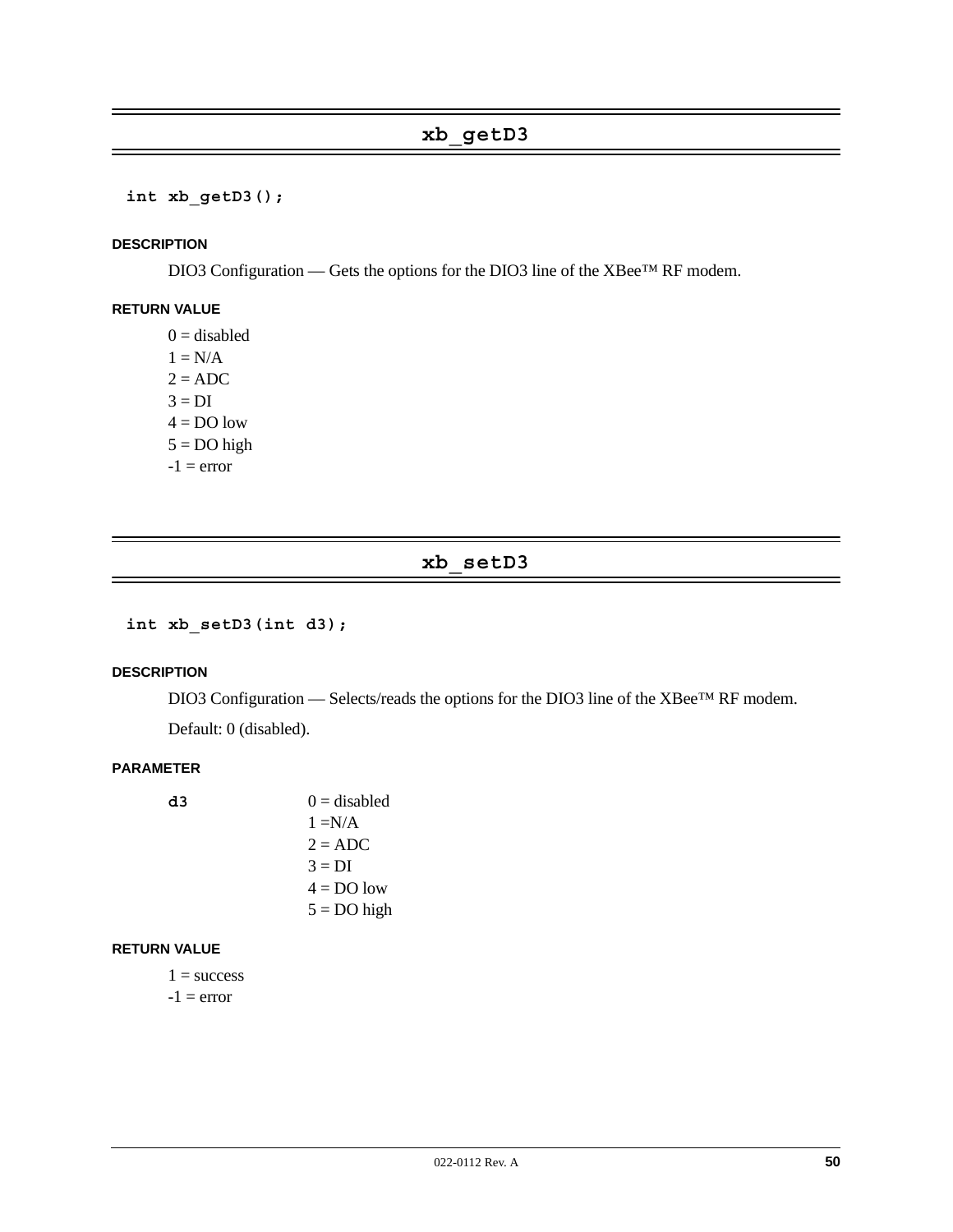## xb_getD3

```
int xb_getD3();
```

#### DESCRIPTION

DIO3 Configuration — Gets the options for the DIO3 line of the XBee™ RF modem.

#### RETURN VALUE

0 = disabled
1 = N/A
2 = ADC
3 = DI
4 = DO low
5 = DO high
-1 = error

## xb_setD3

```
int xb_setD3(int d3);
```

#### DESCRIPTION

DIO3 Configuration — Selects/reads the options for the DIO3 line of the XBee™ RF modem.

Default: 0 (disabled).

#### PARAMETER

**d3**

0 = disabled
1 =N/A
2 = ADC
3 = DI
4 = DO low
5 = DO high

#### RETURN VALUE

1 = success
-1 = error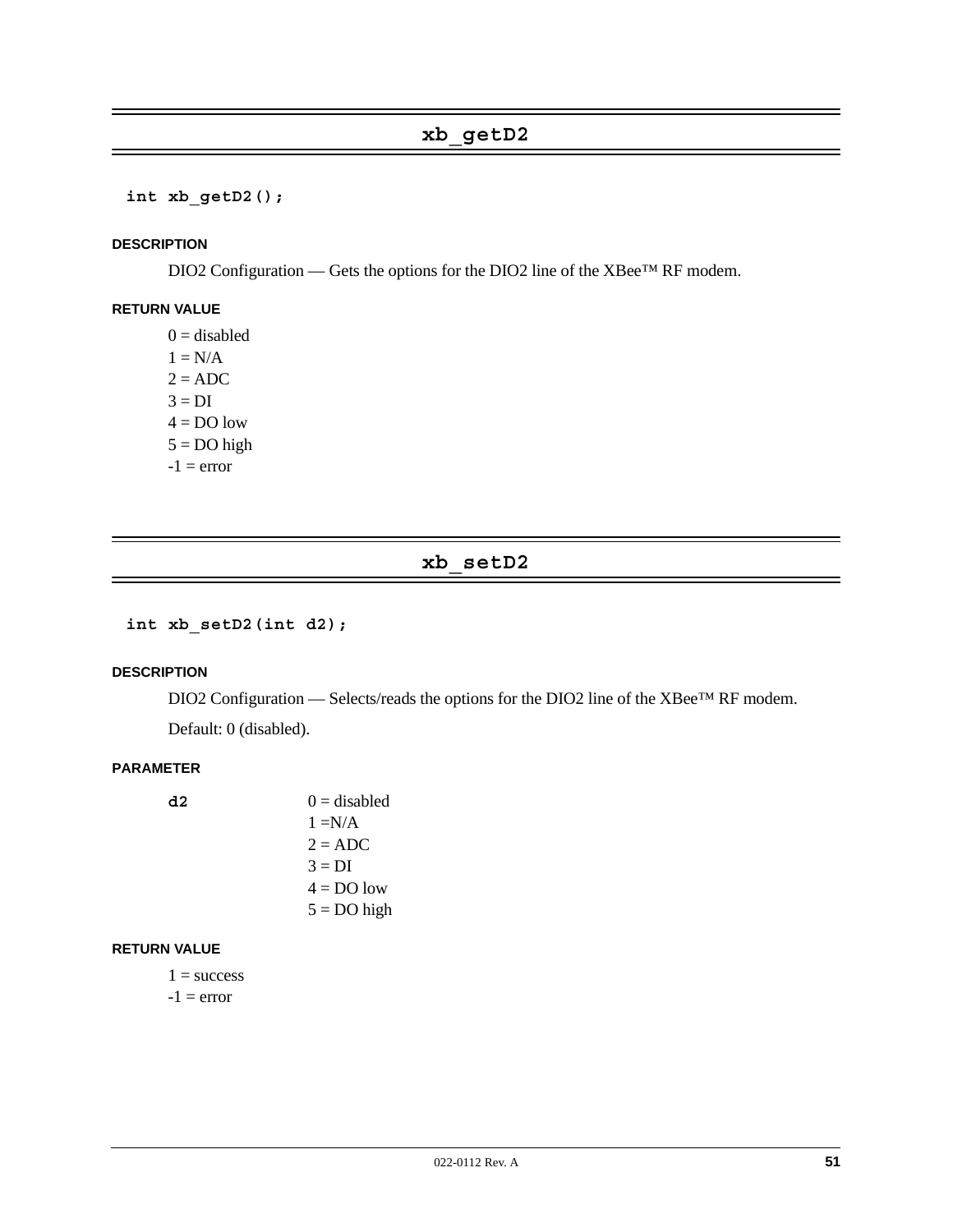## xb_getD2

```
int xb_getD2();
```

#### DESCRIPTION

DIO2 Configuration — Gets the options for the DIO2 line of the XBee™ RF modem.

#### RETURN VALUE

0 = disabled
1 = N/A
2 = ADC
3 = DI
4 = DO low
5 = DO high
-1 = error

## xb_setD2

```
int xb_setD2(int d2);
```

#### DESCRIPTION

DIO2 Configuration — Selects/reads the options for the DIO2 line of the XBee™ RF modem.

Default: 0 (disabled).

#### PARAMETER

**d2**

0 = disabled
1 =N/A
2 = ADC
3 = DI
4 = DO low
5 = DO high

#### RETURN VALUE

1 = success
-1 = error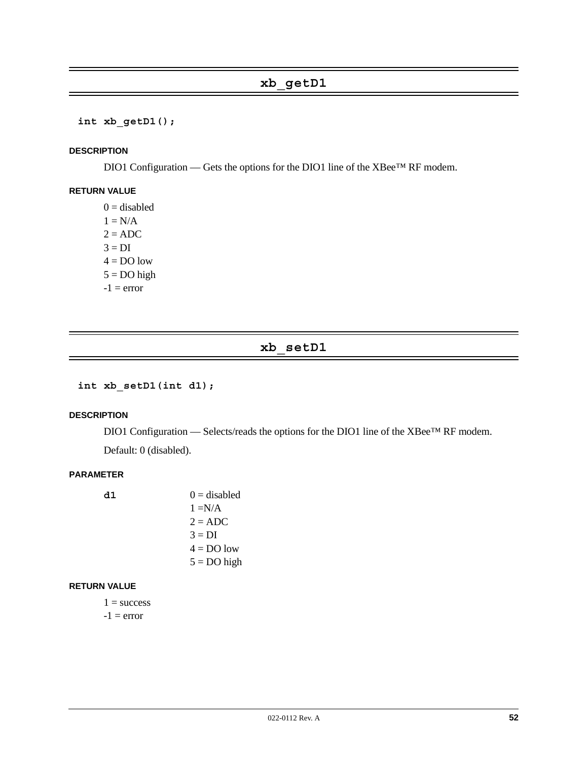## xb_getD1

```
int xb_getD1();
```

#### DESCRIPTION

DIO1 Configuration — Gets the options for the DIO1 line of the XBee™ RF modem.

#### RETURN VALUE

0 = disabled
1 = N/A
2 = ADC
3 = DI
4 = DO low
5 = DO high
-1 = error

## xb_setD1

```
int xb_setD1(int d1);
```

#### DESCRIPTION

DIO1 Configuration — Selects/reads the options for the DIO1 line of the XBee™ RF modem.

Default: 0 (disabled).

#### PARAMETER

**d1**

0 = disabled
1 =N/A
2 = ADC
3 = DI
4 = DO low
5 = DO high

#### RETURN VALUE

1 = success
-1 = error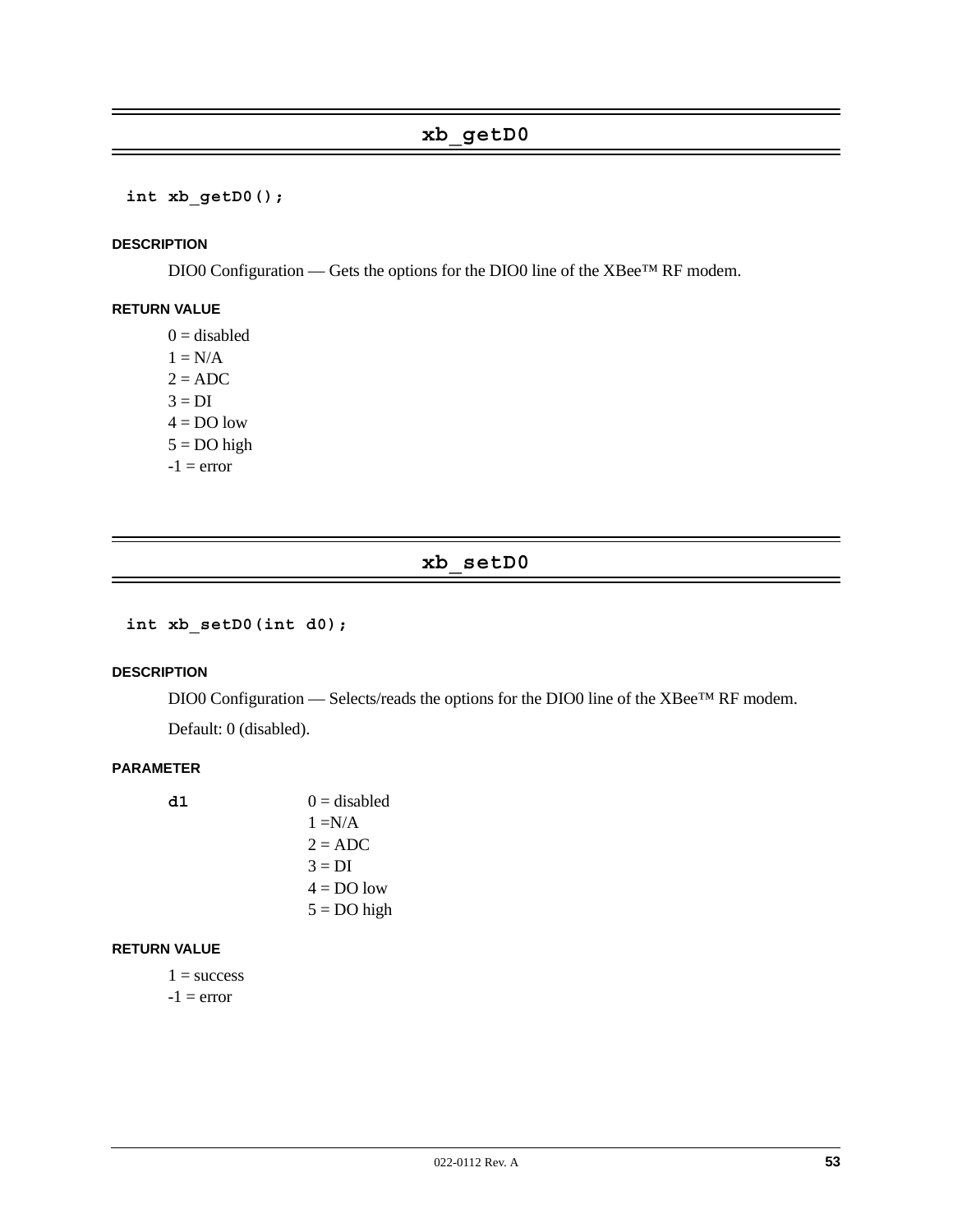## xb_getD0

```
int xb_getD0();
```

**DESCRIPTION**

DIO0 Configuration — Gets the options for the DIO0 line of the XBee™ RF modem.

**RETURN VALUE**

0 = disabled
1 = N/A
2 = ADC
3 = DI
4 = DO low
5 = DO high
-1 = error

## xb_setD0

```
int xb_setD0(int d0);
```

**DESCRIPTION**

DIO0 Configuration — Selects/reads the options for the DIO0 line of the XBee™ RF modem.

Default: 0 (disabled).

**PARAMETER**

**d1**
0 = disabled
1 =N/A
2 = ADC
3 = DI
4 = DO low
5 = DO high

**RETURN VALUE**

1 = success
-1 = error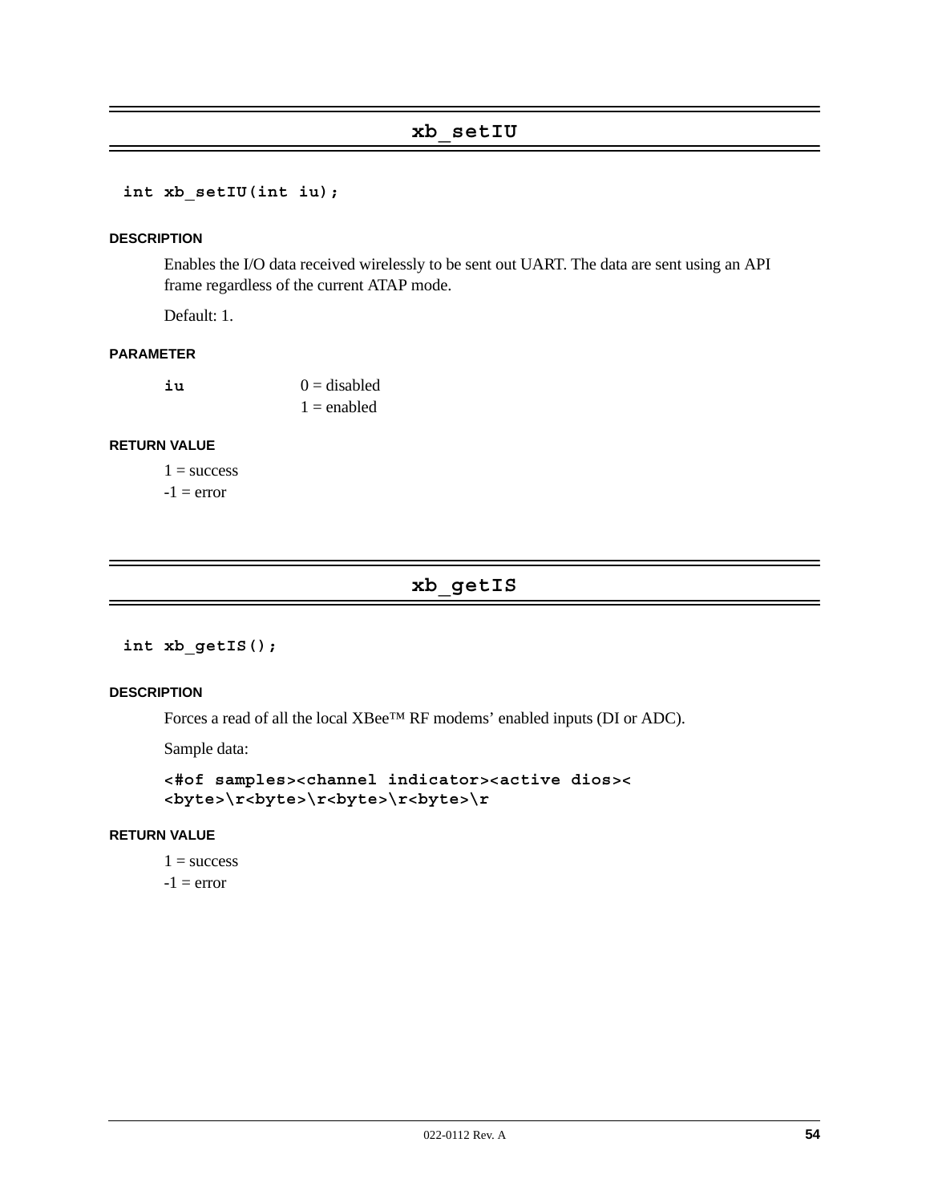## xb_setIU

```
int xb_setIU(int iu);
```

**DESCRIPTION**

Enables the I/O data received wirelessly to be sent out UART. The data are sent using an API frame regardless of the current ATAP mode.

Default: 1.

**PARAMETER**

| | |
|---|---|
| **iu** | 0 = disabled<br>1 = enabled |

**RETURN VALUE**

1 = success  
-1 = error

## xb_getIS

```
int xb_getIS();
```

**DESCRIPTION**

Forces a read of all the local XBee™ RF modems' enabled inputs (DI or ADC).

Sample data:

```
<#of samples><channel indicator><active dios><
<byte>\r<byte>\r<byte>\r<byte>\r
```

**RETURN VALUE**

1 = success  
-1 = error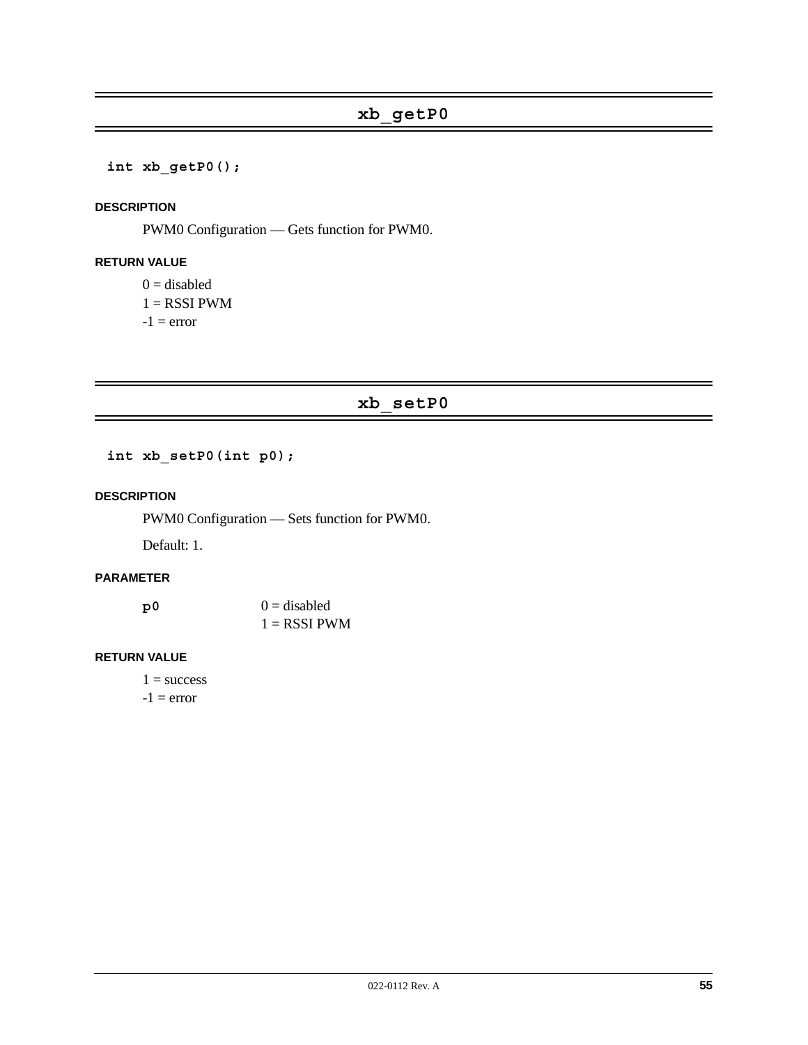## xb_getP0

```
int xb_getP0();
```

#### DESCRIPTION

PWM0 Configuration — Gets function for PWM0.

#### RETURN VALUE

0 = disabled
1 = RSSI PWM
-1 = error

## xb_setP0

```
int xb_setP0(int p0);
```

#### DESCRIPTION

PWM0 Configuration — Sets function for PWM0.

Default: 1.

#### PARAMETER

| | |
|---|---|
| **p0** | 0 = disabled<br>1 = RSSI PWM |

#### RETURN VALUE

1 = success
-1 = error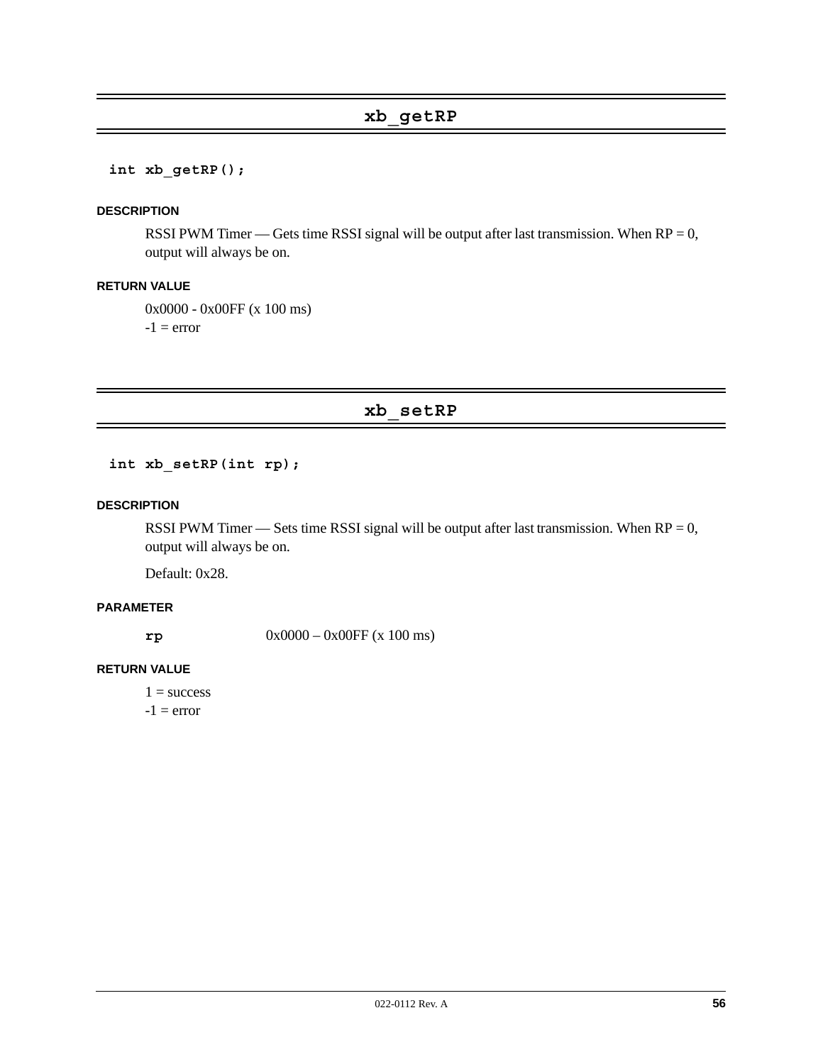## xb_getRP

```
int xb_getRP();
```

**DESCRIPTION**

RSSI PWM Timer — Gets time RSSI signal will be output after last transmission. When RP = 0, output will always be on.

**RETURN VALUE**

0x0000 - 0x00FF (x 100 ms)
-1 = error

## xb_setRP

```
int xb_setRP(int rp);
```

**DESCRIPTION**

RSSI PWM Timer — Sets time RSSI signal will be output after last transmission. When RP = 0, output will always be on.

Default: 0x28.

**PARAMETER**

**rp** 0x0000 – 0x00FF (x 100 ms)

**RETURN VALUE**

1 = success
-1 = error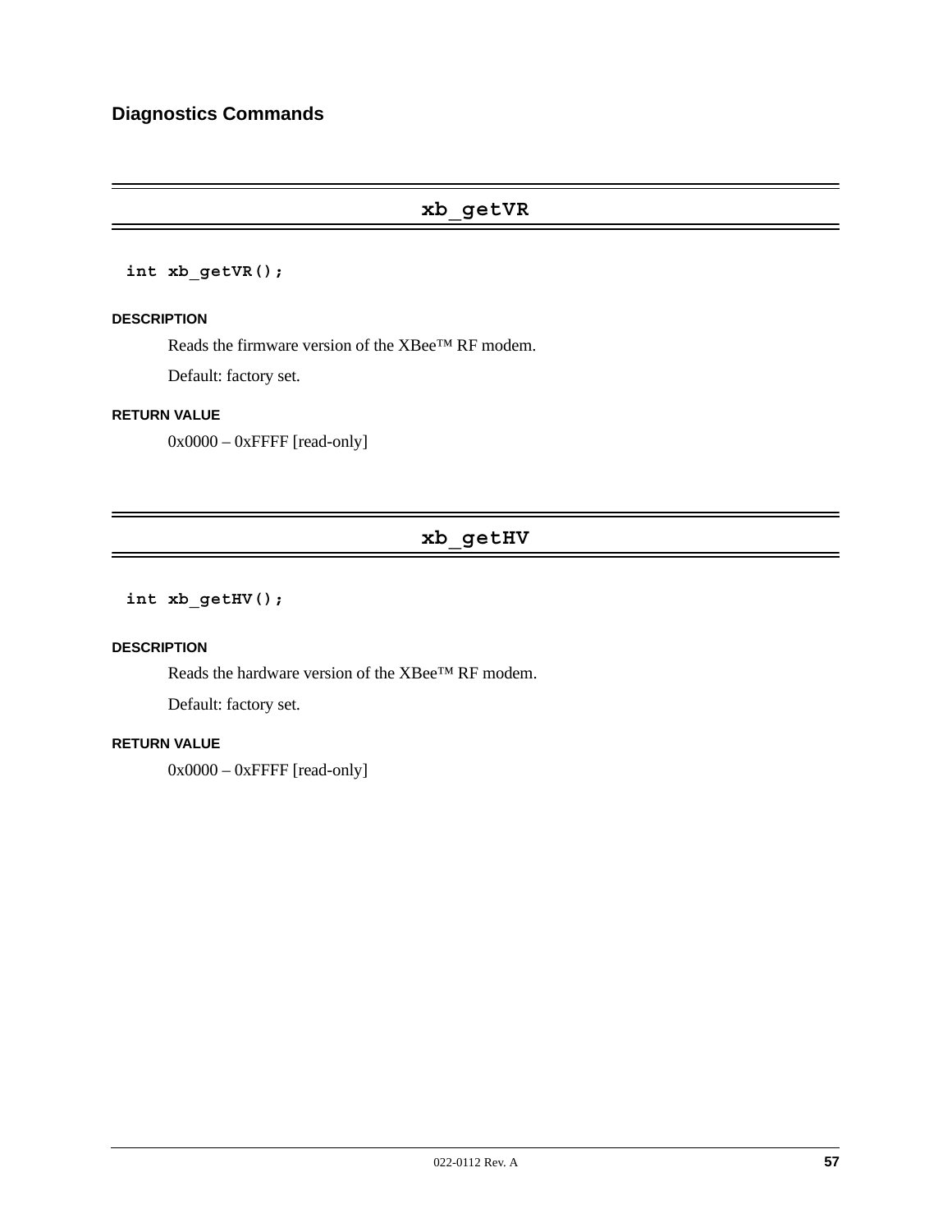## Diagnostics Commands

### xb_getVR

```
int xb_getVR();
```

#### DESCRIPTION

Reads the firmware version of the XBee™ RF modem.

Default: factory set.

#### RETURN VALUE

0x0000 – 0xFFFF [read-only]

### xb_getHV

```
int xb_getHV();
```

#### DESCRIPTION

Reads the hardware version of the XBee™ RF modem.

Default: factory set.

#### RETURN VALUE

0x0000 – 0xFFFF [read-only]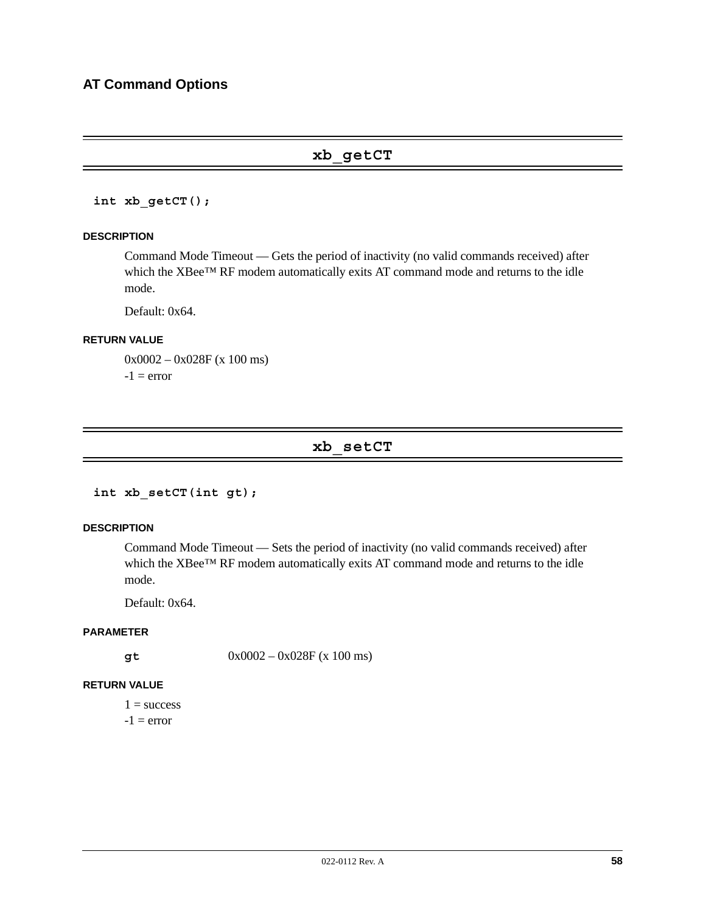## AT Command Options

### xb_getCT

```
int xb_getCT();
```

**DESCRIPTION**

Command Mode Timeout — Gets the period of inactivity (no valid commands received) after which the XBee™ RF modem automatically exits AT command mode and returns to the idle mode.

Default: 0x64.

**RETURN VALUE**

0x0002 – 0x028F (x 100 ms)
-1 = error

### xb_setCT

```
int xb_setCT(int gt);
```

**DESCRIPTION**

Command Mode Timeout — Sets the period of inactivity (no valid commands received) after which the XBee™ RF modem automatically exits AT command mode and returns to the idle mode.

Default: 0x64.

**PARAMETER**

**gt** 0x0002 – 0x028F (x 100 ms)

**RETURN VALUE**

1 = success
-1 = error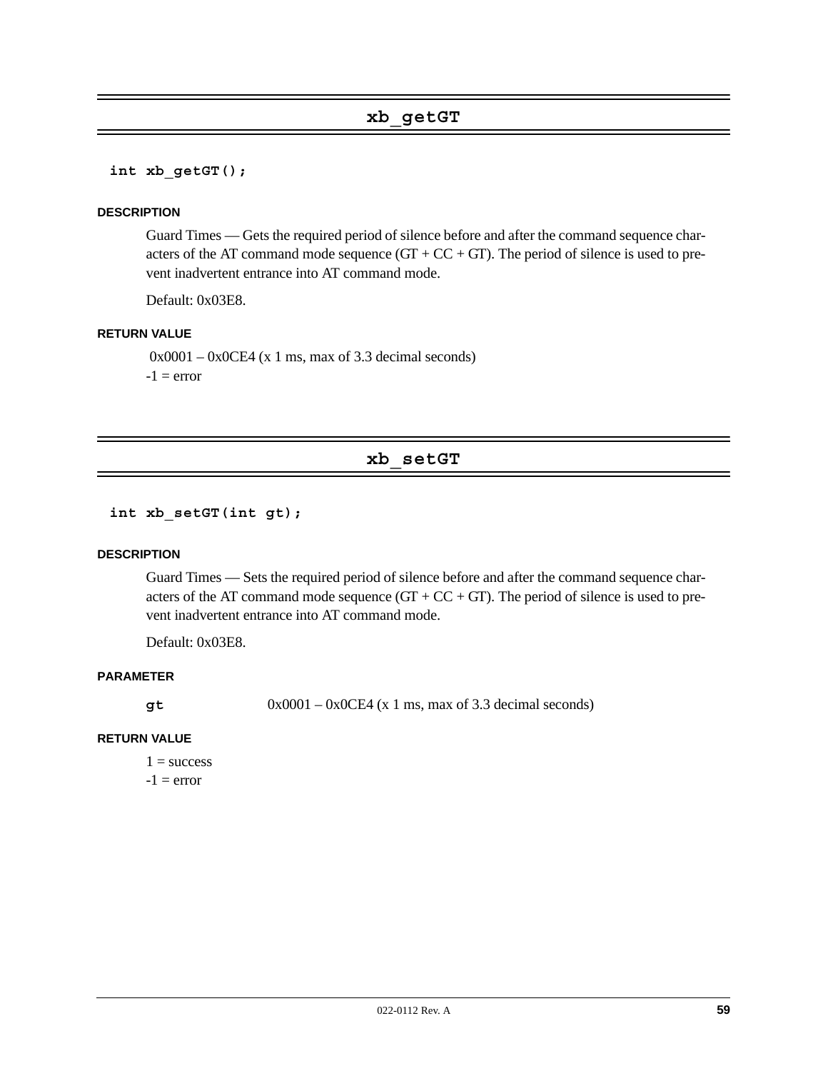## xb_getGT

```
int xb_getGT();
```

#### DESCRIPTION

Guard Times — Gets the required period of silence before and after the command sequence characters of the AT command mode sequence (GT + CC + GT). The period of silence is used to prevent inadvertent entrance into AT command mode.

Default: 0x03E8.

#### RETURN VALUE

0x0001 – 0x0CE4 (x 1 ms, max of 3.3 decimal seconds)
-1 = error

## xb_setGT

```
int xb_setGT(int gt);
```

#### DESCRIPTION

Guard Times — Sets the required period of silence before and after the command sequence characters of the AT command mode sequence (GT + CC + GT). The period of silence is used to prevent inadvertent entrance into AT command mode.

Default: 0x03E8.

#### PARAMETER

**gt** 0x0001 – 0x0CE4 (x 1 ms, max of 3.3 decimal seconds)

#### RETURN VALUE

1 = success
-1 = error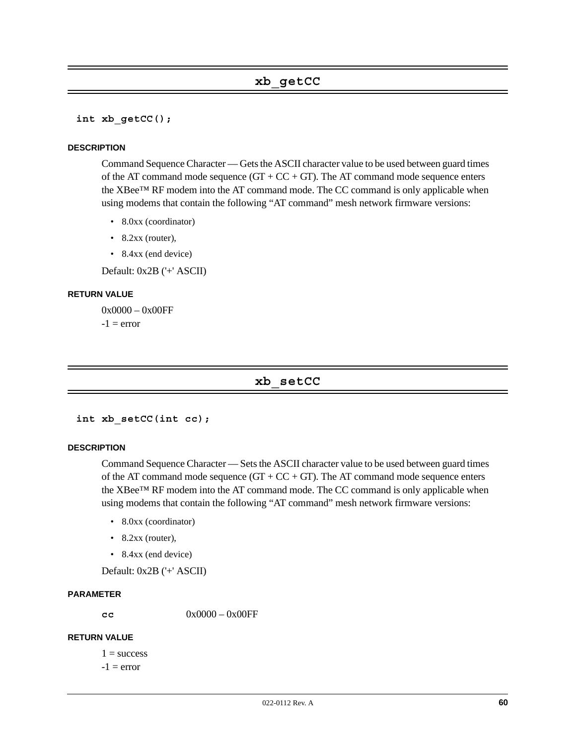## xb_getCC

```
int xb_getCC();
```

#### DESCRIPTION

Command Sequence Character — Gets the ASCII character value to be used between guard times of the AT command mode sequence (GT + CC + GT). The AT command mode sequence enters the XBee™ RF modem into the AT command mode. The CC command is only applicable when using modems that contain the following “AT command” mesh network firmware versions:

- 8.0xx (coordinator)
- 8.2xx (router),
- 8.4xx (end device)

Default: 0x2B ('+' ASCII)

#### RETURN VALUE

0x0000 – 0x00FF

-1 = error

## xb_setCC

```
int xb_setCC(int cc);
```

#### DESCRIPTION

Command Sequence Character — Sets the ASCII character value to be used between guard times of the AT command mode sequence (GT + CC + GT). The AT command mode sequence enters the XBee™ RF modem into the AT command mode. The CC command is only applicable when using modems that contain the following “AT command” mesh network firmware versions:

- 8.0xx (coordinator)
- 8.2xx (router),
- 8.4xx (end device)

Default: 0x2B ('+' ASCII)

#### PARAMETER

**cc** 0x0000 – 0x00FF

#### RETURN VALUE

1 = success

-1 = error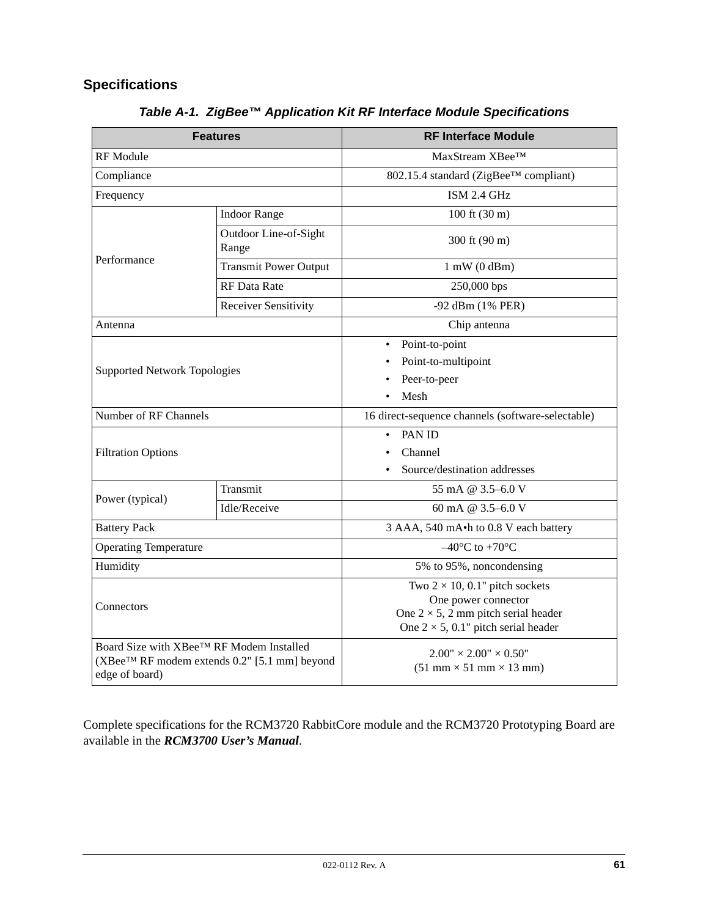## Specifications

*Table A-1. ZigBee™ Application Kit RF Interface Module Specifications*

| Features | | RF Interface Module |
|---|---|---|
| RF Module | | MaxStream XBee™ |
| Compliance | | 802.15.4 standard (ZigBee™ compliant) |
| Frequency | | ISM 2.4 GHz |
| Performance | Indoor Range | 100 ft (30 m) |
| | Outdoor Line-of-Sight Range | 300 ft (90 m) |
| | Transmit Power Output | 1 mW (0 dBm) |
| | RF Data Rate | 250,000 bps |
| | Receiver Sensitivity | -92 dBm (1% PER) |
| Antenna | | Chip antenna |
| Supported Network Topologies | | • Point-to-point<br>• Point-to-multipoint<br>• Peer-to-peer<br>• Mesh |
| Number of RF Channels | | 16 direct-sequence channels (software-selectable) |
| Filtration Options | | • PAN ID<br>• Channel<br>• Source/destination addresses |
| Power (typical) | Transmit | 55 mA @ 3.5–6.0 V |
| | Idle/Receive | 60 mA @ 3.5–6.0 V |
| Battery Pack | | 3 AAA, 540 mA•h to 0.8 V each battery |
| Operating Temperature | | –40°C to +70°C |
| Humidity | | 5% to 95%, noncondensing |
| Connectors | | Two 2 × 10, 0.1" pitch sockets<br>One power connector<br>One 2 × 5, 2 mm pitch serial header<br>One 2 × 5, 0.1" pitch serial header |
| Board Size with XBee™ RF Modem Installed (XBee™ RF modem extends 0.2" [5.1 mm] beyond edge of board) | | 2.00" × 2.00" × 0.50"<br>(51 mm × 51 mm × 13 mm) |

Complete specifications for the RCM3720 RabbitCore module and the RCM3720 Prototyping Board are available in the ***RCM3700 User's Manual***.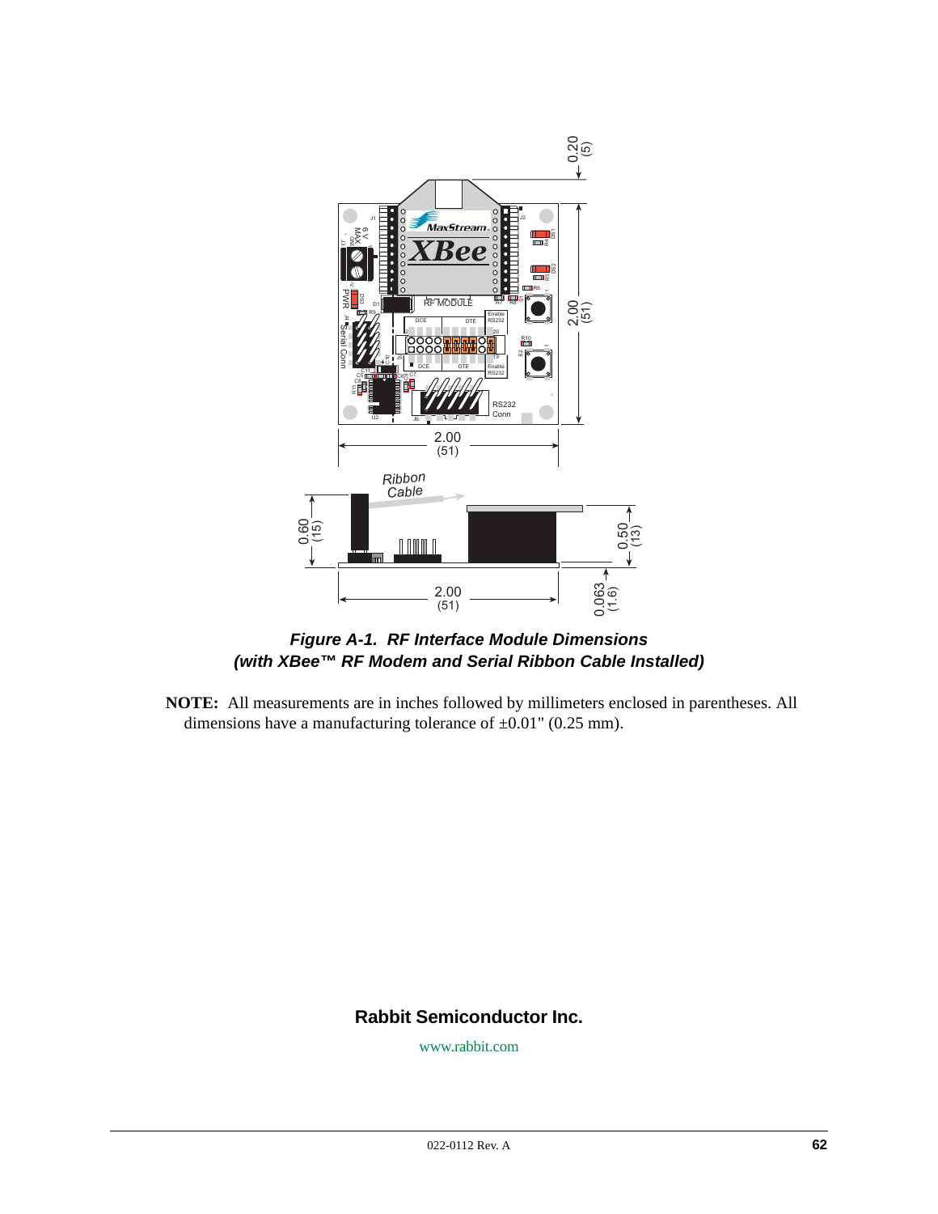0.20
(5)

2.00
(51)

2.00
(51)

Ribbon
Cable

0.60
(15)

0.50
(13)

2.00
(51)

0.063
(1.6)

***Figure A-1. RF Interface Module Dimensions***
***(with XBee™ RF Modem and Serial Ribbon Cable Installed)***

**NOTE:** All measurements are in inches followed by millimeters enclosed in parentheses. All dimensions have a manufacturing tolerance of ±0.01" (0.25 mm).

**Rabbit Semiconductor Inc.**

www.rabbit.com